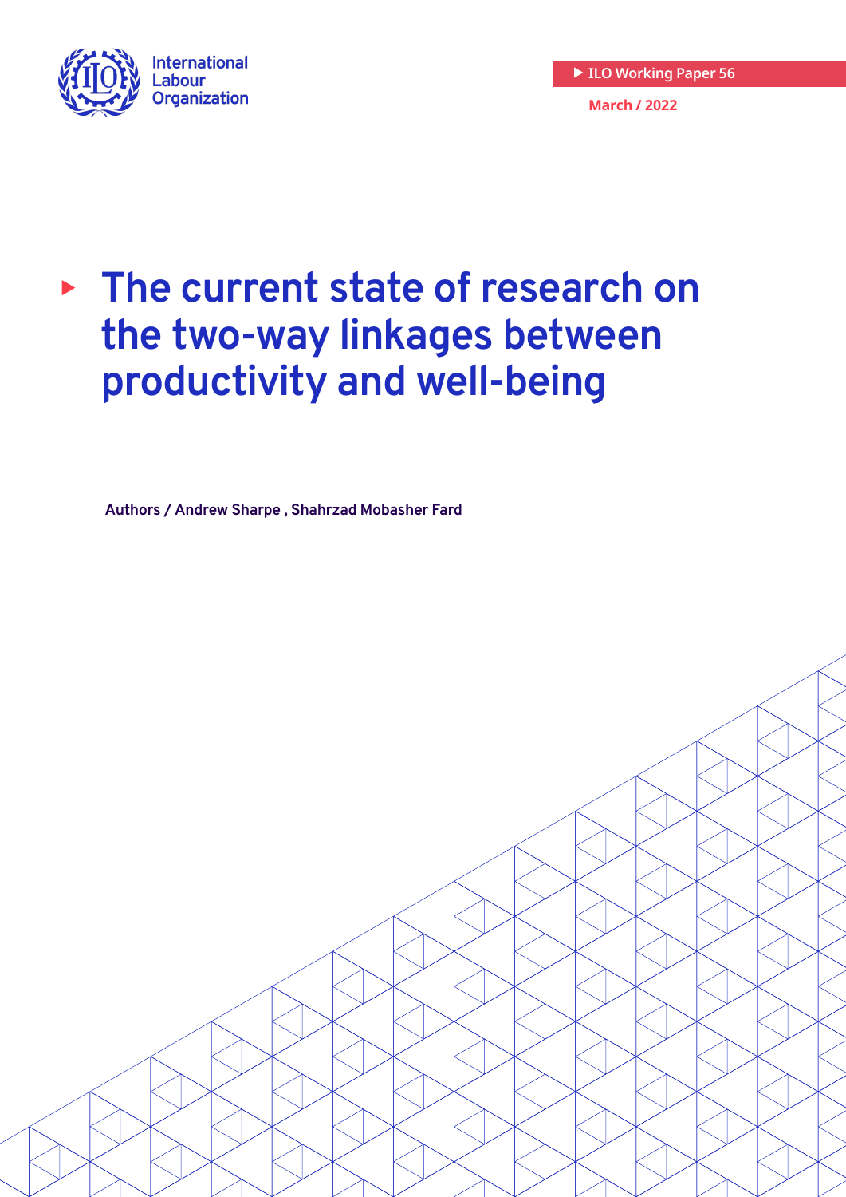International Labour Organization

ILO Working Paper 56

March / 2022

# The current state of research on the two-way linkages between productivity and well-being

Authors / Andrew Sharpe , Shahrzad Mobasher Fard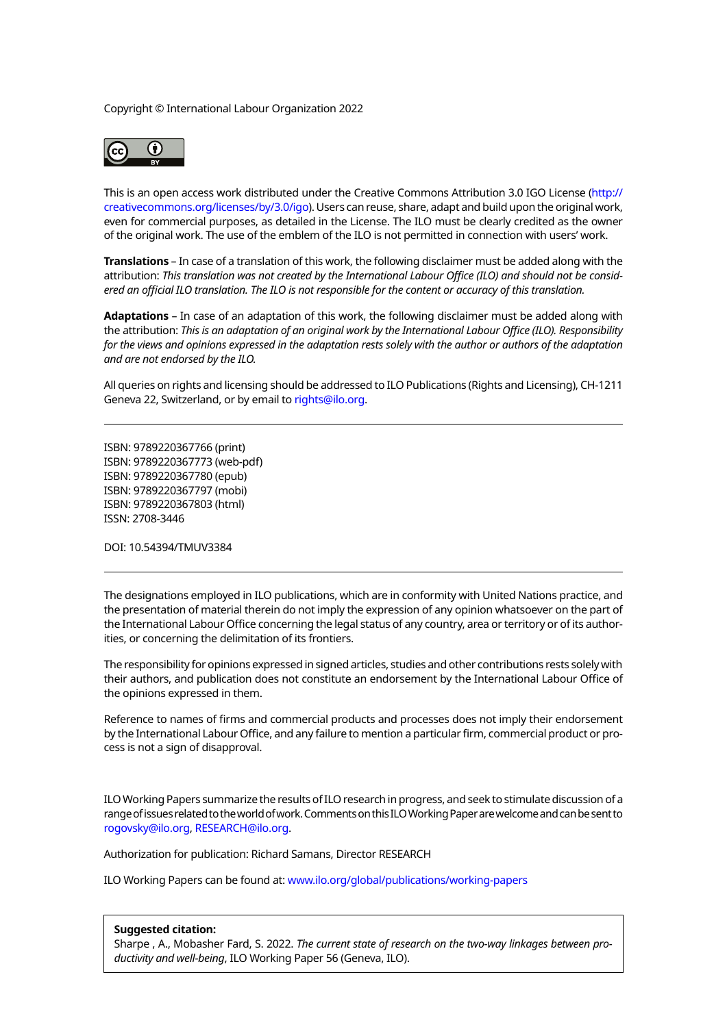Copyright © International Labour Organization 2022

This is an open access work distributed under the Creative Commons Attribution 3.0 IGO License (http://creativecommons.org/licenses/by/3.0/igo). Users can reuse, share, adapt and build upon the original work, even for commercial purposes, as detailed in the License. The ILO must be clearly credited as the owner of the original work. The use of the emblem of the ILO is not permitted in connection with users' work.

**Translations** – In case of a translation of this work, the following disclaimer must be added along with the attribution: *This translation was not created by the International Labour Office (ILO) and should not be considered an official ILO translation. The ILO is not responsible for the content or accuracy of this translation.*

**Adaptations** – In case of an adaptation of this work, the following disclaimer must be added along with the attribution: *This is an adaptation of an original work by the International Labour Office (ILO). Responsibility for the views and opinions expressed in the adaptation rests solely with the author or authors of the adaptation and are not endorsed by the ILO.*

All queries on rights and licensing should be addressed to ILO Publications (Rights and Licensing), CH-1211 Geneva 22, Switzerland, or by email to rights@ilo.org.

---

ISBN: 9789220367766 (print)
ISBN: 9789220367773 (web-pdf)
ISBN: 9789220367780 (epub)
ISBN: 9789220367797 (mobi)
ISBN: 9789220367803 (html)
ISSN: 2708-3446

DOI: 10.54394/TMUV3384

---

The designations employed in ILO publications, which are in conformity with United Nations practice, and the presentation of material therein do not imply the expression of any opinion whatsoever on the part of the International Labour Office concerning the legal status of any country, area or territory or of its authorities, or concerning the delimitation of its frontiers.

The responsibility for opinions expressed in signed articles, studies and other contributions rests solely with their authors, and publication does not constitute an endorsement by the International Labour Office of the opinions expressed in them.

Reference to names of firms and commercial products and processes does not imply their endorsement by the International Labour Office, and any failure to mention a particular firm, commercial product or process is not a sign of disapproval.

ILO Working Papers summarize the results of ILO research in progress, and seek to stimulate discussion of a range of issues related to the world of work. Comments on this ILO Working Paper are welcome and can be sent to rogovsky@ilo.org, RESEARCH@ilo.org.

Authorization for publication: Richard Samans, Director RESEARCH

ILO Working Papers can be found at: www.ilo.org/global/publications/working-papers

**Suggested citation:**
Sharpe , A., Mobasher Fard, S. 2022. *The current state of research on the two-way linkages between productivity and well-being*, ILO Working Paper 56 (Geneva, ILO).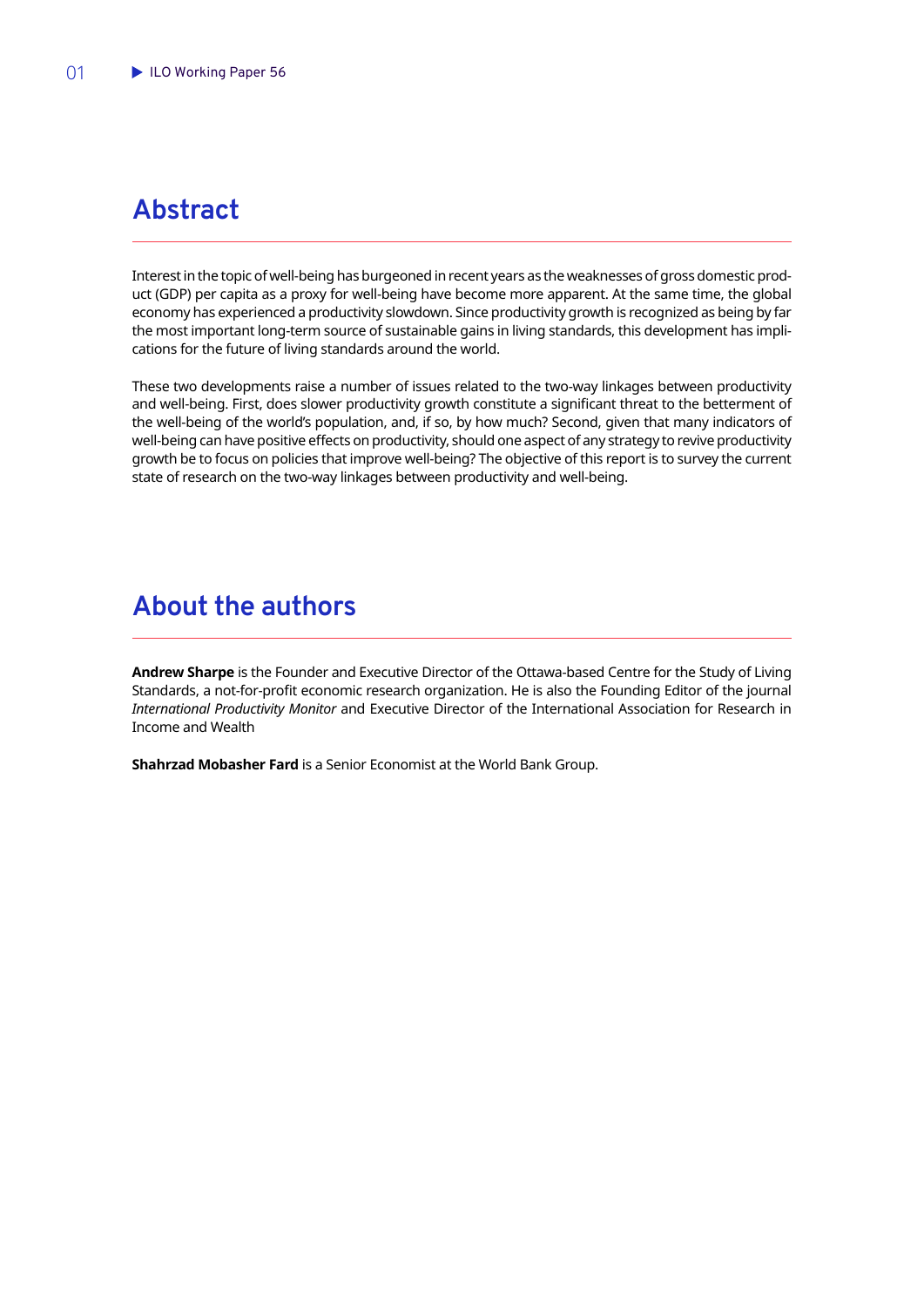## Abstract

Interest in the topic of well-being has burgeoned in recent years as the weaknesses of gross domestic product (GDP) per capita as a proxy for well-being have become more apparent. At the same time, the global economy has experienced a productivity slowdown. Since productivity growth is recognized as being by far the most important long-term source of sustainable gains in living standards, this development has implications for the future of living standards around the world.

These two developments raise a number of issues related to the two-way linkages between productivity and well-being. First, does slower productivity growth constitute a significant threat to the betterment of the well-being of the world's population, and, if so, by how much? Second, given that many indicators of well-being can have positive effects on productivity, should one aspect of any strategy to revive productivity growth be to focus on policies that improve well-being? The objective of this report is to survey the current state of research on the two-way linkages between productivity and well-being.

## About the authors

**Andrew Sharpe** is the Founder and Executive Director of the Ottawa-based Centre for the Study of Living Standards, a not-for-profit economic research organization. He is also the Founding Editor of the journal *International Productivity Monitor* and Executive Director of the International Association for Research in Income and Wealth

**Shahrzad Mobasher Fard** is a Senior Economist at the World Bank Group.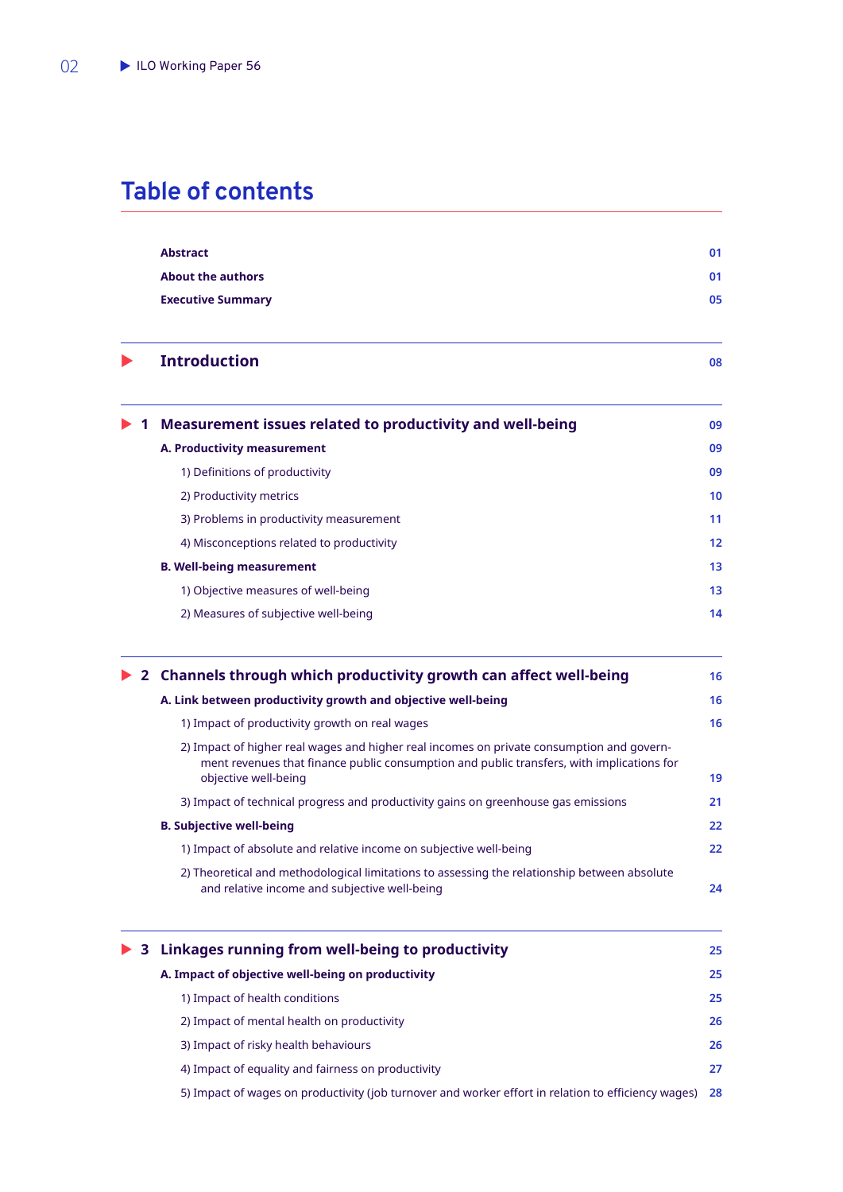# Table of contents

| | |
|---|---|
| **Abstract** | 01 |
| **About the authors** | 01 |
| **Executive Summary** | 05 |
| **Introduction** | 08 |
| **1 Measurement issues related to productivity and well-being** | 09 |
| **A. Productivity measurement** | 09 |
| 1) Definitions of productivity | 09 |
| 2) Productivity metrics | 10 |
| 3) Problems in productivity measurement | 11 |
| 4) Misconceptions related to productivity | 12 |
| **B. Well-being measurement** | 13 |
| 1) Objective measures of well-being | 13 |
| 2) Measures of subjective well-being | 14 |
| **2 Channels through which productivity growth can affect well-being** | 16 |
| **A. Link between productivity growth and objective well-being** | 16 |
| 1) Impact of productivity growth on real wages | 16 |
| 2) Impact of higher real wages and higher real incomes on private consumption and government revenues that finance public consumption and public transfers, with implications for objective well-being | 19 |
| 3) Impact of technical progress and productivity gains on greenhouse gas emissions | 21 |
| **B. Subjective well-being** | 22 |
| 1) Impact of absolute and relative income on subjective well-being | 22 |
| 2) Theoretical and methodological limitations to assessing the relationship between absolute and relative income and subjective well-being | 24 |
| **3 Linkages running from well-being to productivity** | 25 |
| **A. Impact of objective well-being on productivity** | 25 |
| 1) Impact of health conditions | 25 |
| 2) Impact of mental health on productivity | 26 |
| 3) Impact of risky health behaviours | 26 |
| 4) Impact of equality and fairness on productivity | 27 |
| 5) Impact of wages on productivity (job turnover and worker effort in relation to efficiency wages) | 28 |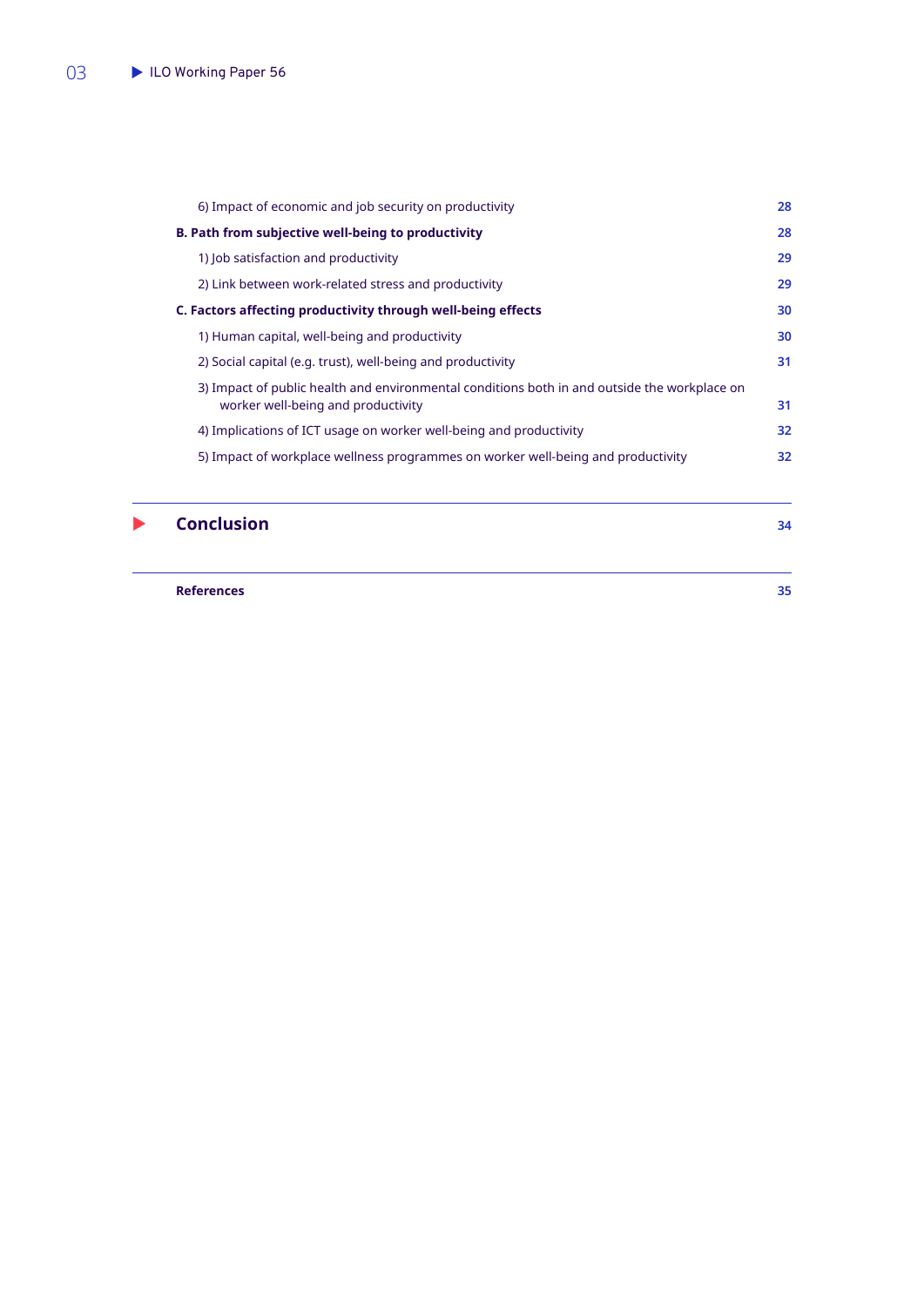6) Impact of economic and job security on productivity 28

**B. Path from subjective well-being to productivity** 28

1) Job satisfaction and productivity 29

2) Link between work-related stress and productivity 29

**C. Factors affecting productivity through well-being effects** 30

1) Human capital, well-being and productivity 30

2) Social capital (e.g. trust), well-being and productivity 31

3) Impact of public health and environmental conditions both in and outside the workplace on worker well-being and productivity 31

4) Implications of ICT usage on worker well-being and productivity 32

5) Impact of workplace wellness programmes on worker well-being and productivity 32

**Conclusion** 34

**References** 35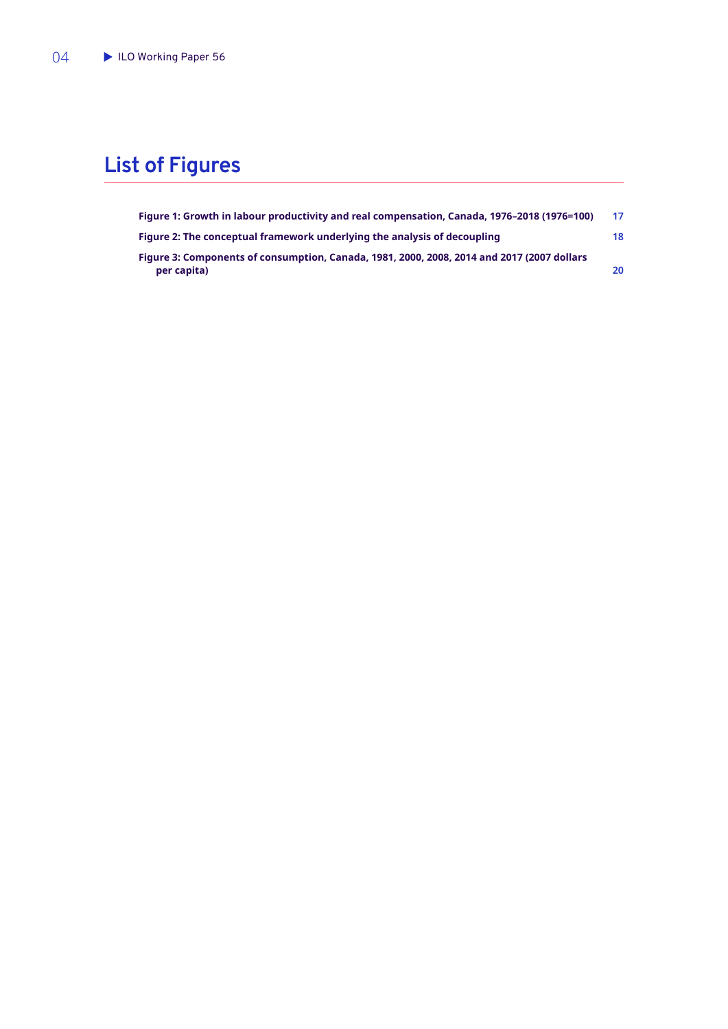# List of Figures

**Figure 1: Growth in labour productivity and real compensation, Canada, 1976–2018 (1976=100)** 17

**Figure 2: The conceptual framework underlying the analysis of decoupling** 18

**Figure 3: Components of consumption, Canada, 1981, 2000, 2008, 2014 and 2017 (2007 dollars per capita)** 20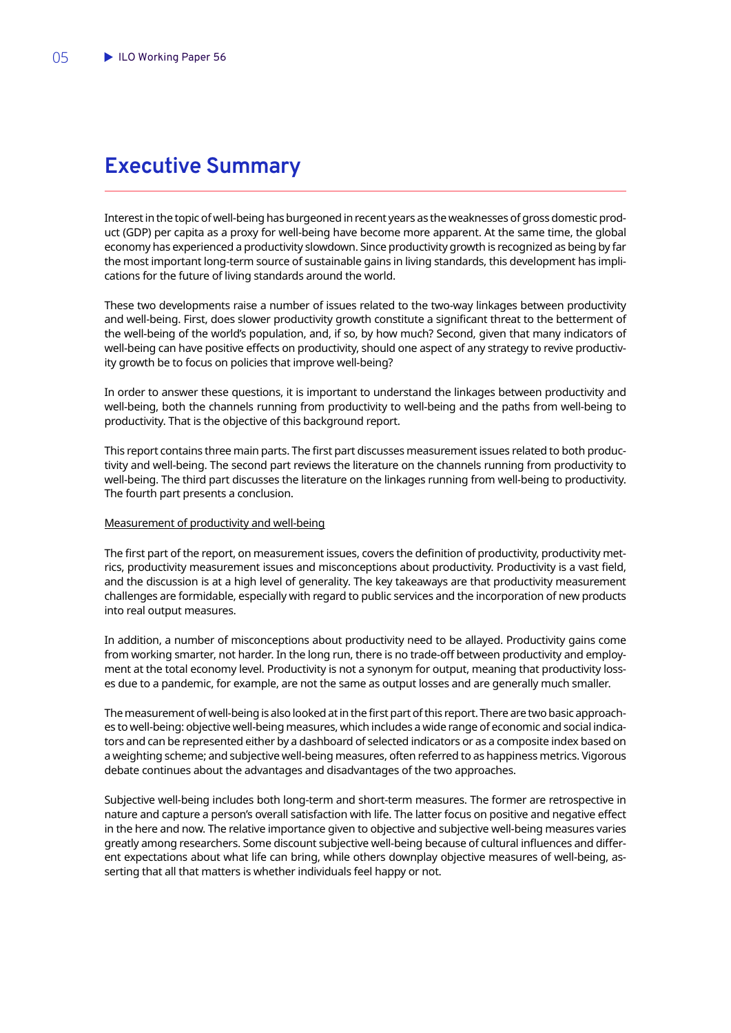# Executive Summary

Interest in the topic of well-being has burgeoned in recent years as the weaknesses of gross domestic product (GDP) per capita as a proxy for well-being have become more apparent. At the same time, the global economy has experienced a productivity slowdown. Since productivity growth is recognized as being by far the most important long-term source of sustainable gains in living standards, this development has implications for the future of living standards around the world.

These two developments raise a number of issues related to the two-way linkages between productivity and well-being. First, does slower productivity growth constitute a significant threat to the betterment of the well-being of the world's population, and, if so, by how much? Second, given that many indicators of well-being can have positive effects on productivity, should one aspect of any strategy to revive productivity growth be to focus on policies that improve well-being?

In order to answer these questions, it is important to understand the linkages between productivity and well-being, both the channels running from productivity to well-being and the paths from well-being to productivity. That is the objective of this background report.

This report contains three main parts. The first part discusses measurement issues related to both productivity and well-being. The second part reviews the literature on the channels running from productivity to well-being. The third part discusses the literature on the linkages running from well-being to productivity. The fourth part presents a conclusion.

Measurement of productivity and well-being

The first part of the report, on measurement issues, covers the definition of productivity, productivity metrics, productivity measurement issues and misconceptions about productivity. Productivity is a vast field, and the discussion is at a high level of generality. The key takeaways are that productivity measurement challenges are formidable, especially with regard to public services and the incorporation of new products into real output measures.

In addition, a number of misconceptions about productivity need to be allayed. Productivity gains come from working smarter, not harder. In the long run, there is no trade-off between productivity and employment at the total economy level. Productivity is not a synonym for output, meaning that productivity losses due to a pandemic, for example, are not the same as output losses and are generally much smaller.

The measurement of well-being is also looked at in the first part of this report. There are two basic approaches to well-being: objective well-being measures, which includes a wide range of economic and social indicators and can be represented either by a dashboard of selected indicators or as a composite index based on a weighting scheme; and subjective well-being measures, often referred to as happiness metrics. Vigorous debate continues about the advantages and disadvantages of the two approaches.

Subjective well-being includes both long-term and short-term measures. The former are retrospective in nature and capture a person's overall satisfaction with life. The latter focus on positive and negative effect in the here and now. The relative importance given to objective and subjective well-being measures varies greatly among researchers. Some discount subjective well-being because of cultural influences and different expectations about what life can bring, while others downplay objective measures of well-being, asserting that all that matters is whether individuals feel happy or not.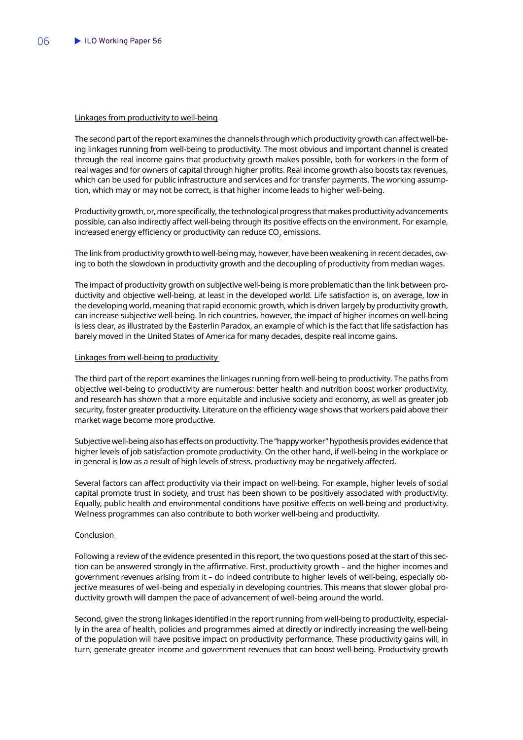Linkages from productivity to well-being

The second part of the report examines the channels through which productivity growth can affect well-being linkages running from well-being to productivity. The most obvious and important channel is created through the real income gains that productivity growth makes possible, both for workers in the form of real wages and for owners of capital through higher profits. Real income growth also boosts tax revenues, which can be used for public infrastructure and services and for transfer payments. The working assumption, which may or may not be correct, is that higher income leads to higher well-being.

Productivity growth, or, more specifically, the technological progress that makes productivity advancements possible, can also indirectly affect well-being through its positive effects on the environment. For example, increased energy efficiency or productivity can reduce $CO_2$ emissions.

The link from productivity growth to well-being may, however, have been weakening in recent decades, owing to both the slowdown in productivity growth and the decoupling of productivity from median wages.

The impact of productivity growth on subjective well-being is more problematic than the link between productivity and objective well-being, at least in the developed world. Life satisfaction is, on average, low in the developing world, meaning that rapid economic growth, which is driven largely by productivity growth, can increase subjective well-being. In rich countries, however, the impact of higher incomes on well-being is less clear, as illustrated by the Easterlin Paradox, an example of which is the fact that life satisfaction has barely moved in the United States of America for many decades, despite real income gains.

Linkages from well-being to productivity

The third part of the report examines the linkages running from well-being to productivity. The paths from objective well-being to productivity are numerous: better health and nutrition boost worker productivity, and research has shown that a more equitable and inclusive society and economy, as well as greater job security, foster greater productivity. Literature on the efficiency wage shows that workers paid above their market wage become more productive.

Subjective well-being also has effects on productivity. The "happy worker" hypothesis provides evidence that higher levels of job satisfaction promote productivity. On the other hand, if well-being in the workplace or in general is low as a result of high levels of stress, productivity may be negatively affected.

Several factors can affect productivity via their impact on well-being. For example, higher levels of social capital promote trust in society, and trust has been shown to be positively associated with productivity. Equally, public health and environmental conditions have positive effects on well-being and productivity. Wellness programmes can also contribute to both worker well-being and productivity.

Conclusion

Following a review of the evidence presented in this report, the two questions posed at the start of this section can be answered strongly in the affirmative. First, productivity growth – and the higher incomes and government revenues arising from it – do indeed contribute to higher levels of well-being, especially objective measures of well-being and especially in developing countries. This means that slower global productivity growth will dampen the pace of advancement of well-being around the world.

Second, given the strong linkages identified in the report running from well-being to productivity, especially in the area of health, policies and programmes aimed at directly or indirectly increasing the well-being of the population will have positive impact on productivity performance. These productivity gains will, in turn, generate greater income and government revenues that can boost well-being. Productivity growth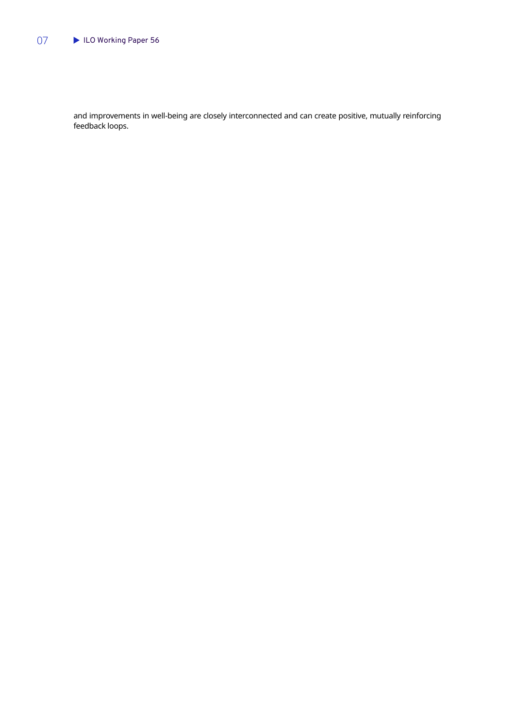and improvements in well-being are closely interconnected and can create positive, mutually reinforcing feedback loops.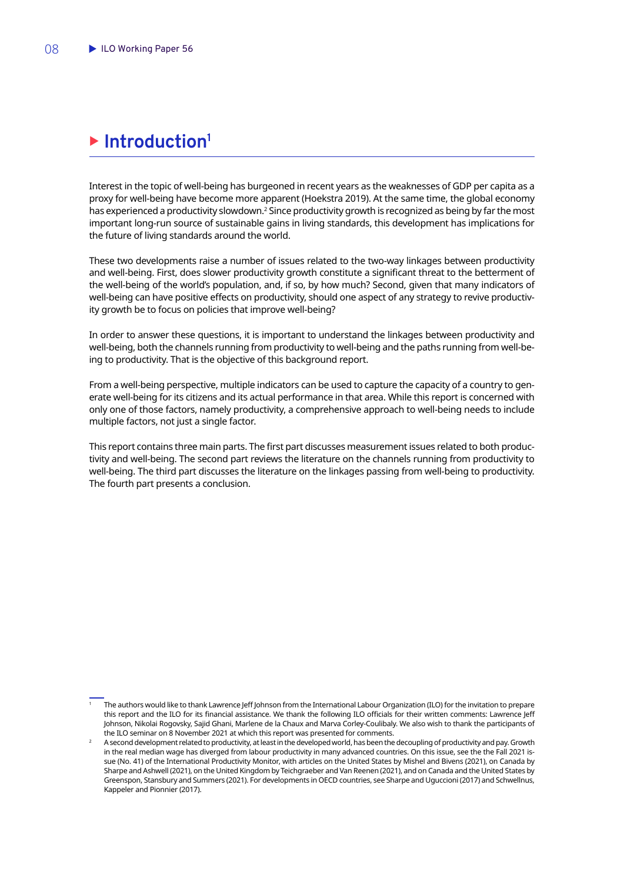# Introduction[1]

Interest in the topic of well-being has burgeoned in recent years as the weaknesses of GDP per capita as a proxy for well-being have become more apparent (Hoekstra 2019). At the same time, the global economy has experienced a productivity slowdown.[2] Since productivity growth is recognized as being by far the most important long-run source of sustainable gains in living standards, this development has implications for the future of living standards around the world.

These two developments raise a number of issues related to the two-way linkages between productivity and well-being. First, does slower productivity growth constitute a significant threat to the betterment of the well-being of the world's population, and, if so, by how much? Second, given that many indicators of well-being can have positive effects on productivity, should one aspect of any strategy to revive productivity growth be to focus on policies that improve well-being?

In order to answer these questions, it is important to understand the linkages between productivity and well-being, both the channels running from productivity to well-being and the paths running from well-being to productivity. That is the objective of this background report.

From a well-being perspective, multiple indicators can be used to capture the capacity of a country to generate well-being for its citizens and its actual performance in that area. While this report is concerned with only one of those factors, namely productivity, a comprehensive approach to well-being needs to include multiple factors, not just a single factor.

This report contains three main parts. The first part discusses measurement issues related to both productivity and well-being. The second part reviews the literature on the channels running from productivity to well-being. The third part discusses the literature on the linkages passing from well-being to productivity. The fourth part presents a conclusion.

---

[1] The authors would like to thank Lawrence Jeff Johnson from the International Labour Organization (ILO) for the invitation to prepare this report and the ILO for its financial assistance. We thank the following ILO officials for their written comments: Lawrence Jeff Johnson, Nikolai Rogovsky, Sajid Ghani, Marlene de la Chaux and Marva Corley-Coulibaly. We also wish to thank the participants of the ILO seminar on 8 November 2021 at which this report was presented for comments.

[2] A second development related to productivity, at least in the developed world, has been the decoupling of productivity and pay. Growth in the real median wage has diverged from labour productivity in many advanced countries. On this issue, see the the Fall 2021 issue (No. 41) of the International Productivity Monitor, with articles on the United States by Mishel and Bivens (2021), on Canada by Sharpe and Ashwell (2021), on the United Kingdom by Teichgraeber and Van Reenen (2021), and on Canada and the United States by Greenspon, Stansbury and Summers (2021). For developments in OECD countries, see Sharpe and Uguccioni (2017) and Schwellnus, Kappeler and Pionnier (2017).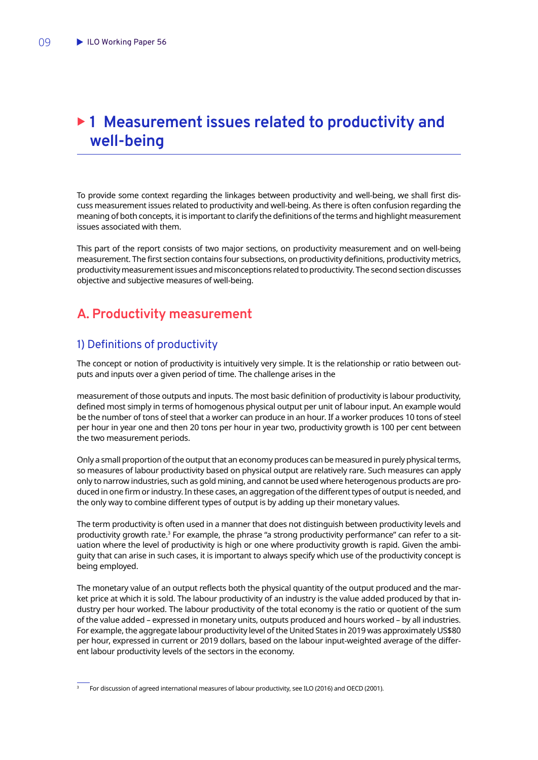# 1 Measurement issues related to productivity and well-being

To provide some context regarding the linkages between productivity and well-being, we shall first discuss measurement issues related to productivity and well-being. As there is often confusion regarding the meaning of both concepts, it is important to clarify the definitions of the terms and highlight measurement issues associated with them.

This part of the report consists of two major sections, on productivity measurement and on well-being measurement. The first section contains four subsections, on productivity definitions, productivity metrics, productivity measurement issues and misconceptions related to productivity. The second section discusses objective and subjective measures of well-being.

## A. Productivity measurement

### 1) Definitions of productivity

The concept or notion of productivity is intuitively very simple. It is the relationship or ratio between outputs and inputs over a given period of time. The challenge arises in the measurement of those outputs and inputs. The most basic definition of productivity is labour productivity, defined most simply in terms of homogenous physical output per unit of labour input. An example would be the number of tons of steel that a worker can produce in an hour. If a worker produces 10 tons of steel per hour in year one and then 20 tons per hour in year two, productivity growth is 100 per cent between the two measurement periods.

Only a small proportion of the output that an economy produces can be measured in purely physical terms, so measures of labour productivity based on physical output are relatively rare. Such measures can apply only to narrow industries, such as gold mining, and cannot be used where heterogenous products are produced in one firm or industry. In these cases, an aggregation of the different types of output is needed, and the only way to combine different types of output is by adding up their monetary values.

The term productivity is often used in a manner that does not distinguish between productivity levels and productivity growth rate.[3] For example, the phrase "a strong productivity performance" can refer to a situation where the level of productivity is high or one where productivity growth is rapid. Given the ambiguity that can arise in such cases, it is important to always specify which use of the productivity concept is being employed.

The monetary value of an output reflects both the physical quantity of the output produced and the market price at which it is sold. The labour productivity of an industry is the value added produced by that industry per hour worked. The labour productivity of the total economy is the ratio or quotient of the sum of the value added – expressed in monetary units, outputs produced and hours worked – by all industries. For example, the aggregate labour productivity level of the United States in 2019 was approximately US$80 per hour, expressed in current or 2019 dollars, based on the labour input-weighted average of the different labour productivity levels of the sectors in the economy.

---

[3] For discussion of agreed international measures of labour productivity, see ILO (2016) and OECD (2001).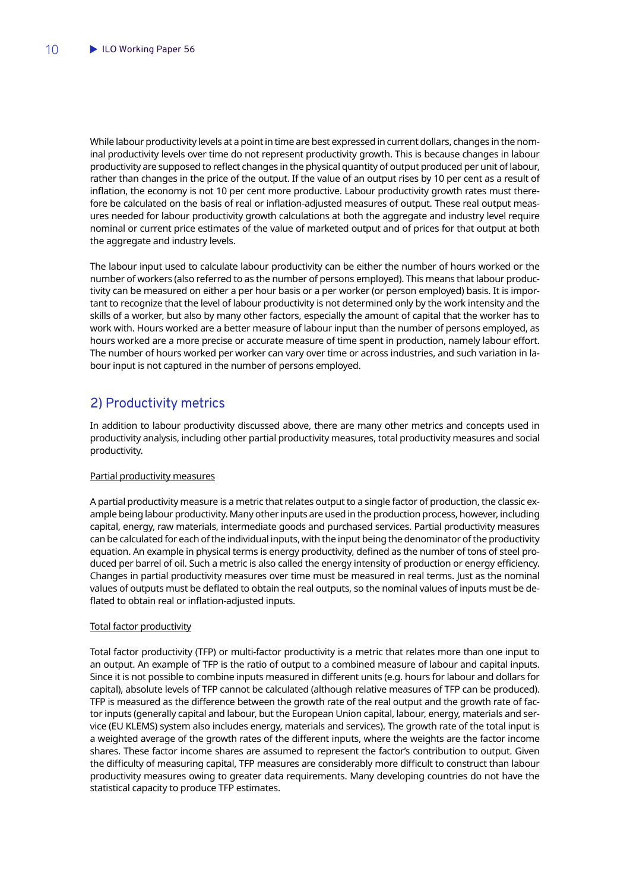While labour productivity levels at a point in time are best expressed in current dollars, changes in the nominal productivity levels over time do not represent productivity growth. This is because changes in labour productivity are supposed to reflect changes in the physical quantity of output produced per unit of labour, rather than changes in the price of the output. If the value of an output rises by 10 per cent as a result of inflation, the economy is not 10 per cent more productive. Labour productivity growth rates must therefore be calculated on the basis of real or inflation-adjusted measures of output. These real output measures needed for labour productivity growth calculations at both the aggregate and industry level require nominal or current price estimates of the value of marketed output and of prices for that output at both the aggregate and industry levels.

The labour input used to calculate labour productivity can be either the number of hours worked or the number of workers (also referred to as the number of persons employed). This means that labour productivity can be measured on either a per hour basis or a per worker (or person employed) basis. It is important to recognize that the level of labour productivity is not determined only by the work intensity and the skills of a worker, but also by many other factors, especially the amount of capital that the worker has to work with. Hours worked are a better measure of labour input than the number of persons employed, as hours worked are a more precise or accurate measure of time spent in production, namely labour effort. The number of hours worked per worker can vary over time or across industries, and such variation in labour input is not captured in the number of persons employed.

## 2) Productivity metrics

In addition to labour productivity discussed above, there are many other metrics and concepts used in productivity analysis, including other partial productivity measures, total productivity measures and social productivity.

### Partial productivity measures

A partial productivity measure is a metric that relates output to a single factor of production, the classic example being labour productivity. Many other inputs are used in the production process, however, including capital, energy, raw materials, intermediate goods and purchased services. Partial productivity measures can be calculated for each of the individual inputs, with the input being the denominator of the productivity equation. An example in physical terms is energy productivity, defined as the number of tons of steel produced per barrel of oil. Such a metric is also called the energy intensity of production or energy efficiency. Changes in partial productivity measures over time must be measured in real terms. Just as the nominal values of outputs must be deflated to obtain the real outputs, so the nominal values of inputs must be deflated to obtain real or inflation-adjusted inputs.

### Total factor productivity

Total factor productivity (TFP) or multi-factor productivity is a metric that relates more than one input to an output. An example of TFP is the ratio of output to a combined measure of labour and capital inputs. Since it is not possible to combine inputs measured in different units (e.g. hours for labour and dollars for capital), absolute levels of TFP cannot be calculated (although relative measures of TFP can be produced). TFP is measured as the difference between the growth rate of the real output and the growth rate of factor inputs (generally capital and labour, but the European Union capital, labour, energy, materials and service (EU KLEMS) system also includes energy, materials and services). The growth rate of the total input is a weighted average of the growth rates of the different inputs, where the weights are the factor income shares. These factor income shares are assumed to represent the factor's contribution to output. Given the difficulty of measuring capital, TFP measures are considerably more difficult to construct than labour productivity measures owing to greater data requirements. Many developing countries do not have the statistical capacity to produce TFP estimates.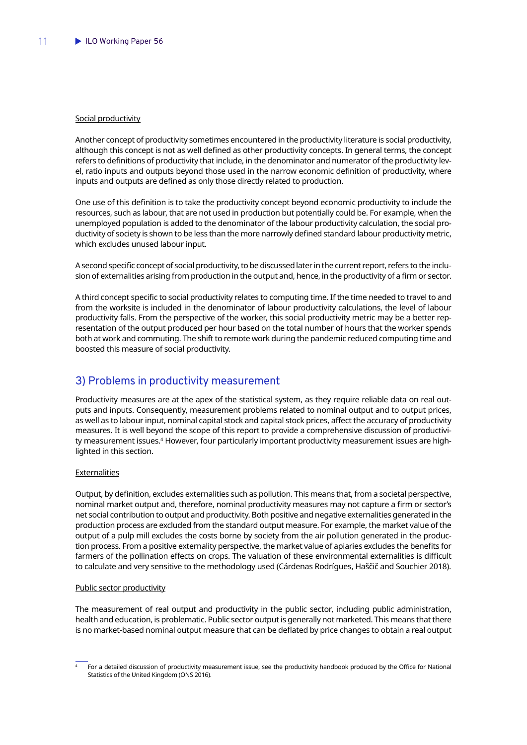Social productivity

Another concept of productivity sometimes encountered in the productivity literature is social productivity, although this concept is not as well defined as other productivity concepts. In general terms, the concept refers to definitions of productivity that include, in the denominator and numerator of the productivity level, ratio inputs and outputs beyond those used in the narrow economic definition of productivity, where inputs and outputs are defined as only those directly related to production.

One use of this definition is to take the productivity concept beyond economic productivity to include the resources, such as labour, that are not used in production but potentially could be. For example, when the unemployed population is added to the denominator of the labour productivity calculation, the social productivity of society is shown to be less than the more narrowly defined standard labour productivity metric, which excludes unused labour input.

A second specific concept of social productivity, to be discussed later in the current report, refers to the inclusion of externalities arising from production in the output and, hence, in the productivity of a firm or sector.

A third concept specific to social productivity relates to computing time. If the time needed to travel to and from the worksite is included in the denominator of labour productivity calculations, the level of labour productivity falls. From the perspective of the worker, this social productivity metric may be a better representation of the output produced per hour based on the total number of hours that the worker spends both at work and commuting. The shift to remote work during the pandemic reduced computing time and boosted this measure of social productivity.

## 3) Problems in productivity measurement

Productivity measures are at the apex of the statistical system, as they require reliable data on real outputs and inputs. Consequently, measurement problems related to nominal output and to output prices, as well as to labour input, nominal capital stock and capital stock prices, affect the accuracy of productivity measures. It is well beyond the scope of this report to provide a comprehensive discussion of productivity measurement issues.[4] However, four particularly important productivity measurement issues are highlighted in this section.

Externalities

Output, by definition, excludes externalities such as pollution. This means that, from a societal perspective, nominal market output and, therefore, nominal productivity measures may not capture a firm or sector's net social contribution to output and productivity. Both positive and negative externalities generated in the production process are excluded from the standard output measure. For example, the market value of the output of a pulp mill excludes the costs borne by society from the air pollution generated in the production process. From a positive externality perspective, the market value of apiaries excludes the benefits for farmers of the pollination effects on crops. The valuation of these environmental externalities is difficult to calculate and very sensitive to the methodology used (Cárdenas Rodrígues, Haščič and Souchier 2018).

Public sector productivity

The measurement of real output and productivity in the public sector, including public administration, health and education, is problematic. Public sector output is generally not marketed. This means that there is no market-based nominal output measure that can be deflated by price changes to obtain a real output

[4] For a detailed discussion of productivity measurement issue, see the productivity handbook produced by the Office for National Statistics of the United Kingdom (ONS 2016).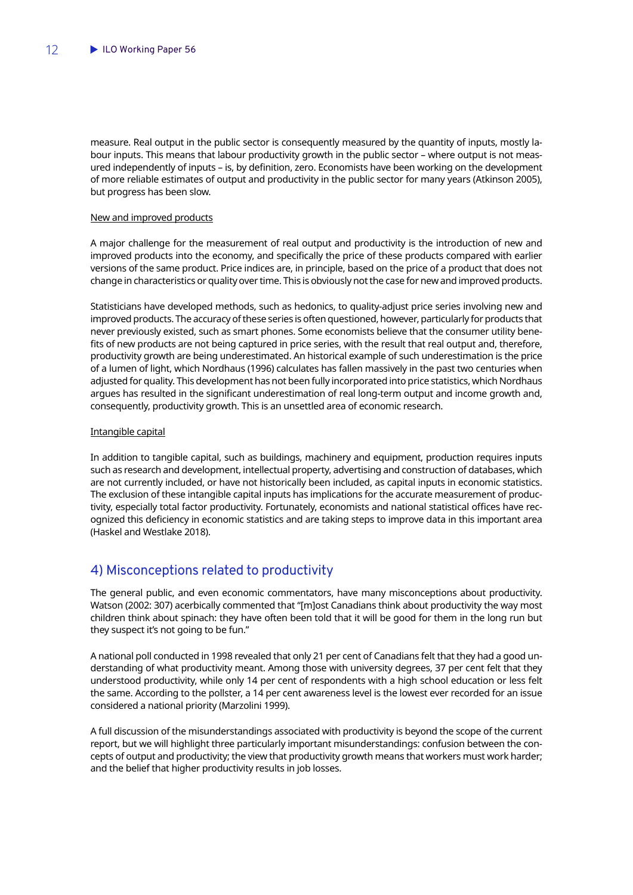measure. Real output in the public sector is consequently measured by the quantity of inputs, mostly labour inputs. This means that labour productivity growth in the public sector – where output is not measured independently of inputs – is, by definition, zero. Economists have been working on the development of more reliable estimates of output and productivity in the public sector for many years (Atkinson 2005), but progress has been slow.

New and improved products

A major challenge for the measurement of real output and productivity is the introduction of new and improved products into the economy, and specifically the price of these products compared with earlier versions of the same product. Price indices are, in principle, based on the price of a product that does not change in characteristics or quality over time. This is obviously not the case for new and improved products.

Statisticians have developed methods, such as hedonics, to quality-adjust price series involving new and improved products. The accuracy of these series is often questioned, however, particularly for products that never previously existed, such as smart phones. Some economists believe that the consumer utility benefits of new products are not being captured in price series, with the result that real output and, therefore, productivity growth are being underestimated. An historical example of such underestimation is the price of a lumen of light, which Nordhaus (1996) calculates has fallen massively in the past two centuries when adjusted for quality. This development has not been fully incorporated into price statistics, which Nordhaus argues has resulted in the significant underestimation of real long-term output and income growth and, consequently, productivity growth. This is an unsettled area of economic research.

Intangible capital

In addition to tangible capital, such as buildings, machinery and equipment, production requires inputs such as research and development, intellectual property, advertising and construction of databases, which are not currently included, or have not historically been included, as capital inputs in economic statistics. The exclusion of these intangible capital inputs has implications for the accurate measurement of productivity, especially total factor productivity. Fortunately, economists and national statistical offices have recognized this deficiency in economic statistics and are taking steps to improve data in this important area (Haskel and Westlake 2018).

## 4) Misconceptions related to productivity

The general public, and even economic commentators, have many misconceptions about productivity. Watson (2002: 307) acerbically commented that "[m]ost Canadians think about productivity the way most children think about spinach: they have often been told that it will be good for them in the long run but they suspect it's not going to be fun."

A national poll conducted in 1998 revealed that only 21 per cent of Canadians felt that they had a good understanding of what productivity meant. Among those with university degrees, 37 per cent felt that they understood productivity, while only 14 per cent of respondents with a high school education or less felt the same. According to the pollster, a 14 per cent awareness level is the lowest ever recorded for an issue considered a national priority (Marzolini 1999).

A full discussion of the misunderstandings associated with productivity is beyond the scope of the current report, but we will highlight three particularly important misunderstandings: confusion between the concepts of output and productivity; the view that productivity growth means that workers must work harder; and the belief that higher productivity results in job losses.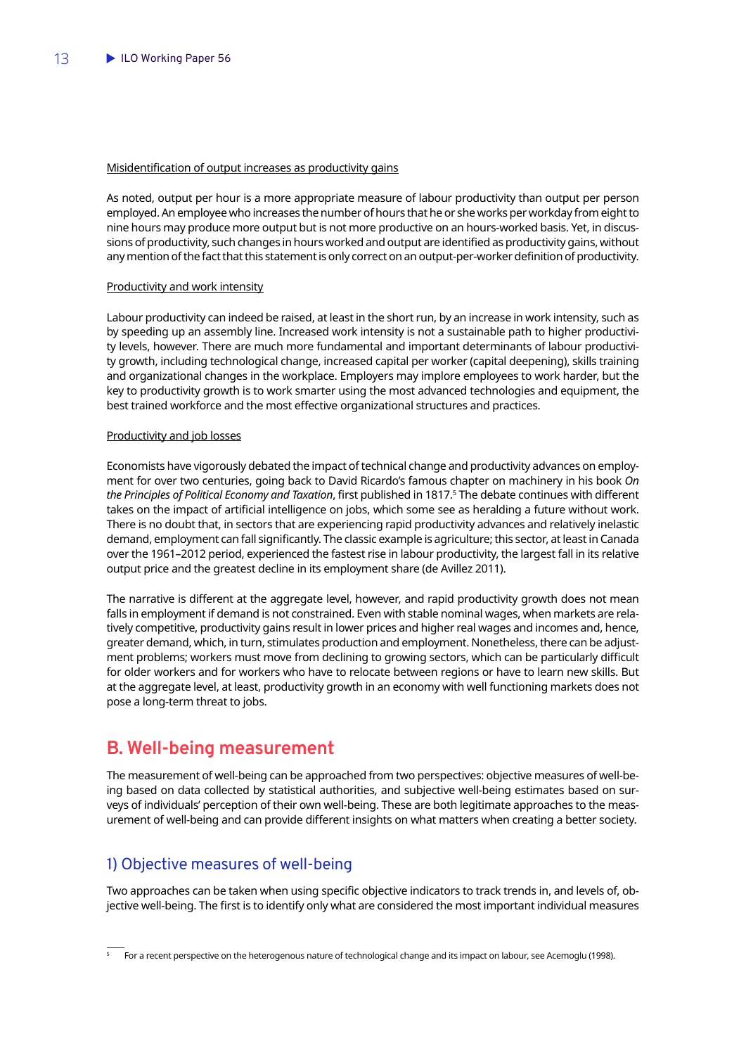Misidentification of output increases as productivity gains

As noted, output per hour is a more appropriate measure of labour productivity than output per person employed. An employee who increases the number of hours that he or she works per workday from eight to nine hours may produce more output but is not more productive on an hours-worked basis. Yet, in discussions of productivity, such changes in hours worked and output are identified as productivity gains, without any mention of the fact that this statement is only correct on an output-per-worker definition of productivity.

Productivity and work intensity

Labour productivity can indeed be raised, at least in the short run, by an increase in work intensity, such as by speeding up an assembly line. Increased work intensity is not a sustainable path to higher productivity levels, however. There are much more fundamental and important determinants of labour productivity growth, including technological change, increased capital per worker (capital deepening), skills training and organizational changes in the workplace. Employers may implore employees to work harder, but the key to productivity growth is to work smarter using the most advanced technologies and equipment, the best trained workforce and the most effective organizational structures and practices.

Productivity and job losses

Economists have vigorously debated the impact of technical change and productivity advances on employment for over two centuries, going back to David Ricardo's famous chapter on machinery in his book *On the Principles of Political Economy and Taxation*, first published in 1817.[5] The debate continues with different takes on the impact of artificial intelligence on jobs, which some see as heralding a future without work. There is no doubt that, in sectors that are experiencing rapid productivity advances and relatively inelastic demand, employment can fall significantly. The classic example is agriculture; this sector, at least in Canada over the 1961–2012 period, experienced the fastest rise in labour productivity, the largest fall in its relative output price and the greatest decline in its employment share (de Avillez 2011).

The narrative is different at the aggregate level, however, and rapid productivity growth does not mean falls in employment if demand is not constrained. Even with stable nominal wages, when markets are relatively competitive, productivity gains result in lower prices and higher real wages and incomes and, hence, greater demand, which, in turn, stimulates production and employment. Nonetheless, there can be adjustment problems; workers must move from declining to growing sectors, which can be particularly difficult for older workers and for workers who have to relocate between regions or have to learn new skills. But at the aggregate level, at least, productivity growth in an economy with well functioning markets does not pose a long-term threat to jobs.

## B. Well-being measurement

The measurement of well-being can be approached from two perspectives: objective measures of well-being based on data collected by statistical authorities, and subjective well-being estimates based on surveys of individuals' perception of their own well-being. These are both legitimate approaches to the measurement of well-being and can provide different insights on what matters when creating a better society.

### 1) Objective measures of well-being

Two approaches can be taken when using specific objective indicators to track trends in, and levels of, objective well-being. The first is to identify only what are considered the most important individual measures

[5] For a recent perspective on the heterogenous nature of technological change and its impact on labour, see Acemoglu (1998).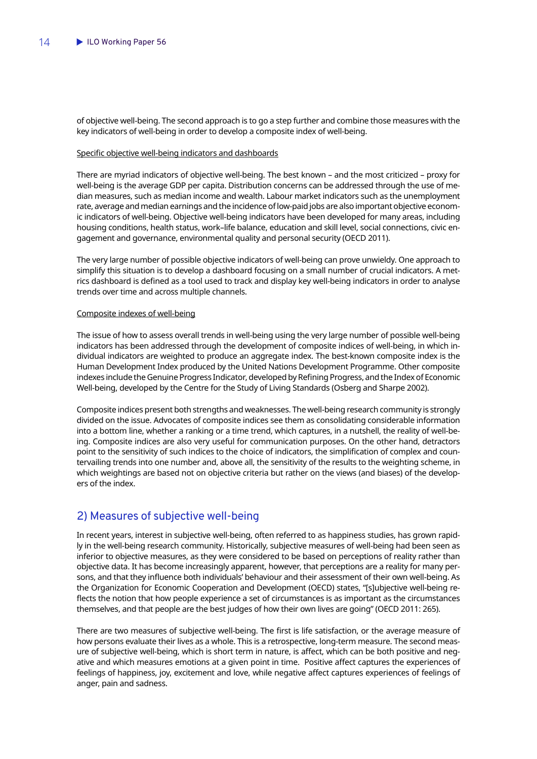of objective well-being. The second approach is to go a step further and combine those measures with the key indicators of well-being in order to develop a composite index of well-being.

Specific objective well-being indicators and dashboards

There are myriad indicators of objective well-being. The best known – and the most criticized – proxy for well-being is the average GDP per capita. Distribution concerns can be addressed through the use of median measures, such as median income and wealth. Labour market indicators such as the unemployment rate, average and median earnings and the incidence of low-paid jobs are also important objective economic indicators of well-being. Objective well-being indicators have been developed for many areas, including housing conditions, health status, work–life balance, education and skill level, social connections, civic engagement and governance, environmental quality and personal security (OECD 2011).

The very large number of possible objective indicators of well-being can prove unwieldy. One approach to simplify this situation is to develop a dashboard focusing on a small number of crucial indicators. A metrics dashboard is defined as a tool used to track and display key well-being indicators in order to analyse trends over time and across multiple channels.

Composite indexes of well-being

The issue of how to assess overall trends in well-being using the very large number of possible well-being indicators has been addressed through the development of composite indices of well-being, in which individual indicators are weighted to produce an aggregate index. The best-known composite index is the Human Development Index produced by the United Nations Development Programme. Other composite indexes include the Genuine Progress Indicator, developed by Refining Progress, and the Index of Economic Well-being, developed by the Centre for the Study of Living Standards (Osberg and Sharpe 2002).

Composite indices present both strengths and weaknesses. The well-being research community is strongly divided on the issue. Advocates of composite indices see them as consolidating considerable information into a bottom line, whether a ranking or a time trend, which captures, in a nutshell, the reality of well-being. Composite indices are also very useful for communication purposes. On the other hand, detractors point to the sensitivity of such indices to the choice of indicators, the simplification of complex and countervailing trends into one number and, above all, the sensitivity of the results to the weighting scheme, in which weightings are based not on objective criteria but rather on the views (and biases) of the developers of the index.

## 2) Measures of subjective well-being

In recent years, interest in subjective well-being, often referred to as happiness studies, has grown rapidly in the well-being research community. Historically, subjective measures of well-being had been seen as inferior to objective measures, as they were considered to be based on perceptions of reality rather than objective data. It has become increasingly apparent, however, that perceptions are a reality for many persons, and that they influence both individuals' behaviour and their assessment of their own well-being. As the Organization for Economic Cooperation and Development (OECD) states, "[s]ubjective well-being reflects the notion that how people experience a set of circumstances is as important as the circumstances themselves, and that people are the best judges of how their own lives are going" (OECD 2011: 265).

There are two measures of subjective well-being. The first is life satisfaction, or the average measure of how persons evaluate their lives as a whole. This is a retrospective, long-term measure. The second measure of subjective well-being, which is short term in nature, is affect, which can be both positive and negative and which measures emotions at a given point in time. Positive affect captures the experiences of feelings of happiness, joy, excitement and love, while negative affect captures experiences of feelings of anger, pain and sadness.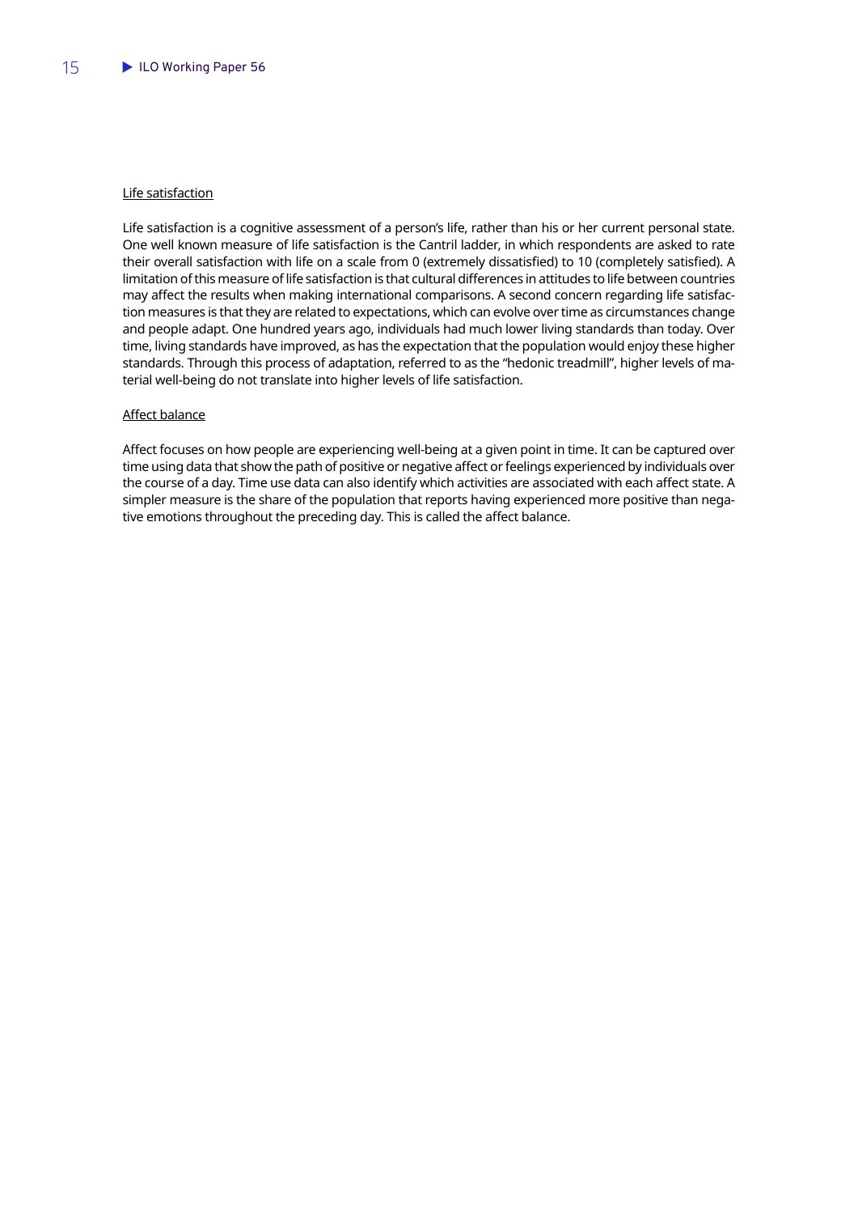Life satisfaction

Life satisfaction is a cognitive assessment of a person's life, rather than his or her current personal state. One well known measure of life satisfaction is the Cantril ladder, in which respondents are asked to rate their overall satisfaction with life on a scale from 0 (extremely dissatisfied) to 10 (completely satisfied). A limitation of this measure of life satisfaction is that cultural differences in attitudes to life between countries may affect the results when making international comparisons. A second concern regarding life satisfaction measures is that they are related to expectations, which can evolve over time as circumstances change and people adapt. One hundred years ago, individuals had much lower living standards than today. Over time, living standards have improved, as has the expectation that the population would enjoy these higher standards. Through this process of adaptation, referred to as the "hedonic treadmill", higher levels of material well-being do not translate into higher levels of life satisfaction.

Affect balance

Affect focuses on how people are experiencing well-being at a given point in time. It can be captured over time using data that show the path of positive or negative affect or feelings experienced by individuals over the course of a day. Time use data can also identify which activities are associated with each affect state. A simpler measure is the share of the population that reports having experienced more positive than negative emotions throughout the preceding day. This is called the affect balance.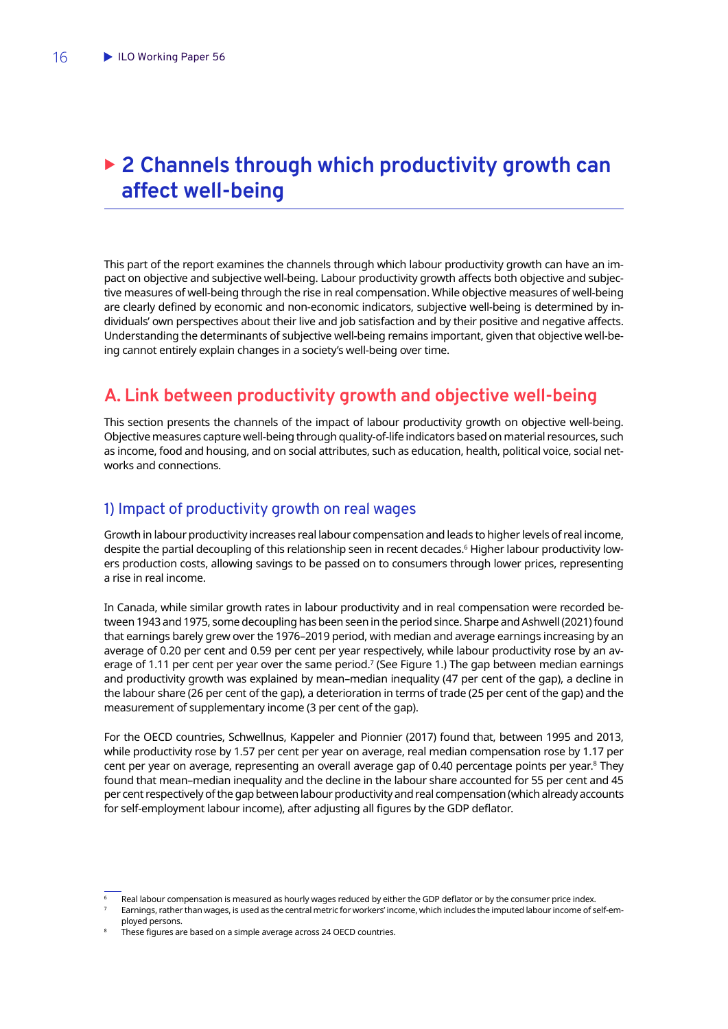# 2 Channels through which productivity growth can affect well-being

This part of the report examines the channels through which labour productivity growth can have an impact on objective and subjective well-being. Labour productivity growth affects both objective and subjective measures of well-being through the rise in real compensation. While objective measures of well-being are clearly defined by economic and non-economic indicators, subjective well-being is determined by individuals' own perspectives about their live and job satisfaction and by their positive and negative affects. Understanding the determinants of subjective well-being remains important, given that objective well-being cannot entirely explain changes in a society's well-being over time.

## A. Link between productivity growth and objective well-being

This section presents the channels of the impact of labour productivity growth on objective well-being. Objective measures capture well-being through quality-of-life indicators based on material resources, such as income, food and housing, and on social attributes, such as education, health, political voice, social networks and connections.

### 1) Impact of productivity growth on real wages

Growth in labour productivity increases real labour compensation and leads to higher levels of real income, despite the partial decoupling of this relationship seen in recent decades.[6] Higher labour productivity lowers production costs, allowing savings to be passed on to consumers through lower prices, representing a rise in real income.

In Canada, while similar growth rates in labour productivity and in real compensation were recorded between 1943 and 1975, some decoupling has been seen in the period since. Sharpe and Ashwell (2021) found that earnings barely grew over the 1976–2019 period, with median and average earnings increasing by an average of 0.20 per cent and 0.59 per cent per year respectively, while labour productivity rose by an average of 1.11 per cent per year over the same period.[7] (See Figure 1.) The gap between median earnings and productivity growth was explained by mean–median inequality (47 per cent of the gap), a decline in the labour share (26 per cent of the gap), a deterioration in terms of trade (25 per cent of the gap) and the measurement of supplementary income (3 per cent of the gap).

For the OECD countries, Schwellnus, Kappeler and Pionnier (2017) found that, between 1995 and 2013, while productivity rose by 1.57 per cent per year on average, real median compensation rose by 1.17 per cent per year on average, representing an overall average gap of 0.40 percentage points per year.[8] They found that mean–median inequality and the decline in the labour share accounted for 55 per cent and 45 per cent respectively of the gap between labour productivity and real compensation (which already accounts for self-employment labour income), after adjusting all figures by the GDP deflator.

---

[6] Real labour compensation is measured as hourly wages reduced by either the GDP deflator or by the consumer price index.

[7] Earnings, rather than wages, is used as the central metric for workers' income, which includes the imputed labour income of self-employed persons.

[8] These figures are based on a simple average across 24 OECD countries.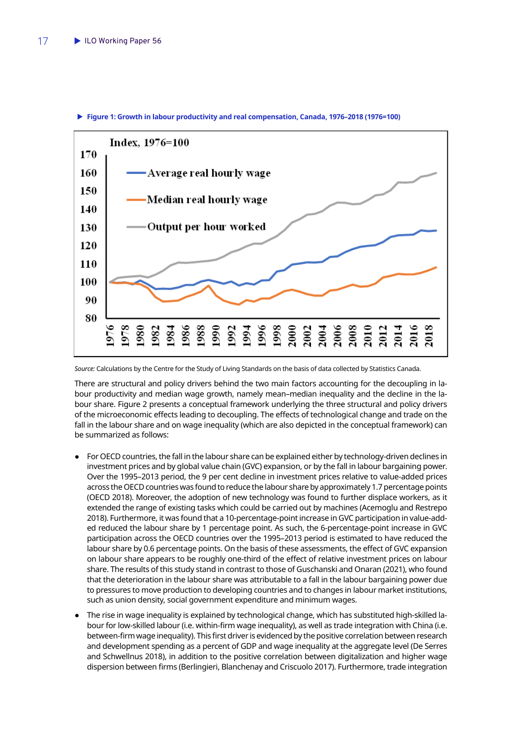**Figure 1: Growth in labour productivity and real compensation, Canada, 1976–2018 (1976=100)**

*Source:* Calculations by the Centre for the Study of Living Standards on the basis of data collected by Statistics Canada.

There are structural and policy drivers behind the two main factors accounting for the decoupling in labour productivity and median wage growth, namely mean–median inequality and the decline in the labour share. Figure 2 presents a conceptual framework underlying the three structural and policy drivers of the microeconomic effects leading to decoupling. The effects of technological change and trade on the fall in the labour share and on wage inequality (which are also depicted in the conceptual framework) can be summarized as follows:

- For OECD countries, the fall in the labour share can be explained either by technology-driven declines in investment prices and by global value chain (GVC) expansion, or by the fall in labour bargaining power. Over the 1995–2013 period, the 9 per cent decline in investment prices relative to value-added prices across the OECD countries was found to reduce the labour share by approximately 1.7 percentage points (OECD 2018). Moreover, the adoption of new technology was found to further displace workers, as it extended the range of existing tasks which could be carried out by machines (Acemoglu and Restrepo 2018). Furthermore, it was found that a 10-percentage-point increase in GVC participation in value-added reduced the labour share by 1 percentage point. As such, the 6-percentage-point increase in GVC participation across the OECD countries over the 1995–2013 period is estimated to have reduced the labour share by 0.6 percentage points. On the basis of these assessments, the effect of GVC expansion on labour share appears to be roughly one-third of the effect of relative investment prices on labour share. The results of this study stand in contrast to those of Guschanski and Onaran (2021), who found that the deterioration in the labour share was attributable to a fall in the labour bargaining power due to pressures to move production to developing countries and to changes in labour market institutions, such as union density, social government expenditure and minimum wages.
- The rise in wage inequality is explained by technological change, which has substituted high-skilled labour for low-skilled labour (i.e. within-firm wage inequality), as well as trade integration with China (i.e. between-firm wage inequality). This first driver is evidenced by the positive correlation between research and development spending as a percent of GDP and wage inequality at the aggregate level (De Serres and Schwellnus 2018), in addition to the positive correlation between digitalization and higher wage dispersion between firms (Berlingieri, Blanchenay and Criscuolo 2017). Furthermore, trade integration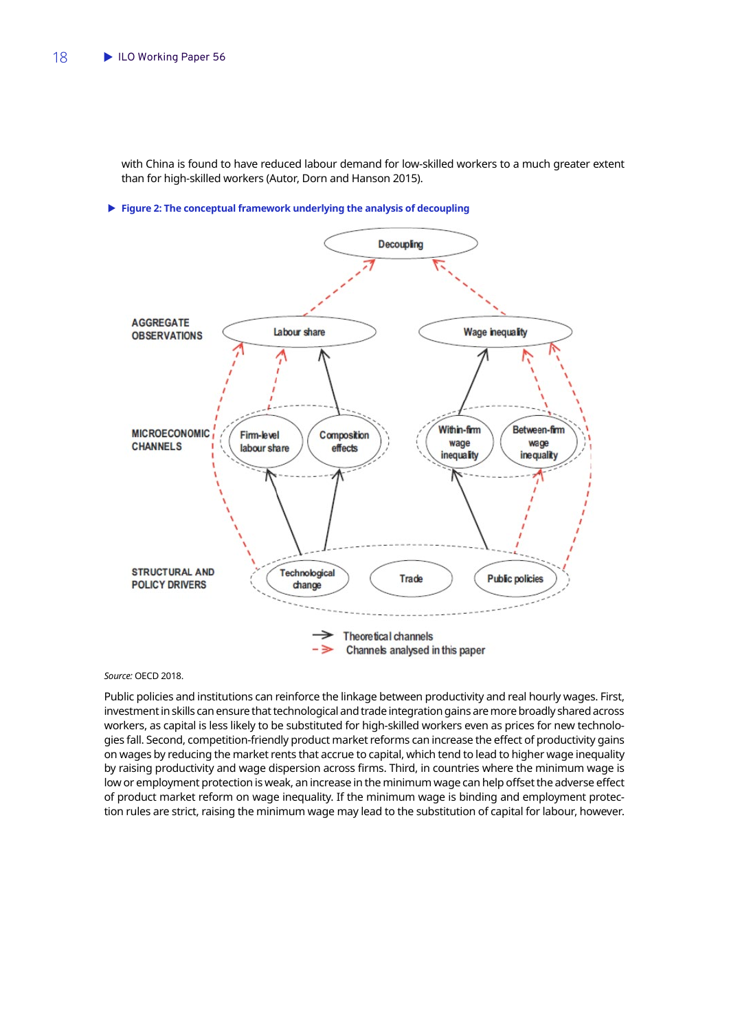with China is found to have reduced labour demand for low-skilled workers to a much greater extent than for high-skilled workers (Autor, Dorn and Hanson 2015).

**Figure 2: The conceptual framework underlying the analysis of decoupling**

Source: OECD 2018.

Public policies and institutions can reinforce the linkage between productivity and real hourly wages. First, investment in skills can ensure that technological and trade integration gains are more broadly shared across workers, as capital is less likely to be substituted for high-skilled workers even as prices for new technologies fall. Second, competition-friendly product market reforms can increase the effect of productivity gains on wages by reducing the market rents that accrue to capital, which tend to lead to higher wage inequality by raising productivity and wage dispersion across firms. Third, in countries where the minimum wage is low or employment protection is weak, an increase in the minimum wage can help offset the adverse effect of product market reform on wage inequality. If the minimum wage is binding and employment protection rules are strict, raising the minimum wage may lead to the substitution of capital for labour, however.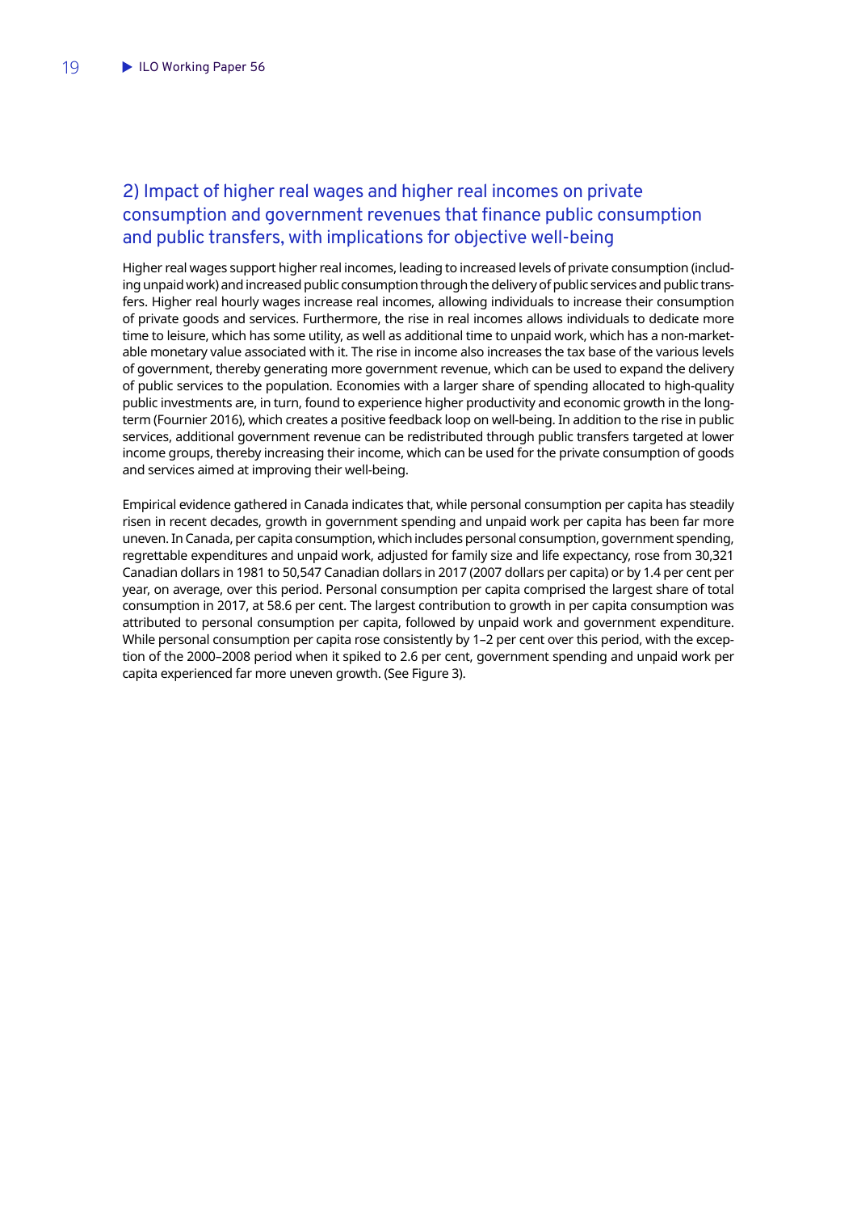### 2) Impact of higher real wages and higher real incomes on private consumption and government revenues that finance public consumption and public transfers, with implications for objective well-being

Higher real wages support higher real incomes, leading to increased levels of private consumption (including unpaid work) and increased public consumption through the delivery of public services and public transfers. Higher real hourly wages increase real incomes, allowing individuals to increase their consumption of private goods and services. Furthermore, the rise in real incomes allows individuals to dedicate more time to leisure, which has some utility, as well as additional time to unpaid work, which has a non-marketable monetary value associated with it. The rise in income also increases the tax base of the various levels of government, thereby generating more government revenue, which can be used to expand the delivery of public services to the population. Economies with a larger share of spending allocated to high-quality public investments are, in turn, found to experience higher productivity and economic growth in the long-term (Fournier 2016), which creates a positive feedback loop on well-being. In addition to the rise in public services, additional government revenue can be redistributed through public transfers targeted at lower income groups, thereby increasing their income, which can be used for the private consumption of goods and services aimed at improving their well-being.

Empirical evidence gathered in Canada indicates that, while personal consumption per capita has steadily risen in recent decades, growth in government spending and unpaid work per capita has been far more uneven. In Canada, per capita consumption, which includes personal consumption, government spending, regrettable expenditures and unpaid work, adjusted for family size and life expectancy, rose from 30,321 Canadian dollars in 1981 to 50,547 Canadian dollars in 2017 (2007 dollars per capita) or by 1.4 per cent per year, on average, over this period. Personal consumption per capita comprised the largest share of total consumption in 2017, at 58.6 per cent. The largest contribution to growth in per capita consumption was attributed to personal consumption per capita, followed by unpaid work and government expenditure. While personal consumption per capita rose consistently by 1–2 per cent over this period, with the exception of the 2000–2008 period when it spiked to 2.6 per cent, government spending and unpaid work per capita experienced far more uneven growth. (See Figure 3).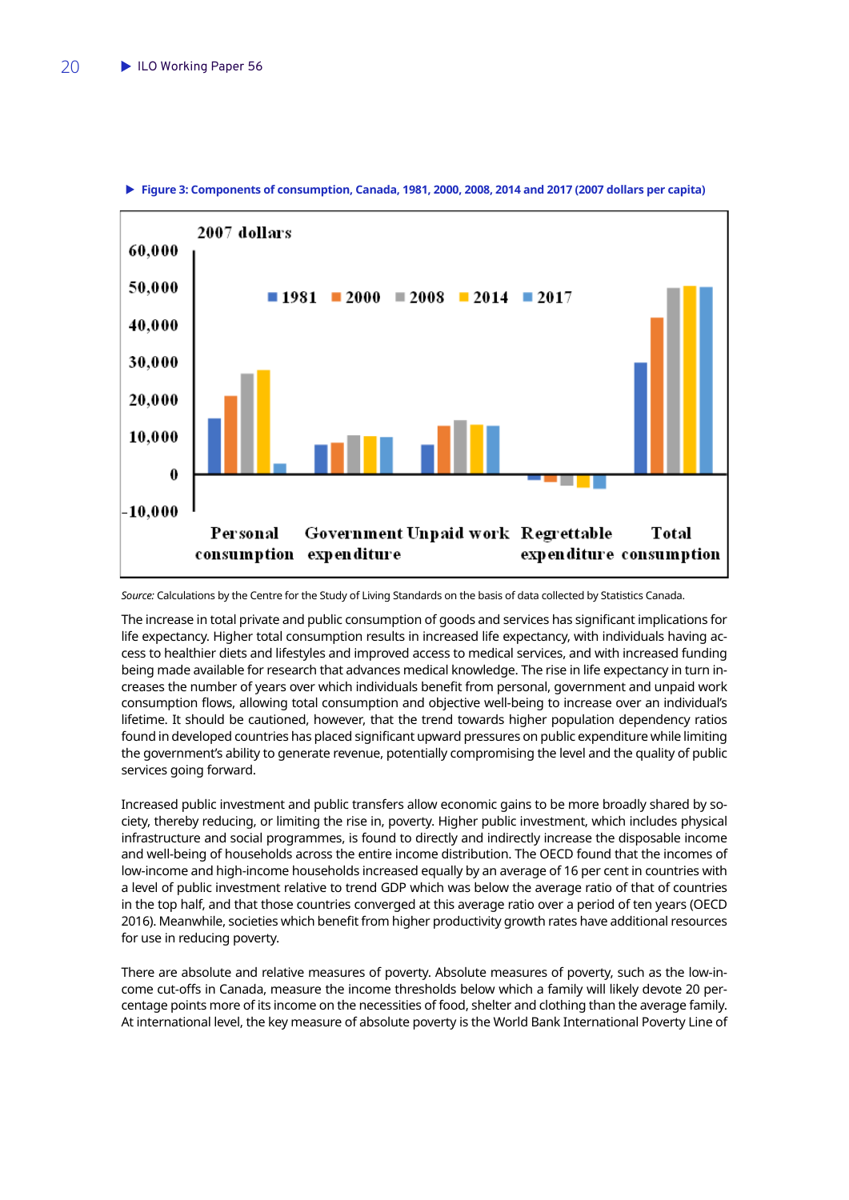**Figure 3: Components of consumption, Canada, 1981, 2000, 2008, 2014 and 2017 (2007 dollars per capita)**

*Source:* Calculations by the Centre for the Study of Living Standards on the basis of data collected by Statistics Canada.

The increase in total private and public consumption of goods and services has significant implications for life expectancy. Higher total consumption results in increased life expectancy, with individuals having access to healthier diets and lifestyles and improved access to medical services, and with increased funding being made available for research that advances medical knowledge. The rise in life expectancy in turn increases the number of years over which individuals benefit from personal, government and unpaid work consumption flows, allowing total consumption and objective well-being to increase over an individual's lifetime. It should be cautioned, however, that the trend towards higher population dependency ratios found in developed countries has placed significant upward pressures on public expenditure while limiting the government's ability to generate revenue, potentially compromising the level and the quality of public services going forward.

Increased public investment and public transfers allow economic gains to be more broadly shared by society, thereby reducing, or limiting the rise in, poverty. Higher public investment, which includes physical infrastructure and social programmes, is found to directly and indirectly increase the disposable income and well-being of households across the entire income distribution. The OECD found that the incomes of low-income and high-income households increased equally by an average of 16 per cent in countries with a level of public investment relative to trend GDP which was below the average ratio of that of countries in the top half, and that those countries converged at this average ratio over a period of ten years (OECD 2016). Meanwhile, societies which benefit from higher productivity growth rates have additional resources for use in reducing poverty.

There are absolute and relative measures of poverty. Absolute measures of poverty, such as the low-income cut-offs in Canada, measure the income thresholds below which a family will likely devote 20 percentage points more of its income on the necessities of food, shelter and clothing than the average family. At international level, the key measure of absolute poverty is the World Bank International Poverty Line of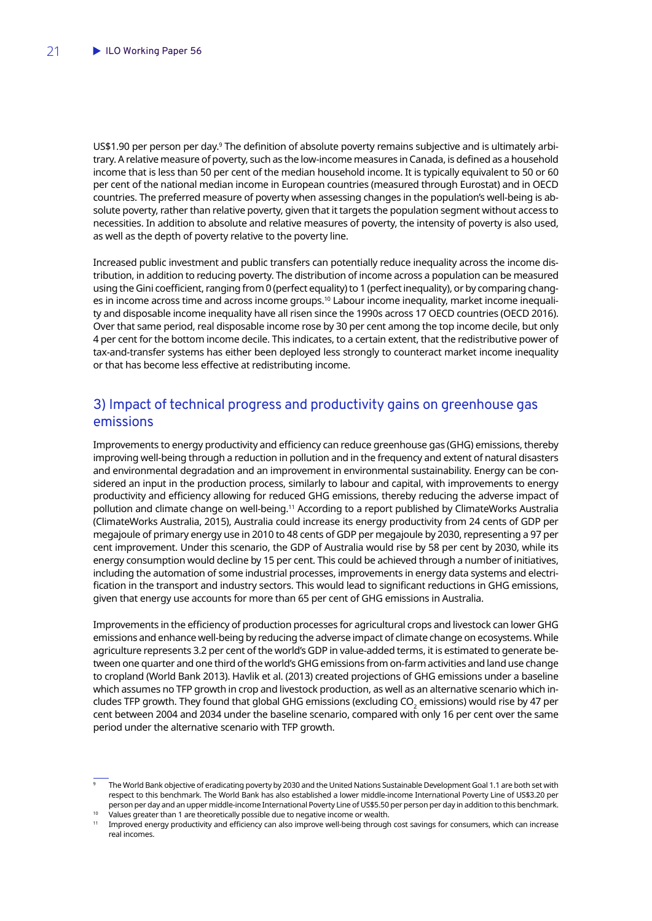US$1.90 per person per day.[9] The definition of absolute poverty remains subjective and is ultimately arbitrary. A relative measure of poverty, such as the low-income measures in Canada, is defined as a household income that is less than 50 per cent of the median household income. It is typically equivalent to 50 or 60 per cent of the national median income in European countries (measured through Eurostat) and in OECD countries. The preferred measure of poverty when assessing changes in the population's well-being is absolute poverty, rather than relative poverty, given that it targets the population segment without access to necessities. In addition to absolute and relative measures of poverty, the intensity of poverty is also used, as well as the depth of poverty relative to the poverty line.

Increased public investment and public transfers can potentially reduce inequality across the income distribution, in addition to reducing poverty. The distribution of income across a population can be measured using the Gini coefficient, ranging from 0 (perfect equality) to 1 (perfect inequality), or by comparing changes in income across time and across income groups.[10] Labour income inequality, market income inequality and disposable income inequality have all risen since the 1990s across 17 OECD countries (OECD 2016). Over that same period, real disposable income rose by 30 per cent among the top income decile, but only 4 per cent for the bottom income decile. This indicates, to a certain extent, that the redistributive power of tax-and-transfer systems has either been deployed less strongly to counteract market income inequality or that has become less effective at redistributing income.

## 3) Impact of technical progress and productivity gains on greenhouse gas emissions

Improvements to energy productivity and efficiency can reduce greenhouse gas (GHG) emissions, thereby improving well-being through a reduction in pollution and in the frequency and extent of natural disasters and environmental degradation and an improvement in environmental sustainability. Energy can be considered an input in the production process, similarly to labour and capital, with improvements to energy productivity and efficiency allowing for reduced GHG emissions, thereby reducing the adverse impact of pollution and climate change on well-being.[11] According to a report published by ClimateWorks Australia (ClimateWorks Australia, 2015), Australia could increase its energy productivity from 24 cents of GDP per megajoule of primary energy use in 2010 to 48 cents of GDP per megajoule by 2030, representing a 97 per cent improvement. Under this scenario, the GDP of Australia would rise by 58 per cent by 2030, while its energy consumption would decline by 15 per cent. This could be achieved through a number of initiatives, including the automation of some industrial processes, improvements in energy data systems and electrification in the transport and industry sectors. This would lead to significant reductions in GHG emissions, given that energy use accounts for more than 65 per cent of GHG emissions in Australia.

Improvements in the efficiency of production processes for agricultural crops and livestock can lower GHG emissions and enhance well-being by reducing the adverse impact of climate change on ecosystems. While agriculture represents 3.2 per cent of the world's GDP in value-added terms, it is estimated to generate between one quarter and one third of the world's GHG emissions from on-farm activities and land use change to cropland (World Bank 2013). Havlik et al. (2013) created projections of GHG emissions under a baseline which assumes no TFP growth in crop and livestock production, as well as an alternative scenario which includes TFP growth. They found that global GHG emissions (excluding $CO_2$ emissions) would rise by 47 per cent between 2004 and 2034 under the baseline scenario, compared with only 16 per cent over the same period under the alternative scenario with TFP growth.

---

[9] The World Bank objective of eradicating poverty by 2030 and the United Nations Sustainable Development Goal 1.1 are both set with respect to this benchmark. The World Bank has also established a lower middle-income International Poverty Line of US$3.20 per person per day and an upper middle-income International Poverty Line of US$5.50 per person per day in addition to this benchmark.

[10] Values greater than 1 are theoretically possible due to negative income or wealth.

[11] Improved energy productivity and efficiency can also improve well-being through cost savings for consumers, which can increase real incomes.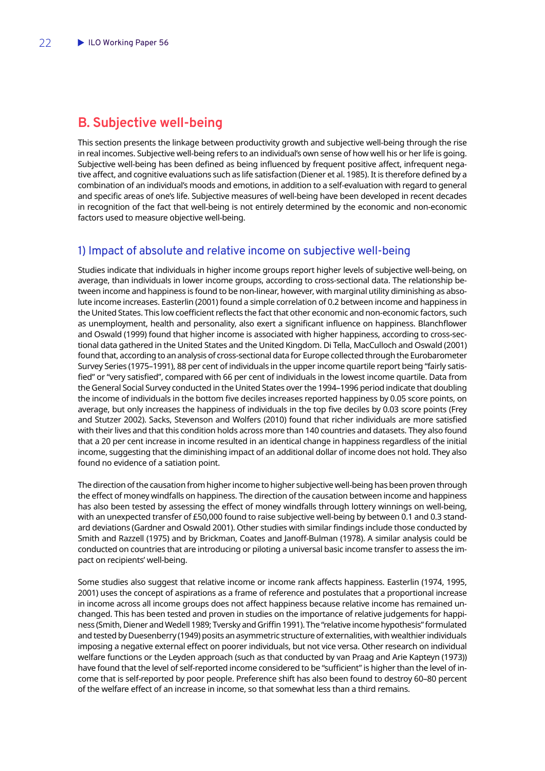## B. Subjective well-being

This section presents the linkage between productivity growth and subjective well-being through the rise in real incomes. Subjective well-being refers to an individual's own sense of how well his or her life is going. Subjective well-being has been defined as being influenced by frequent positive affect, infrequent negative affect, and cognitive evaluations such as life satisfaction (Diener et al. 1985). It is therefore defined by a combination of an individual's moods and emotions, in addition to a self-evaluation with regard to general and specific areas of one's life. Subjective measures of well-being have been developed in recent decades in recognition of the fact that well-being is not entirely determined by the economic and non-economic factors used to measure objective well-being.

### 1) Impact of absolute and relative income on subjective well-being

Studies indicate that individuals in higher income groups report higher levels of subjective well-being, on average, than individuals in lower income groups, according to cross-sectional data. The relationship between income and happiness is found to be non-linear, however, with marginal utility diminishing as absolute income increases. Easterlin (2001) found a simple correlation of 0.2 between income and happiness in the United States. This low coefficient reflects the fact that other economic and non-economic factors, such as unemployment, health and personality, also exert a significant influence on happiness. Blanchflower and Oswald (1999) found that higher income is associated with higher happiness, according to cross-sectional data gathered in the United States and the United Kingdom. Di Tella, MacCulloch and Oswald (2001) found that, according to an analysis of cross-sectional data for Europe collected through the Eurobarometer Survey Series (1975–1991), 88 per cent of individuals in the upper income quartile report being "fairly satisfied" or "very satisfied", compared with 66 per cent of individuals in the lowest income quartile. Data from the General Social Survey conducted in the United States over the 1994–1996 period indicate that doubling the income of individuals in the bottom five deciles increases reported happiness by 0.05 score points, on average, but only increases the happiness of individuals in the top five deciles by 0.03 score points (Frey and Stutzer 2002). Sacks, Stevenson and Wolfers (2010) found that richer individuals are more satisfied with their lives and that this condition holds across more than 140 countries and datasets. They also found that a 20 per cent increase in income resulted in an identical change in happiness regardless of the initial income, suggesting that the diminishing impact of an additional dollar of income does not hold. They also found no evidence of a satiation point.

The direction of the causation from higher income to higher subjective well-being has been proven through the effect of money windfalls on happiness. The direction of the causation between income and happiness has also been tested by assessing the effect of money windfalls through lottery winnings on well-being, with an unexpected transfer of £50,000 found to raise subjective well-being by between 0.1 and 0.3 standard deviations (Gardner and Oswald 2001). Other studies with similar findings include those conducted by Smith and Razzell (1975) and by Brickman, Coates and Janoff-Bulman (1978). A similar analysis could be conducted on countries that are introducing or piloting a universal basic income transfer to assess the impact on recipients' well-being.

Some studies also suggest that relative income or income rank affects happiness. Easterlin (1974, 1995, 2001) uses the concept of aspirations as a frame of reference and postulates that a proportional increase in income across all income groups does not affect happiness because relative income has remained unchanged. This has been tested and proven in studies on the importance of relative judgements for happiness (Smith, Diener and Wedell 1989; Tversky and Griffin 1991). The "relative income hypothesis" formulated and tested by Duesenberry (1949) posits an asymmetric structure of externalities, with wealthier individuals imposing a negative external effect on poorer individuals, but not vice versa. Other research on individual welfare functions or the Leyden approach (such as that conducted by van Praag and Arie Kapteyn (1973)) have found that the level of self-reported income considered to be "sufficient" is higher than the level of income that is self-reported by poor people. Preference shift has also been found to destroy 60–80 percent of the welfare effect of an increase in income, so that somewhat less than a third remains.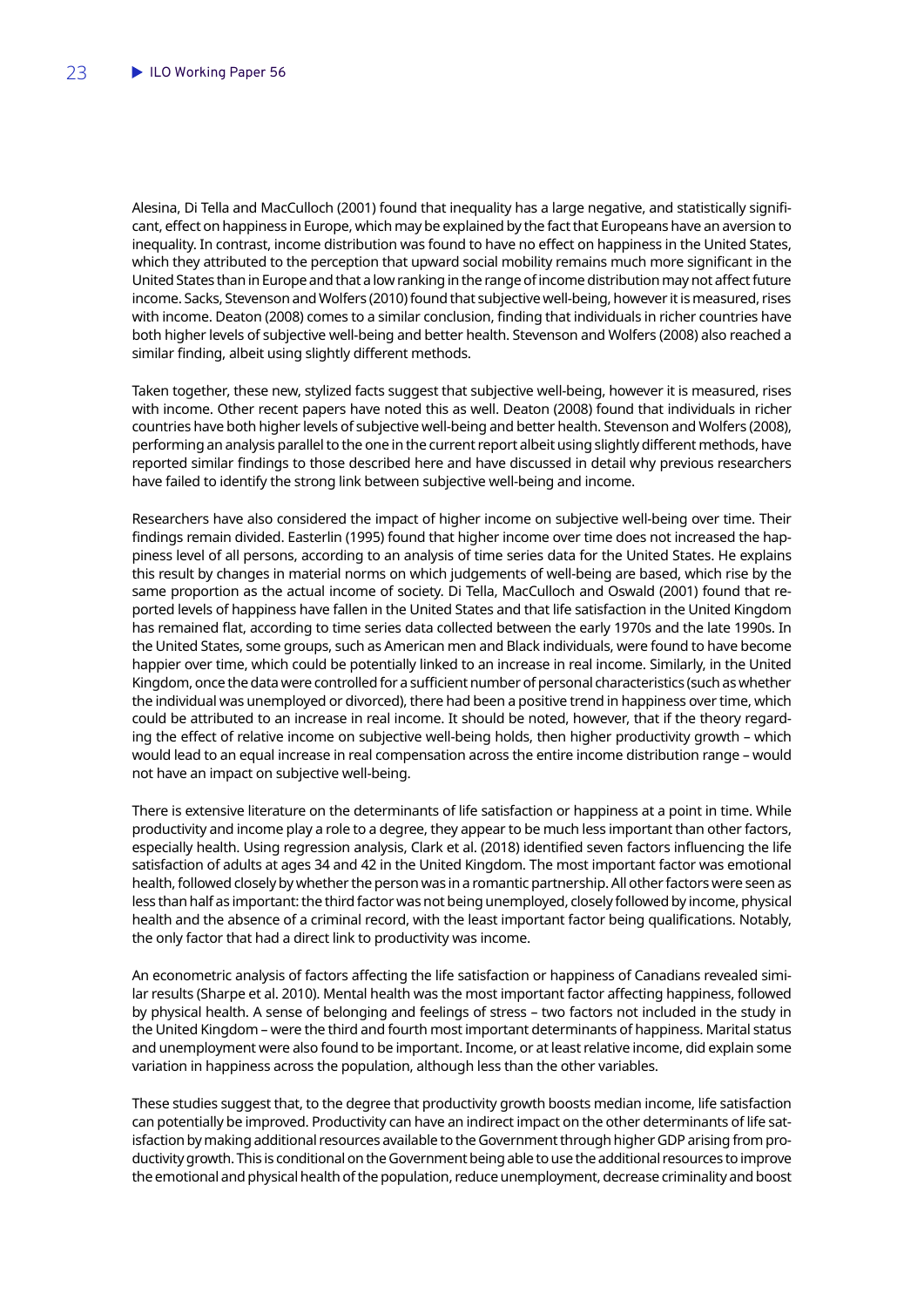Alesina, Di Tella and MacCulloch (2001) found that inequality has a large negative, and statistically significant, effect on happiness in Europe, which may be explained by the fact that Europeans have an aversion to inequality. In contrast, income distribution was found to have no effect on happiness in the United States, which they attributed to the perception that upward social mobility remains much more significant in the United States than in Europe and that a low ranking in the range of income distribution may not affect future income. Sacks, Stevenson and Wolfers (2010) found that subjective well-being, however it is measured, rises with income. Deaton (2008) comes to a similar conclusion, finding that individuals in richer countries have both higher levels of subjective well-being and better health. Stevenson and Wolfers (2008) also reached a similar finding, albeit using slightly different methods.

Taken together, these new, stylized facts suggest that subjective well-being, however it is measured, rises with income. Other recent papers have noted this as well. Deaton (2008) found that individuals in richer countries have both higher levels of subjective well-being and better health. Stevenson and Wolfers (2008), performing an analysis parallel to the one in the current report albeit using slightly different methods, have reported similar findings to those described here and have discussed in detail why previous researchers have failed to identify the strong link between subjective well-being and income.

Researchers have also considered the impact of higher income on subjective well-being over time. Their findings remain divided. Easterlin (1995) found that higher income over time does not increased the happiness level of all persons, according to an analysis of time series data for the United States. He explains this result by changes in material norms on which judgements of well-being are based, which rise by the same proportion as the actual income of society. Di Tella, MacCulloch and Oswald (2001) found that reported levels of happiness have fallen in the United States and that life satisfaction in the United Kingdom has remained flat, according to time series data collected between the early 1970s and the late 1990s. In the United States, some groups, such as American men and Black individuals, were found to have become happier over time, which could be potentially linked to an increase in real income. Similarly, in the United Kingdom, once the data were controlled for a sufficient number of personal characteristics (such as whether the individual was unemployed or divorced), there had been a positive trend in happiness over time, which could be attributed to an increase in real income. It should be noted, however, that if the theory regarding the effect of relative income on subjective well-being holds, then higher productivity growth – which would lead to an equal increase in real compensation across the entire income distribution range – would not have an impact on subjective well-being.

There is extensive literature on the determinants of life satisfaction or happiness at a point in time. While productivity and income play a role to a degree, they appear to be much less important than other factors, especially health. Using regression analysis, Clark et al. (2018) identified seven factors influencing the life satisfaction of adults at ages 34 and 42 in the United Kingdom. The most important factor was emotional health, followed closely by whether the person was in a romantic partnership. All other factors were seen as less than half as important: the third factor was not being unemployed, closely followed by income, physical health and the absence of a criminal record, with the least important factor being qualifications. Notably, the only factor that had a direct link to productivity was income.

An econometric analysis of factors affecting the life satisfaction or happiness of Canadians revealed similar results (Sharpe et al. 2010). Mental health was the most important factor affecting happiness, followed by physical health. A sense of belonging and feelings of stress – two factors not included in the study in the United Kingdom – were the third and fourth most important determinants of happiness. Marital status and unemployment were also found to be important. Income, or at least relative income, did explain some variation in happiness across the population, although less than the other variables.

These studies suggest that, to the degree that productivity growth boosts median income, life satisfaction can potentially be improved. Productivity can have an indirect impact on the other determinants of life satisfaction by making additional resources available to the Government through higher GDP arising from productivity growth. This is conditional on the Government being able to use the additional resources to improve the emotional and physical health of the population, reduce unemployment, decrease criminality and boost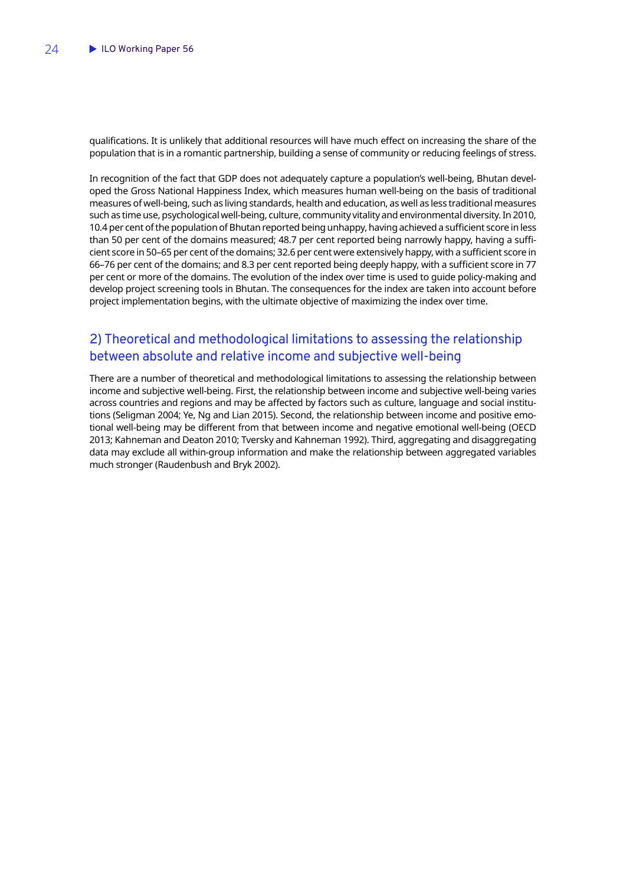qualifications. It is unlikely that additional resources will have much effect on increasing the share of the population that is in a romantic partnership, building a sense of community or reducing feelings of stress.

In recognition of the fact that GDP does not adequately capture a population's well-being, Bhutan developed the Gross National Happiness Index, which measures human well-being on the basis of traditional measures of well-being, such as living standards, health and education, as well as less traditional measures such as time use, psychological well-being, culture, community vitality and environmental diversity. In 2010, 10.4 per cent of the population of Bhutan reported being unhappy, having achieved a sufficient score in less than 50 per cent of the domains measured; 48.7 per cent reported being narrowly happy, having a sufficient score in 50–65 per cent of the domains; 32.6 per cent were extensively happy, with a sufficient score in 66–76 per cent of the domains; and 8.3 per cent reported being deeply happy, with a sufficient score in 77 per cent or more of the domains. The evolution of the index over time is used to guide policy-making and develop project screening tools in Bhutan. The consequences for the index are taken into account before project implementation begins, with the ultimate objective of maximizing the index over time.

## 2) Theoretical and methodological limitations to assessing the relationship between absolute and relative income and subjective well-being

There are a number of theoretical and methodological limitations to assessing the relationship between income and subjective well-being. First, the relationship between income and subjective well-being varies across countries and regions and may be affected by factors such as culture, language and social institutions (Seligman 2004; Ye, Ng and Lian 2015). Second, the relationship between income and positive emotional well-being may be different from that between income and negative emotional well-being (OECD 2013; Kahneman and Deaton 2010; Tversky and Kahneman 1992). Third, aggregating and disaggregating data may exclude all within-group information and make the relationship between aggregated variables much stronger (Raudenbush and Bryk 2002).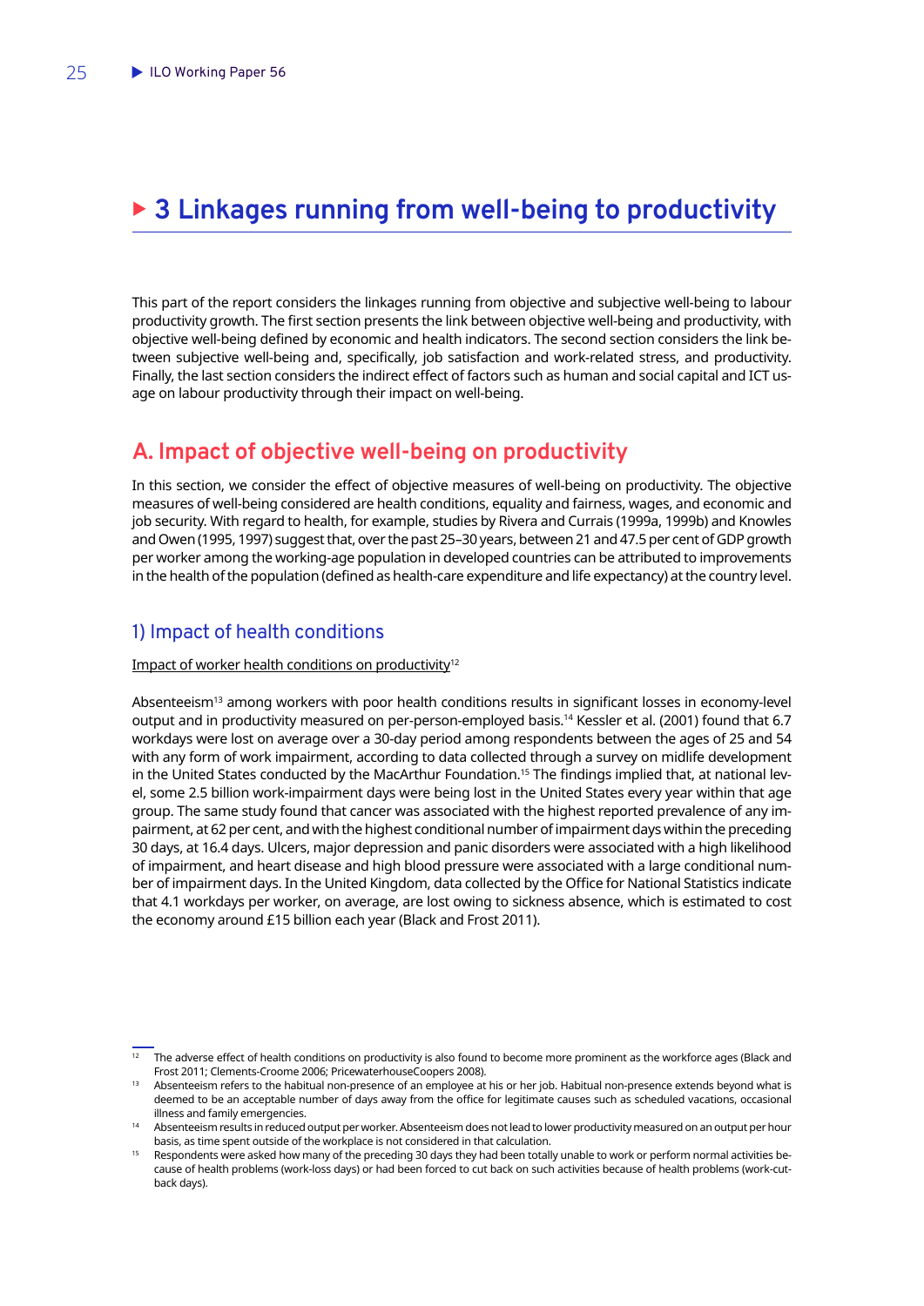# 3 Linkages running from well-being to productivity

This part of the report considers the linkages running from objective and subjective well-being to labour productivity growth. The first section presents the link between objective well-being and productivity, with objective well-being defined by economic and health indicators. The second section considers the link between subjective well-being and, specifically, job satisfaction and work-related stress, and productivity. Finally, the last section considers the indirect effect of factors such as human and social capital and ICT usage on labour productivity through their impact on well-being.

## A. Impact of objective well-being on productivity

In this section, we consider the effect of objective measures of well-being on productivity. The objective measures of well-being considered are health conditions, equality and fairness, wages, and economic and job security. With regard to health, for example, studies by Rivera and Currais (1999a, 1999b) and Knowles and Owen (1995, 1997) suggest that, over the past 25–30 years, between 21 and 47.5 per cent of GDP growth per worker among the working-age population in developed countries can be attributed to improvements in the health of the population (defined as health-care expenditure and life expectancy) at the country level.

### 1) Impact of health conditions

Impact of worker health conditions on productivity[12]

Absenteeism[13] among workers with poor health conditions results in significant losses in economy-level output and in productivity measured on per-person-employed basis.[14] Kessler et al. (2001) found that 6.7 workdays were lost on average over a 30-day period among respondents between the ages of 25 and 54 with any form of work impairment, according to data collected through a survey on midlife development in the United States conducted by the MacArthur Foundation.[15] The findings implied that, at national level, some 2.5 billion work-impairment days were being lost in the United States every year within that age group. The same study found that cancer was associated with the highest reported prevalence of any impairment, at 62 per cent, and with the highest conditional number of impairment days within the preceding 30 days, at 16.4 days. Ulcers, major depression and panic disorders were associated with a high likelihood of impairment, and heart disease and high blood pressure were associated with a large conditional number of impairment days. In the United Kingdom, data collected by the Office for National Statistics indicate that 4.1 workdays per worker, on average, are lost owing to sickness absence, which is estimated to cost the economy around £15 billion each year (Black and Frost 2011).

---

[12] The adverse effect of health conditions on productivity is also found to become more prominent as the workforce ages (Black and Frost 2011; Clements-Croome 2006; PricewaterhouseCoopers 2008).

[13] Absenteeism refers to the habitual non-presence of an employee at his or her job. Habitual non-presence extends beyond what is deemed to be an acceptable number of days away from the office for legitimate causes such as scheduled vacations, occasional illness and family emergencies.

[14] Absenteeism results in reduced output per worker. Absenteeism does not lead to lower productivity measured on an output per hour basis, as time spent outside of the workplace is not considered in that calculation.

[15] Respondents were asked how many of the preceding 30 days they had been totally unable to work or perform normal activities because of health problems (work-loss days) or had been forced to cut back on such activities because of health problems (work-cutback days).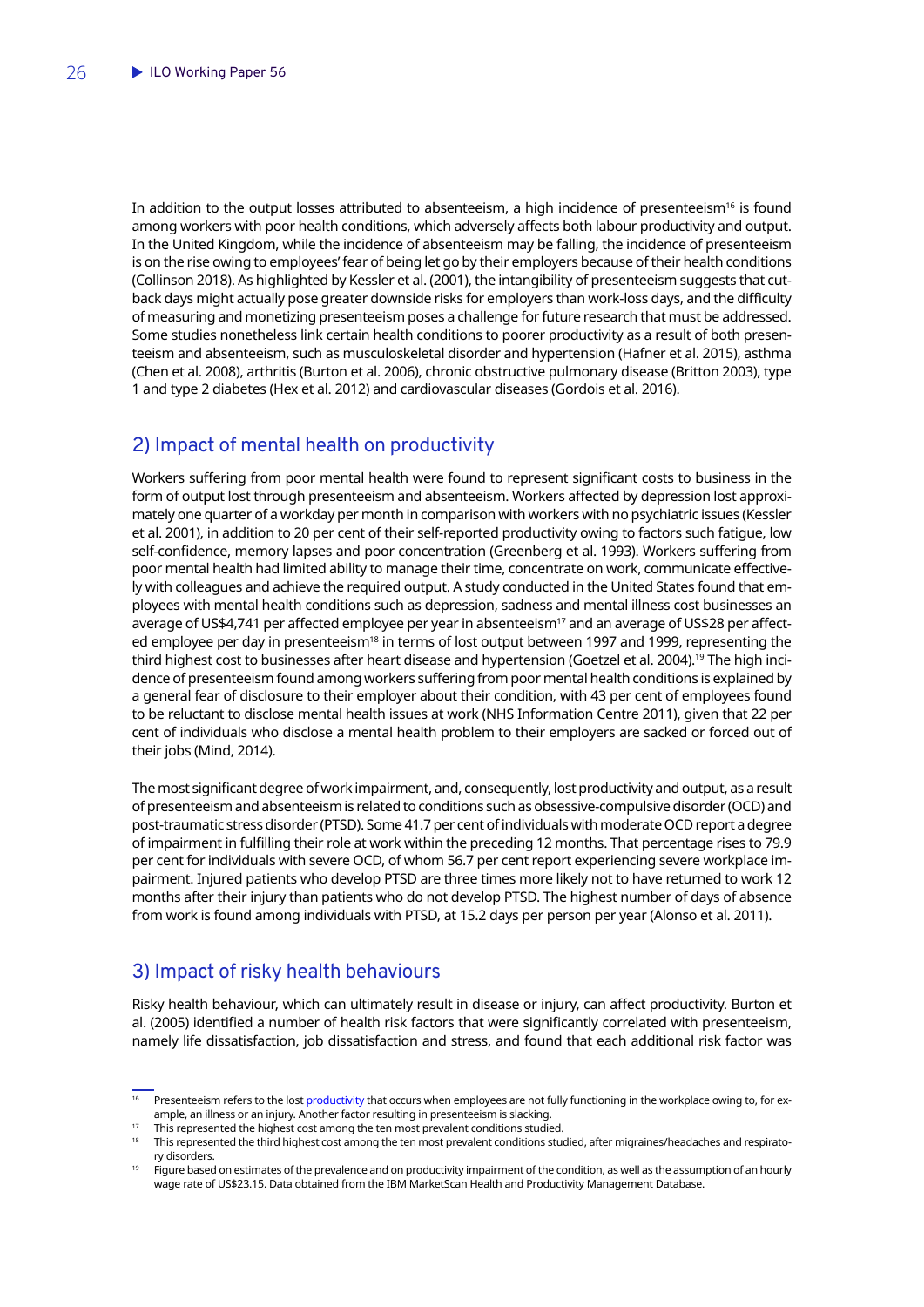In addition to the output losses attributed to absenteeism, a high incidence of presenteeism[16] is found among workers with poor health conditions, which adversely affects both labour productivity and output. In the United Kingdom, while the incidence of absenteeism may be falling, the incidence of presenteeism is on the rise owing to employees' fear of being let go by their employers because of their health conditions (Collinson 2018). As highlighted by Kessler et al. (2001), the intangibility of presenteeism suggests that cut-back days might actually pose greater downside risks for employers than work-loss days, and the difficulty of measuring and monetizing presenteeism poses a challenge for future research that must be addressed. Some studies nonetheless link certain health conditions to poorer productivity as a result of both presenteeism and absenteeism, such as musculoskeletal disorder and hypertension (Hafner et al. 2015), asthma (Chen et al. 2008), arthritis (Burton et al. 2006), chronic obstructive pulmonary disease (Britton 2003), type 1 and type 2 diabetes (Hex et al. 2012) and cardiovascular diseases (Gordois et al. 2016).

## 2) Impact of mental health on productivity

Workers suffering from poor mental health were found to represent significant costs to business in the form of output lost through presenteeism and absenteeism. Workers affected by depression lost approximately one quarter of a workday per month in comparison with workers with no psychiatric issues (Kessler et al. 2001), in addition to 20 per cent of their self-reported productivity owing to factors such fatigue, low self-confidence, memory lapses and poor concentration (Greenberg et al. 1993). Workers suffering from poor mental health had limited ability to manage their time, concentrate on work, communicate effectively with colleagues and achieve the required output. A study conducted in the United States found that employees with mental health conditions such as depression, sadness and mental illness cost businesses an average of US$4,741 per affected employee per year in absenteeism[17] and an average of US$28 per affected employee per day in presenteeism[18] in terms of lost output between 1997 and 1999, representing the third highest cost to businesses after heart disease and hypertension (Goetzel et al. 2004).[19] The high incidence of presenteeism found among workers suffering from poor mental health conditions is explained by a general fear of disclosure to their employer about their condition, with 43 per cent of employees found to be reluctant to disclose mental health issues at work (NHS Information Centre 2011), given that 22 per cent of individuals who disclose a mental health problem to their employers are sacked or forced out of their jobs (Mind, 2014).

The most significant degree of work impairment, and, consequently, lost productivity and output, as a result of presenteeism and absenteeism is related to conditions such as obsessive-compulsive disorder (OCD) and post-traumatic stress disorder (PTSD). Some 41.7 per cent of individuals with moderate OCD report a degree of impairment in fulfilling their role at work within the preceding 12 months. That percentage rises to 79.9 per cent for individuals with severe OCD, of whom 56.7 per cent report experiencing severe workplace impairment. Injured patients who develop PTSD are three times more likely not to have returned to work 12 months after their injury than patients who do not develop PTSD. The highest number of days of absence from work is found among individuals with PTSD, at 15.2 days per person per year (Alonso et al. 2011).

## 3) Impact of risky health behaviours

Risky health behaviour, which can ultimately result in disease or injury, can affect productivity. Burton et al. (2005) identified a number of health risk factors that were significantly correlated with presenteeism, namely life dissatisfaction, job dissatisfaction and stress, and found that each additional risk factor was

---

[16] Presenteeism refers to the lost productivity that occurs when employees are not fully functioning in the workplace owing to, for example, an illness or an injury. Another factor resulting in presenteeism is slacking.

[17] This represented the highest cost among the ten most prevalent conditions studied.

[18] This represented the third highest cost among the ten most prevalent conditions studied, after migraines/headaches and respiratory disorders.

[19] Figure based on estimates of the prevalence and on productivity impairment of the condition, as well as the assumption of an hourly wage rate of US$23.15. Data obtained from the IBM MarketScan Health and Productivity Management Database.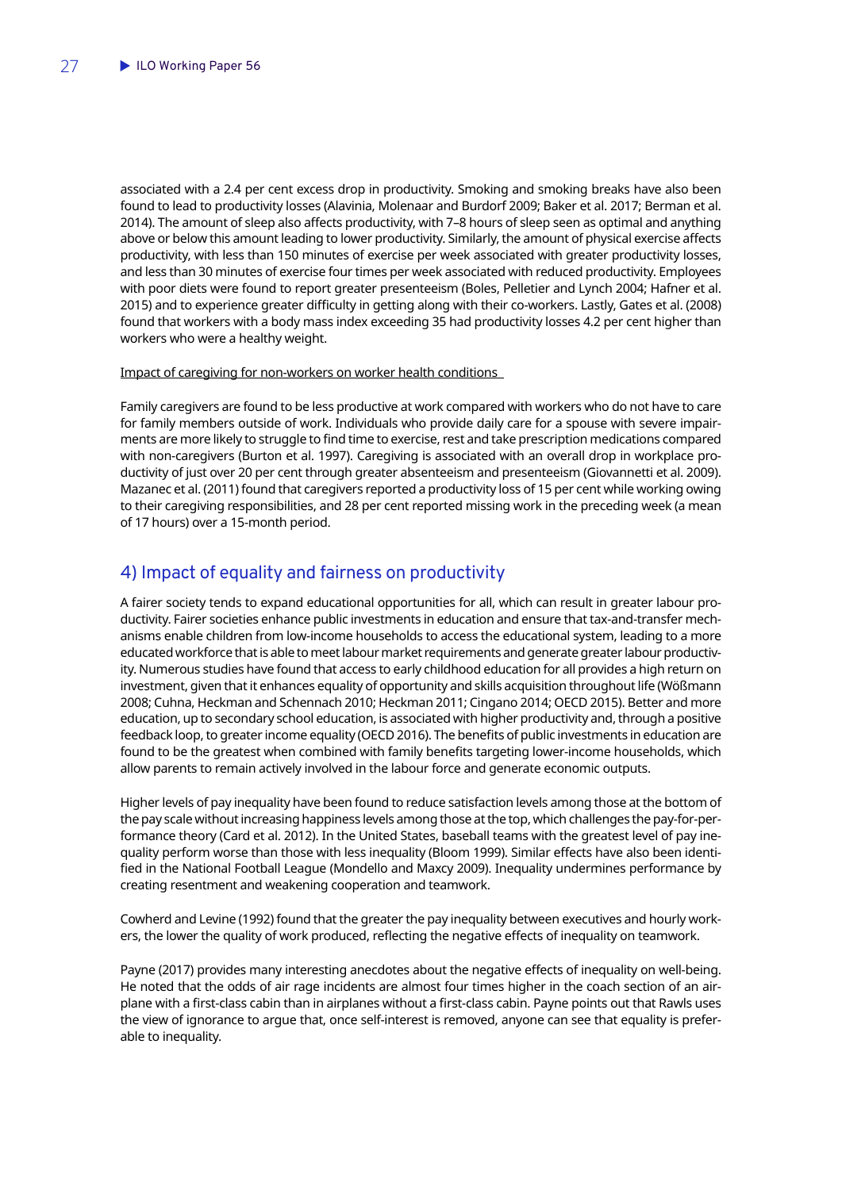associated with a 2.4 per cent excess drop in productivity. Smoking and smoking breaks have also been found to lead to productivity losses (Alavinia, Molenaar and Burdorf 2009; Baker et al. 2017; Berman et al. 2014). The amount of sleep also affects productivity, with 7–8 hours of sleep seen as optimal and anything above or below this amount leading to lower productivity. Similarly, the amount of physical exercise affects productivity, with less than 150 minutes of exercise per week associated with greater productivity losses, and less than 30 minutes of exercise four times per week associated with reduced productivity. Employees with poor diets were found to report greater presenteeism (Boles, Pelletier and Lynch 2004; Hafner et al. 2015) and to experience greater difficulty in getting along with their co-workers. Lastly, Gates et al. (2008) found that workers with a body mass index exceeding 35 had productivity losses 4.2 per cent higher than workers who were a healthy weight.

Impact of caregiving for non-workers on worker health conditions

Family caregivers are found to be less productive at work compared with workers who do not have to care for family members outside of work. Individuals who provide daily care for a spouse with severe impairments are more likely to struggle to find time to exercise, rest and take prescription medications compared with non-caregivers (Burton et al. 1997). Caregiving is associated with an overall drop in workplace productivity of just over 20 per cent through greater absenteeism and presenteeism (Giovannetti et al. 2009). Mazanec et al. (2011) found that caregivers reported a productivity loss of 15 per cent while working owing to their caregiving responsibilities, and 28 per cent reported missing work in the preceding week (a mean of 17 hours) over a 15-month period.

## 4) Impact of equality and fairness on productivity

A fairer society tends to expand educational opportunities for all, which can result in greater labour productivity. Fairer societies enhance public investments in education and ensure that tax-and-transfer mechanisms enable children from low-income households to access the educational system, leading to a more educated workforce that is able to meet labour market requirements and generate greater labour productivity. Numerous studies have found that access to early childhood education for all provides a high return on investment, given that it enhances equality of opportunity and skills acquisition throughout life (Wößmann 2008; Cuhna, Heckman and Schennach 2010; Heckman 2011; Cingano 2014; OECD 2015). Better and more education, up to secondary school education, is associated with higher productivity and, through a positive feedback loop, to greater income equality (OECD 2016). The benefits of public investments in education are found to be the greatest when combined with family benefits targeting lower-income households, which allow parents to remain actively involved in the labour force and generate economic outputs.

Higher levels of pay inequality have been found to reduce satisfaction levels among those at the bottom of the pay scale without increasing happiness levels among those at the top, which challenges the pay-for-performance theory (Card et al. 2012). In the United States, baseball teams with the greatest level of pay inequality perform worse than those with less inequality (Bloom 1999). Similar effects have also been identified in the National Football League (Mondello and Maxcy 2009). Inequality undermines performance by creating resentment and weakening cooperation and teamwork.

Cowherd and Levine (1992) found that the greater the pay inequality between executives and hourly workers, the lower the quality of work produced, reflecting the negative effects of inequality on teamwork.

Payne (2017) provides many interesting anecdotes about the negative effects of inequality on well-being. He noted that the odds of air rage incidents are almost four times higher in the coach section of an airplane with a first-class cabin than in airplanes without a first-class cabin. Payne points out that Rawls uses the view of ignorance to argue that, once self-interest is removed, anyone can see that equality is preferable to inequality.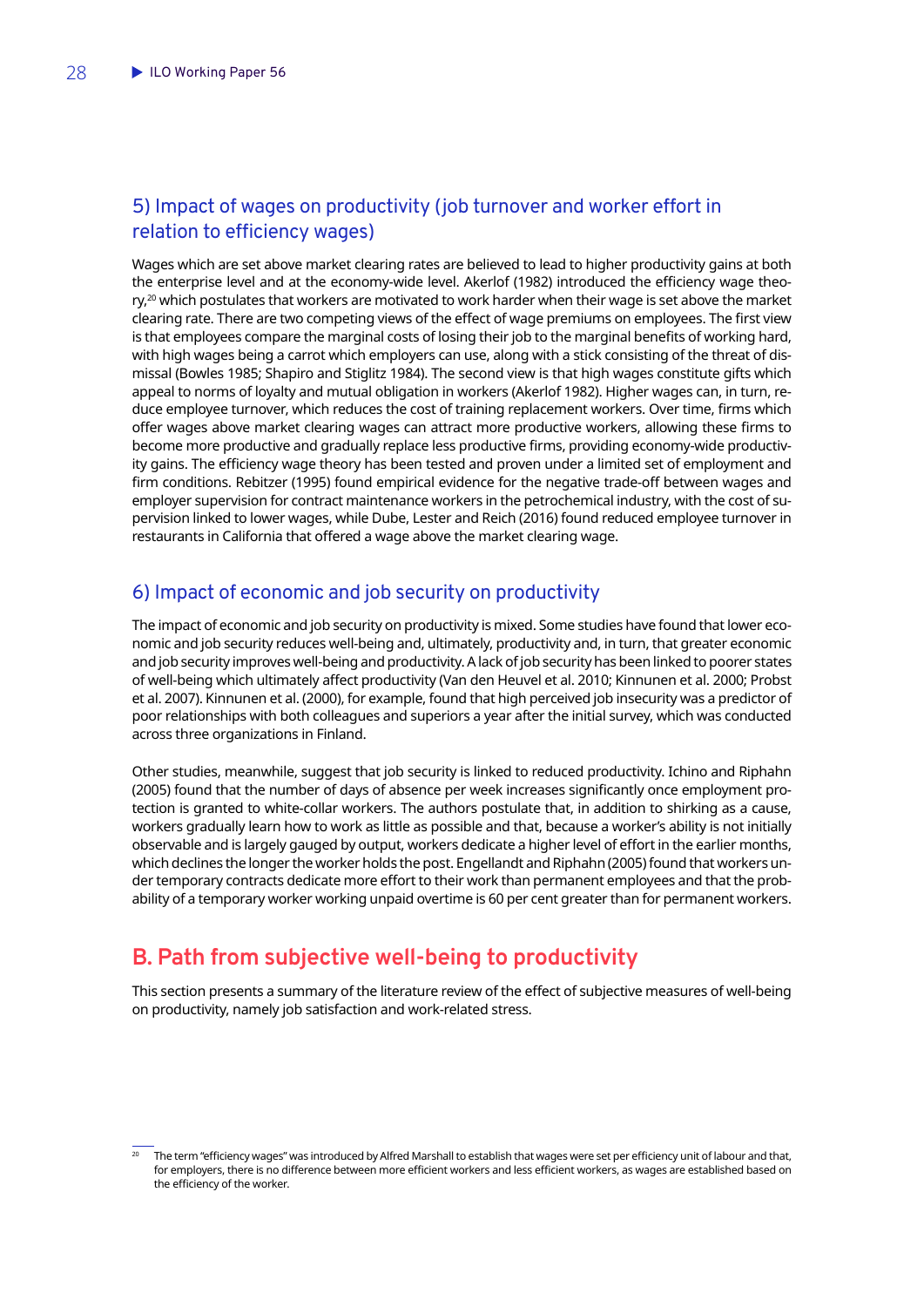### 5) Impact of wages on productivity (job turnover and worker effort in relation to efficiency wages)

Wages which are set above market clearing rates are believed to lead to higher productivity gains at both the enterprise level and at the economy-wide level. Akerlof (1982) introduced the efficiency wage theory,[20] which postulates that workers are motivated to work harder when their wage is set above the market clearing rate. There are two competing views of the effect of wage premiums on employees. The first view is that employees compare the marginal costs of losing their job to the marginal benefits of working hard, with high wages being a carrot which employers can use, along with a stick consisting of the threat of dismissal (Bowles 1985; Shapiro and Stiglitz 1984). The second view is that high wages constitute gifts which appeal to norms of loyalty and mutual obligation in workers (Akerlof 1982). Higher wages can, in turn, reduce employee turnover, which reduces the cost of training replacement workers. Over time, firms which offer wages above market clearing wages can attract more productive workers, allowing these firms to become more productive and gradually replace less productive firms, providing economy-wide productivity gains. The efficiency wage theory has been tested and proven under a limited set of employment and firm conditions. Rebitzer (1995) found empirical evidence for the negative trade-off between wages and employer supervision for contract maintenance workers in the petrochemical industry, with the cost of supervision linked to lower wages, while Dube, Lester and Reich (2016) found reduced employee turnover in restaurants in California that offered a wage above the market clearing wage.

### 6) Impact of economic and job security on productivity

The impact of economic and job security on productivity is mixed. Some studies have found that lower economic and job security reduces well-being and, ultimately, productivity and, in turn, that greater economic and job security improves well-being and productivity. A lack of job security has been linked to poorer states of well-being which ultimately affect productivity (Van den Heuvel et al. 2010; Kinnunen et al. 2000; Probst et al. 2007). Kinnunen et al. (2000), for example, found that high perceived job insecurity was a predictor of poor relationships with both colleagues and superiors a year after the initial survey, which was conducted across three organizations in Finland.

Other studies, meanwhile, suggest that job security is linked to reduced productivity. Ichino and Riphahn (2005) found that the number of days of absence per week increases significantly once employment protection is granted to white-collar workers. The authors postulate that, in addition to shirking as a cause, workers gradually learn how to work as little as possible and that, because a worker's ability is not initially observable and is largely gauged by output, workers dedicate a higher level of effort in the earlier months, which declines the longer the worker holds the post. Engellandt and Riphahn (2005) found that workers under temporary contracts dedicate more effort to their work than permanent employees and that the probability of a temporary worker working unpaid overtime is 60 per cent greater than for permanent workers.

## B. Path from subjective well-being to productivity

This section presents a summary of the literature review of the effect of subjective measures of well-being on productivity, namely job satisfaction and work-related stress.

---

[20] The term "efficiency wages" was introduced by Alfred Marshall to establish that wages were set per efficiency unit of labour and that, for employers, there is no difference between more efficient workers and less efficient workers, as wages are established based on the efficiency of the worker.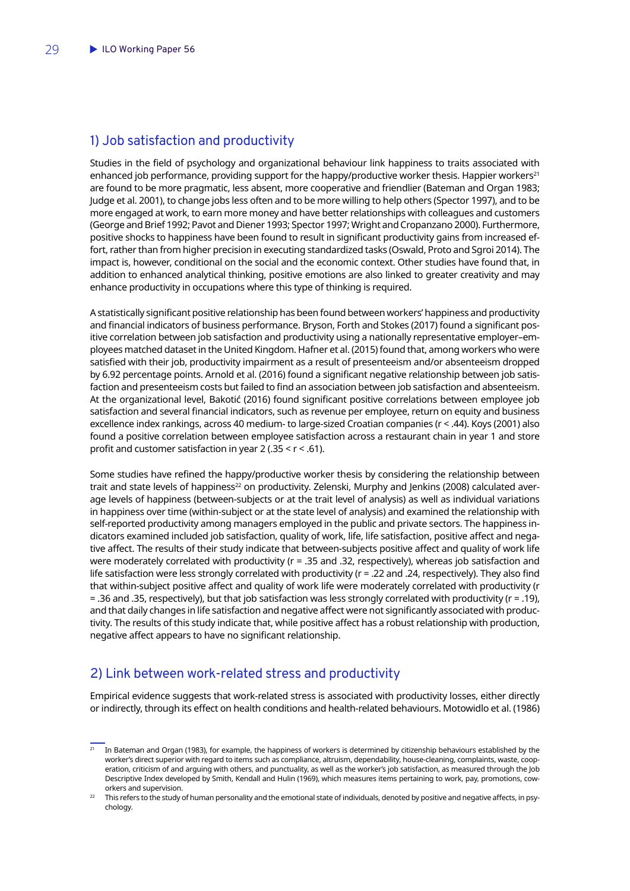## 1) Job satisfaction and productivity

Studies in the field of psychology and organizational behaviour link happiness to traits associated with enhanced job performance, providing support for the happy/productive worker thesis. Happier workers[21] are found to be more pragmatic, less absent, more cooperative and friendlier (Bateman and Organ 1983; Judge et al. 2001), to change jobs less often and to be more willing to help others (Spector 1997), and to be more engaged at work, to earn more money and have better relationships with colleagues and customers (George and Brief 1992; Pavot and Diener 1993; Spector 1997; Wright and Cropanzano 2000). Furthermore, positive shocks to happiness have been found to result in significant productivity gains from increased effort, rather than from higher precision in executing standardized tasks (Oswald, Proto and Sgroi 2014). The impact is, however, conditional on the social and the economic context. Other studies have found that, in addition to enhanced analytical thinking, positive emotions are also linked to greater creativity and may enhance productivity in occupations where this type of thinking is required.

A statistically significant positive relationship has been found between workers' happiness and productivity and financial indicators of business performance. Bryson, Forth and Stokes (2017) found a significant positive correlation between job satisfaction and productivity using a nationally representative employer–employees matched dataset in the United Kingdom. Hafner et al. (2015) found that, among workers who were satisfied with their job, productivity impairment as a result of presenteeism and/or absenteeism dropped by 6.92 percentage points. Arnold et al. (2016) found a significant negative relationship between job satisfaction and presenteeism costs but failed to find an association between job satisfaction and absenteeism. At the organizational level, Bakotić (2016) found significant positive correlations between employee job satisfaction and several financial indicators, such as revenue per employee, return on equity and business excellence index rankings, across 40 medium- to large-sized Croatian companies ($r < .44$). Koys (2001) also found a positive correlation between employee satisfaction across a restaurant chain in year 1 and store profit and customer satisfaction in year 2 ($.35 < r < .61$).

Some studies have refined the happy/productive worker thesis by considering the relationship between trait and state levels of happiness[22] on productivity. Zelenski, Murphy and Jenkins (2008) calculated average levels of happiness (between-subjects or at the trait level of analysis) as well as individual variations in happiness over time (within-subject or at the state level of analysis) and examined the relationship with self-reported productivity among managers employed in the public and private sectors. The happiness indicators examined included job satisfaction, quality of work, life, life satisfaction, positive affect and negative affect. The results of their study indicate that between-subjects positive affect and quality of work life were moderately correlated with productivity ($r = .35$ and $.32$, respectively), whereas job satisfaction and life satisfaction were less strongly correlated with productivity ($r = .22$ and $.24$, respectively). They also find that within-subject positive affect and quality of work life were moderately correlated with productivity ($r = .36$ and $.35$, respectively), but that job satisfaction was less strongly correlated with productivity ($r = .19$), and that daily changes in life satisfaction and negative affect were not significantly associated with productivity. The results of this study indicate that, while positive affect has a robust relationship with production, negative affect appears to have no significant relationship.

## 2) Link between work-related stress and productivity

Empirical evidence suggests that work-related stress is associated with productivity losses, either directly or indirectly, through its effect on health conditions and health-related behaviours. Motowidlo et al. (1986)

[21] In Bateman and Organ (1983), for example, the happiness of workers is determined by citizenship behaviours established by the worker's direct superior with regard to items such as compliance, altruism, dependability, house-cleaning, complaints, waste, cooperation, criticism of and arguing with others, and punctuality, as well as the worker's job satisfaction, as measured through the Job Descriptive Index developed by Smith, Kendall and Hulin (1969), which measures items pertaining to work, pay, promotions, coworkers and supervision.

[22] This refers to the study of human personality and the emotional state of individuals, denoted by positive and negative affects, in psychology.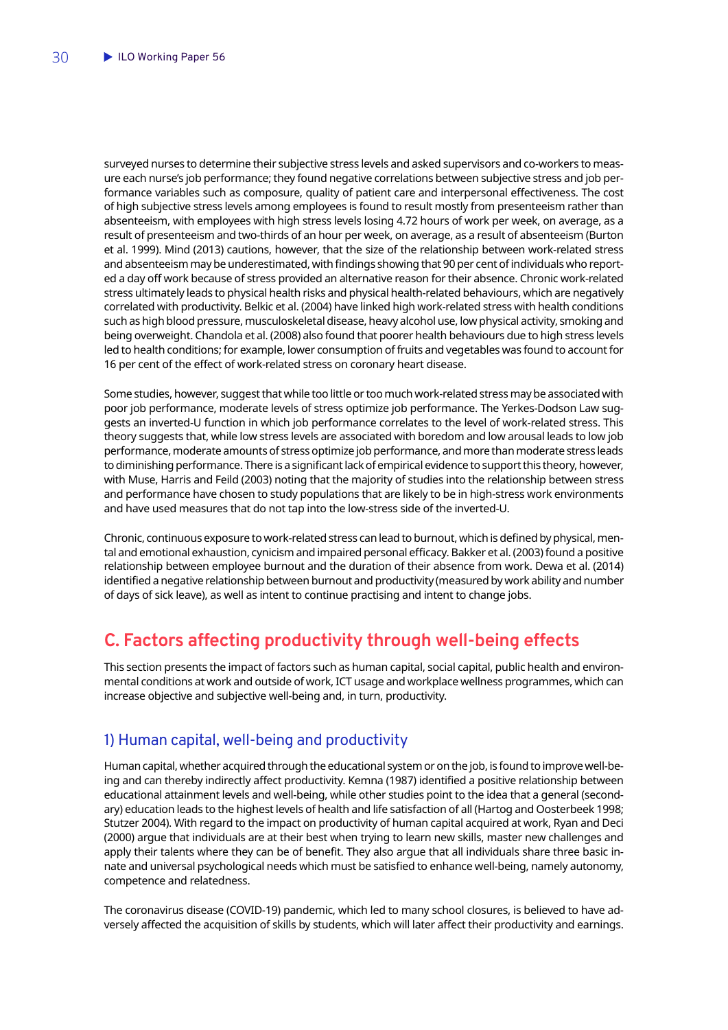surveyed nurses to determine their subjective stress levels and asked supervisors and co-workers to measure each nurse's job performance; they found negative correlations between subjective stress and job performance variables such as composure, quality of patient care and interpersonal effectiveness. The cost of high subjective stress levels among employees is found to result mostly from presenteeism rather than absenteeism, with employees with high stress levels losing 4.72 hours of work per week, on average, as a result of presenteeism and two-thirds of an hour per week, on average, as a result of absenteeism (Burton et al. 1999). Mind (2013) cautions, however, that the size of the relationship between work-related stress and absenteeism may be underestimated, with findings showing that 90 per cent of individuals who reported a day off work because of stress provided an alternative reason for their absence. Chronic work-related stress ultimately leads to physical health risks and physical health-related behaviours, which are negatively correlated with productivity. Belkic et al. (2004) have linked high work-related stress with health conditions such as high blood pressure, musculoskeletal disease, heavy alcohol use, low physical activity, smoking and being overweight. Chandola et al. (2008) also found that poorer health behaviours due to high stress levels led to health conditions; for example, lower consumption of fruits and vegetables was found to account for 16 per cent of the effect of work-related stress on coronary heart disease.

Some studies, however, suggest that while too little or too much work-related stress may be associated with poor job performance, moderate levels of stress optimize job performance. The Yerkes-Dodson Law suggests an inverted-U function in which job performance correlates to the level of work-related stress. This theory suggests that, while low stress levels are associated with boredom and low arousal leads to low job performance, moderate amounts of stress optimize job performance, and more than moderate stress leads to diminishing performance. There is a significant lack of empirical evidence to support this theory, however, with Muse, Harris and Feild (2003) noting that the majority of studies into the relationship between stress and performance have chosen to study populations that are likely to be in high-stress work environments and have used measures that do not tap into the low-stress side of the inverted-U.

Chronic, continuous exposure to work-related stress can lead to burnout, which is defined by physical, mental and emotional exhaustion, cynicism and impaired personal efficacy. Bakker et al. (2003) found a positive relationship between employee burnout and the duration of their absence from work. Dewa et al. (2014) identified a negative relationship between burnout and productivity (measured by work ability and number of days of sick leave), as well as intent to continue practising and intent to change jobs.

## C. Factors affecting productivity through well-being effects

This section presents the impact of factors such as human capital, social capital, public health and environmental conditions at work and outside of work, ICT usage and workplace wellness programmes, which can increase objective and subjective well-being and, in turn, productivity.

### 1) Human capital, well-being and productivity

Human capital, whether acquired through the educational system or on the job, is found to improve well-being and can thereby indirectly affect productivity. Kemna (1987) identified a positive relationship between educational attainment levels and well-being, while other studies point to the idea that a general (secondary) education leads to the highest levels of health and life satisfaction of all (Hartog and Oosterbeek 1998; Stutzer 2004). With regard to the impact on productivity of human capital acquired at work, Ryan and Deci (2000) argue that individuals are at their best when trying to learn new skills, master new challenges and apply their talents where they can be of benefit. They also argue that all individuals share three basic innate and universal psychological needs which must be satisfied to enhance well-being, namely autonomy, competence and relatedness.

The coronavirus disease (COVID-19) pandemic, which led to many school closures, is believed to have adversely affected the acquisition of skills by students, which will later affect their productivity and earnings.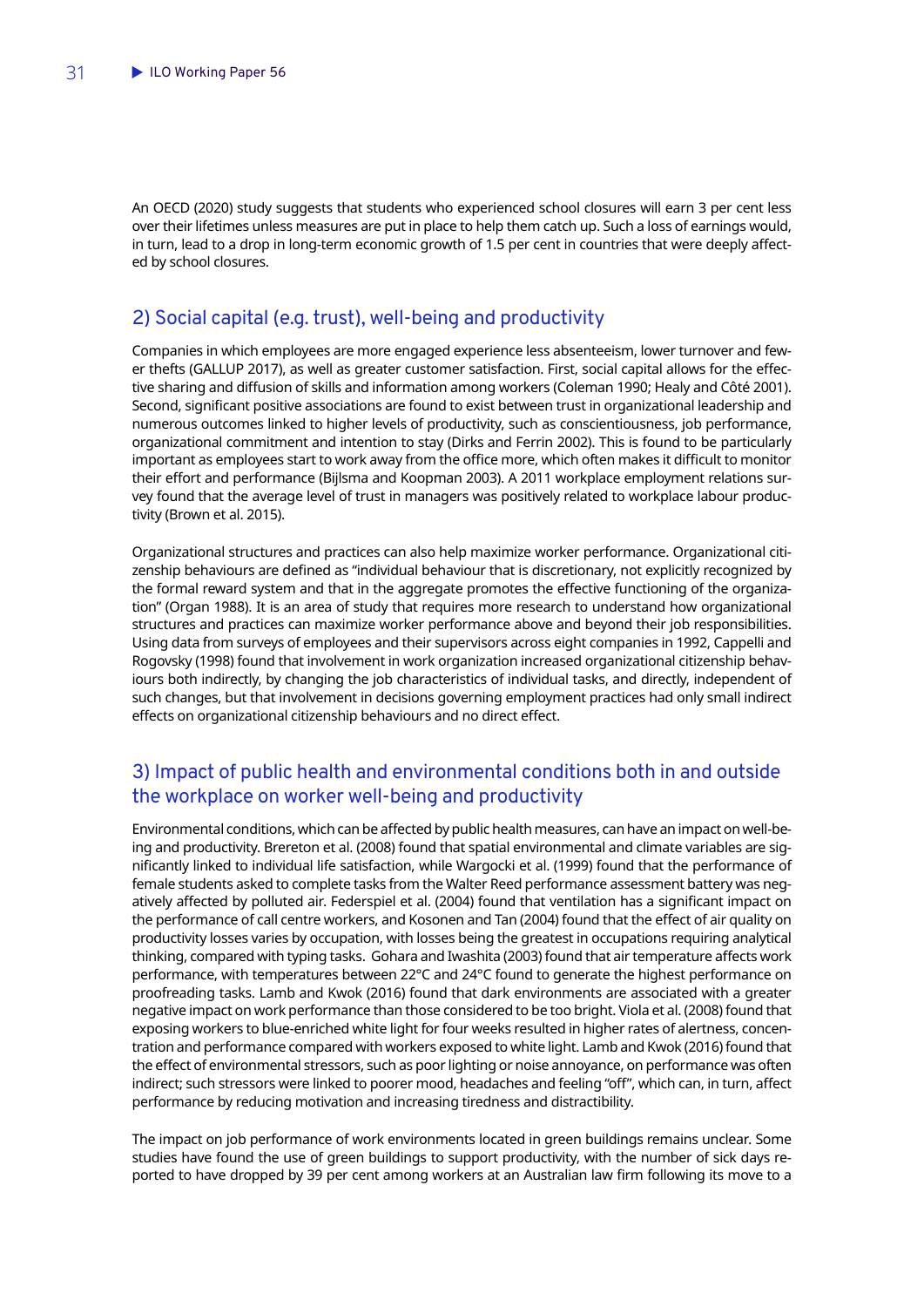An OECD (2020) study suggests that students who experienced school closures will earn 3 per cent less over their lifetimes unless measures are put in place to help them catch up. Such a loss of earnings would, in turn, lead to a drop in long-term economic growth of 1.5 per cent in countries that were deeply affected by school closures.

### 2) Social capital (e.g. trust), well-being and productivity

Companies in which employees are more engaged experience less absenteeism, lower turnover and fewer thefts (GALLUP 2017), as well as greater customer satisfaction. First, social capital allows for the effective sharing and diffusion of skills and information among workers (Coleman 1990; Healy and Côté 2001). Second, significant positive associations are found to exist between trust in organizational leadership and numerous outcomes linked to higher levels of productivity, such as conscientiousness, job performance, organizational commitment and intention to stay (Dirks and Ferrin 2002). This is found to be particularly important as employees start to work away from the office more, which often makes it difficult to monitor their effort and performance (Bijlsma and Koopman 2003). A 2011 workplace employment relations survey found that the average level of trust in managers was positively related to workplace labour productivity (Brown et al. 2015).

Organizational structures and practices can also help maximize worker performance. Organizational citizenship behaviours are defined as "individual behaviour that is discretionary, not explicitly recognized by the formal reward system and that in the aggregate promotes the effective functioning of the organization" (Organ 1988). It is an area of study that requires more research to understand how organizational structures and practices can maximize worker performance above and beyond their job responsibilities. Using data from surveys of employees and their supervisors across eight companies in 1992, Cappelli and Rogovsky (1998) found that involvement in work organization increased organizational citizenship behaviours both indirectly, by changing the job characteristics of individual tasks, and directly, independent of such changes, but that involvement in decisions governing employment practices had only small indirect effects on organizational citizenship behaviours and no direct effect.

### 3) Impact of public health and environmental conditions both in and outside the workplace on worker well-being and productivity

Environmental conditions, which can be affected by public health measures, can have an impact on well-being and productivity. Brereton et al. (2008) found that spatial environmental and climate variables are significantly linked to individual life satisfaction, while Wargocki et al. (1999) found that the performance of female students asked to complete tasks from the Walter Reed performance assessment battery was negatively affected by polluted air. Federspiel et al. (2004) found that ventilation has a significant impact on the performance of call centre workers, and Kosonen and Tan (2004) found that the effect of air quality on productivity losses varies by occupation, with losses being the greatest in occupations requiring analytical thinking, compared with typing tasks. Gohara and Iwashita (2003) found that air temperature affects work performance, with temperatures between 22°C and 24°C found to generate the highest performance on proofreading tasks. Lamb and Kwok (2016) found that dark environments are associated with a greater negative impact on work performance than those considered to be too bright. Viola et al. (2008) found that exposing workers to blue-enriched white light for four weeks resulted in higher rates of alertness, concentration and performance compared with workers exposed to white light. Lamb and Kwok (2016) found that the effect of environmental stressors, such as poor lighting or noise annoyance, on performance was often indirect; such stressors were linked to poorer mood, headaches and feeling "off", which can, in turn, affect performance by reducing motivation and increasing tiredness and distractibility.

The impact on job performance of work environments located in green buildings remains unclear. Some studies have found the use of green buildings to support productivity, with the number of sick days reported to have dropped by 39 per cent among workers at an Australian law firm following its move to a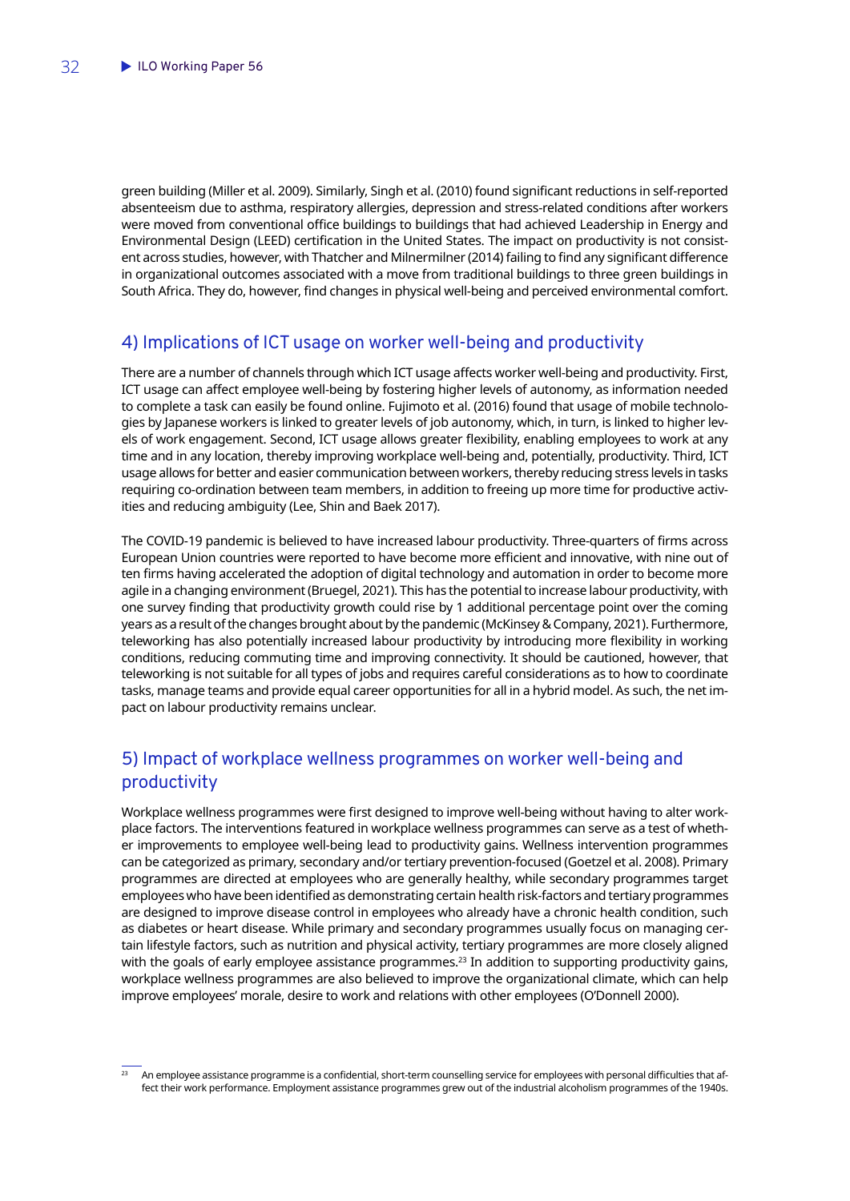green building (Miller et al. 2009). Similarly, Singh et al. (2010) found significant reductions in self-reported absenteeism due to asthma, respiratory allergies, depression and stress-related conditions after workers were moved from conventional office buildings to buildings that had achieved Leadership in Energy and Environmental Design (LEED) certification in the United States. The impact on productivity is not consistent across studies, however, with Thatcher and Milnermilner (2014) failing to find any significant difference in organizational outcomes associated with a move from traditional buildings to three green buildings in South Africa. They do, however, find changes in physical well-being and perceived environmental comfort.

### 4) Implications of ICT usage on worker well-being and productivity

There are a number of channels through which ICT usage affects worker well-being and productivity. First, ICT usage can affect employee well-being by fostering higher levels of autonomy, as information needed to complete a task can easily be found online. Fujimoto et al. (2016) found that usage of mobile technologies by Japanese workers is linked to greater levels of job autonomy, which, in turn, is linked to higher levels of work engagement. Second, ICT usage allows greater flexibility, enabling employees to work at any time and in any location, thereby improving workplace well-being and, potentially, productivity. Third, ICT usage allows for better and easier communication between workers, thereby reducing stress levels in tasks requiring co-ordination between team members, in addition to freeing up more time for productive activities and reducing ambiguity (Lee, Shin and Baek 2017).

The COVID-19 pandemic is believed to have increased labour productivity. Three-quarters of firms across European Union countries were reported to have become more efficient and innovative, with nine out of ten firms having accelerated the adoption of digital technology and automation in order to become more agile in a changing environment (Bruegel, 2021). This has the potential to increase labour productivity, with one survey finding that productivity growth could rise by 1 additional percentage point over the coming years as a result of the changes brought about by the pandemic (McKinsey & Company, 2021). Furthermore, teleworking has also potentially increased labour productivity by introducing more flexibility in working conditions, reducing commuting time and improving connectivity. It should be cautioned, however, that teleworking is not suitable for all types of jobs and requires careful considerations as to how to coordinate tasks, manage teams and provide equal career opportunities for all in a hybrid model. As such, the net impact on labour productivity remains unclear.

### 5) Impact of workplace wellness programmes on worker well-being and productivity

Workplace wellness programmes were first designed to improve well-being without having to alter workplace factors. The interventions featured in workplace wellness programmes can serve as a test of whether improvements to employee well-being lead to productivity gains. Wellness intervention programmes can be categorized as primary, secondary and/or tertiary prevention-focused (Goetzel et al. 2008). Primary programmes are directed at employees who are generally healthy, while secondary programmes target employees who have been identified as demonstrating certain health risk-factors and tertiary programmes are designed to improve disease control in employees who already have a chronic health condition, such as diabetes or heart disease. While primary and secondary programmes usually focus on managing certain lifestyle factors, such as nutrition and physical activity, tertiary programmes are more closely aligned with the goals of early employee assistance programmes.[23] In addition to supporting productivity gains, workplace wellness programmes are also believed to improve the organizational climate, which can help improve employees' morale, desire to work and relations with other employees (O'Donnell 2000).

[23] An employee assistance programme is a confidential, short-term counselling service for employees with personal difficulties that affect their work performance. Employment assistance programmes grew out of the industrial alcoholism programmes of the 1940s.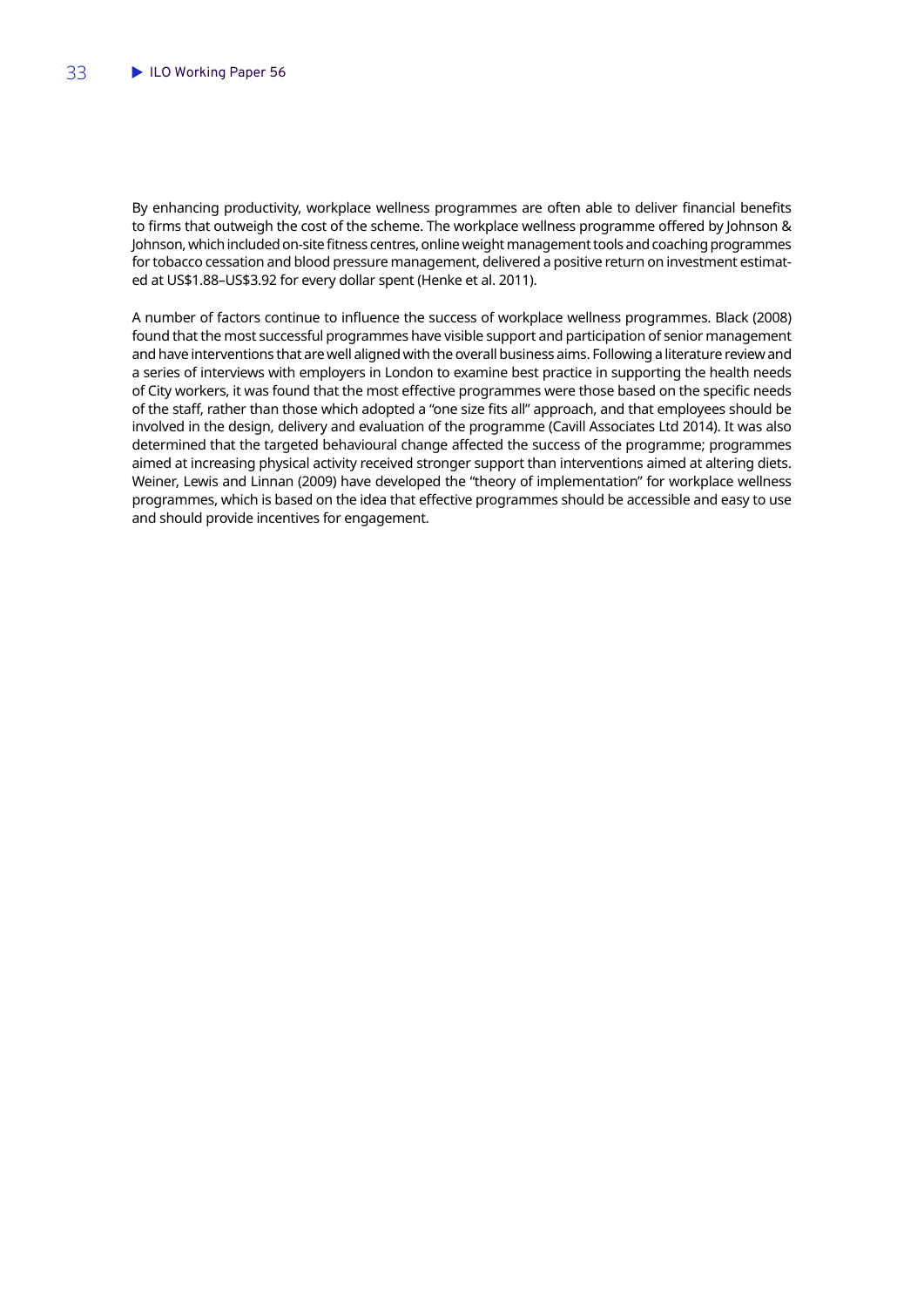By enhancing productivity, workplace wellness programmes are often able to deliver financial benefits to firms that outweigh the cost of the scheme. The workplace wellness programme offered by Johnson & Johnson, which included on-site fitness centres, online weight management tools and coaching programmes for tobacco cessation and blood pressure management, delivered a positive return on investment estimated at US$1.88–US$3.92 for every dollar spent (Henke et al. 2011).

A number of factors continue to influence the success of workplace wellness programmes. Black (2008) found that the most successful programmes have visible support and participation of senior management and have interventions that are well aligned with the overall business aims. Following a literature review and a series of interviews with employers in London to examine best practice in supporting the health needs of City workers, it was found that the most effective programmes were those based on the specific needs of the staff, rather than those which adopted a "one size fits all" approach, and that employees should be involved in the design, delivery and evaluation of the programme (Cavill Associates Ltd 2014). It was also determined that the targeted behavioural change affected the success of the programme; programmes aimed at increasing physical activity received stronger support than interventions aimed at altering diets. Weiner, Lewis and Linnan (2009) have developed the "theory of implementation" for workplace wellness programmes, which is based on the idea that effective programmes should be accessible and easy to use and should provide incentives for engagement.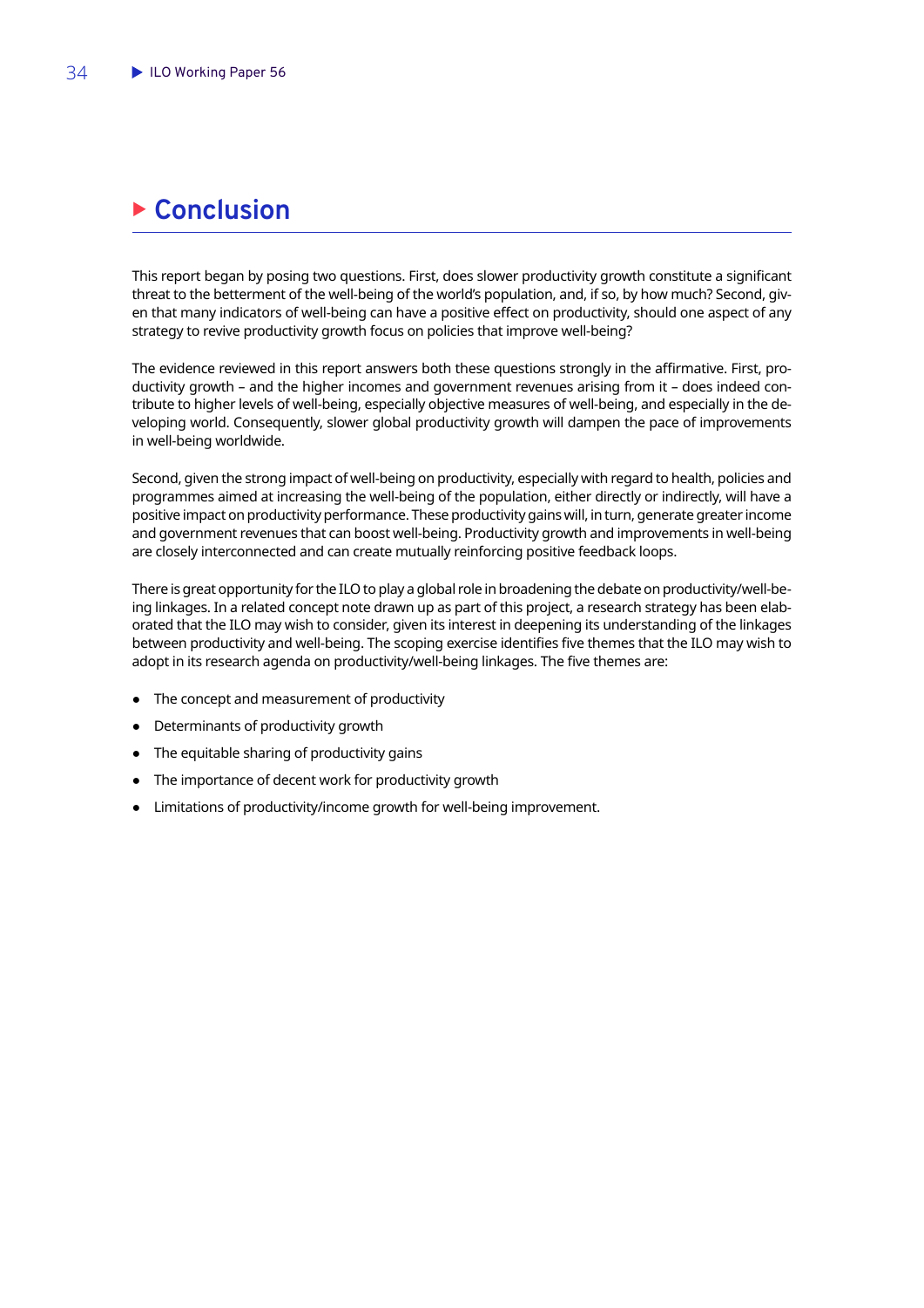# Conclusion

This report began by posing two questions. First, does slower productivity growth constitute a significant threat to the betterment of the well-being of the world's population, and, if so, by how much? Second, given that many indicators of well-being can have a positive effect on productivity, should one aspect of any strategy to revive productivity growth focus on policies that improve well-being?

The evidence reviewed in this report answers both these questions strongly in the affirmative. First, productivity growth – and the higher incomes and government revenues arising from it – does indeed contribute to higher levels of well-being, especially objective measures of well-being, and especially in the developing world. Consequently, slower global productivity growth will dampen the pace of improvements in well-being worldwide.

Second, given the strong impact of well-being on productivity, especially with regard to health, policies and programmes aimed at increasing the well-being of the population, either directly or indirectly, will have a positive impact on productivity performance. These productivity gains will, in turn, generate greater income and government revenues that can boost well-being. Productivity growth and improvements in well-being are closely interconnected and can create mutually reinforcing positive feedback loops.

There is great opportunity for the ILO to play a global role in broadening the debate on productivity/well-being linkages. In a related concept note drawn up as part of this project, a research strategy has been elaborated that the ILO may wish to consider, given its interest in deepening its understanding of the linkages between productivity and well-being. The scoping exercise identifies five themes that the ILO may wish to adopt in its research agenda on productivity/well-being linkages. The five themes are:

- The concept and measurement of productivity
- Determinants of productivity growth
- The equitable sharing of productivity gains
- The importance of decent work for productivity growth
- Limitations of productivity/income growth for well-being improvement.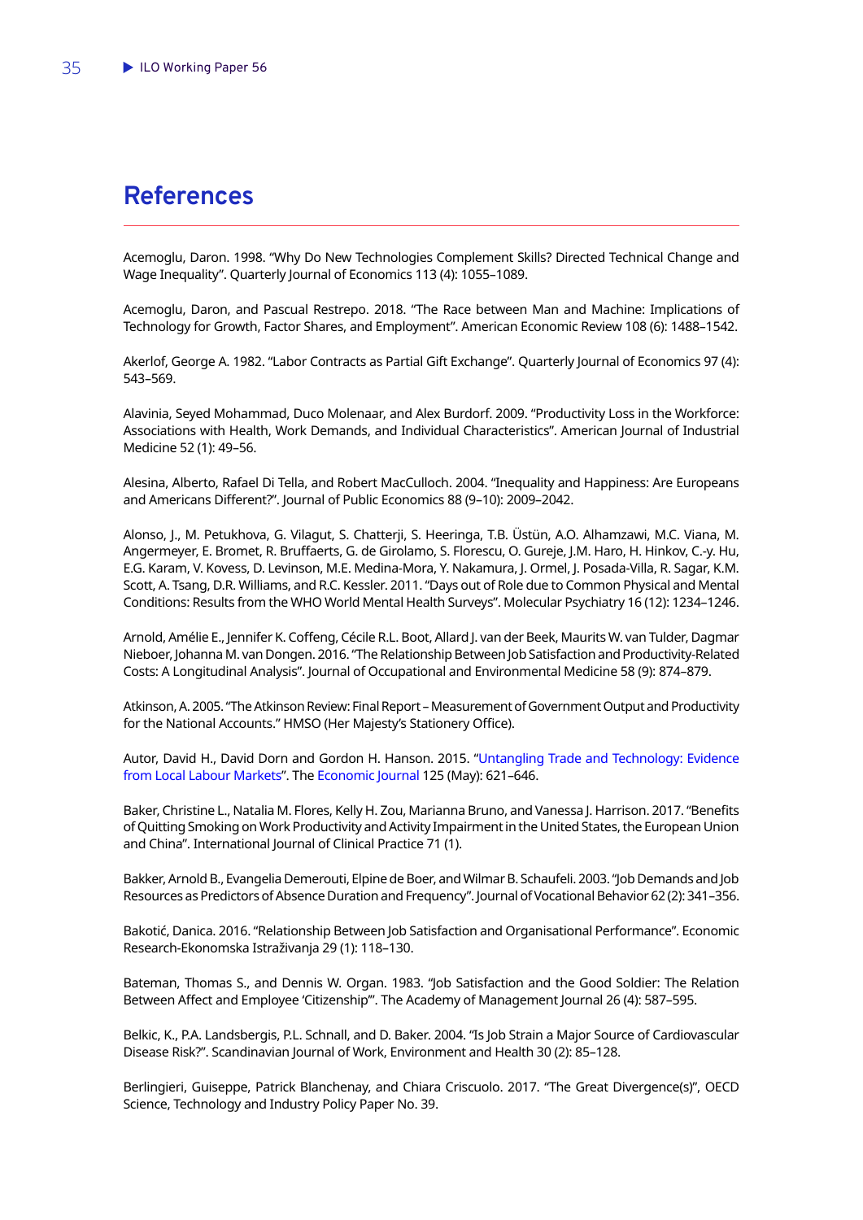# References

Acemoglu, Daron. 1998. "Why Do New Technologies Complement Skills? Directed Technical Change and Wage Inequality". Quarterly Journal of Economics 113 (4): 1055–1089.

Acemoglu, Daron, and Pascual Restrepo. 2018. "The Race between Man and Machine: Implications of Technology for Growth, Factor Shares, and Employment". American Economic Review 108 (6): 1488–1542.

Akerlof, George A. 1982. "Labor Contracts as Partial Gift Exchange". Quarterly Journal of Economics 97 (4): 543–569.

Alavinia, Seyed Mohammad, Duco Molenaar, and Alex Burdorf. 2009. "Productivity Loss in the Workforce: Associations with Health, Work Demands, and Individual Characteristics". American Journal of Industrial Medicine 52 (1): 49–56.

Alesina, Alberto, Rafael Di Tella, and Robert MacCulloch. 2004. "Inequality and Happiness: Are Europeans and Americans Different?". Journal of Public Economics 88 (9–10): 2009–2042.

Alonso, J., M. Petukhova, G. Vilagut, S. Chatterji, S. Heeringa, T.B. Üstün, A.O. Alhamzawi, M.C. Viana, M. Angermeyer, E. Bromet, R. Bruffaerts, G. de Girolamo, S. Florescu, O. Gureje, J.M. Haro, H. Hinkov, C.-y. Hu, E.G. Karam, V. Kovess, D. Levinson, M.E. Medina-Mora, Y. Nakamura, J. Ormel, J. Posada-Villa, R. Sagar, K.M. Scott, A. Tsang, D.R. Williams, and R.C. Kessler. 2011. "Days out of Role due to Common Physical and Mental Conditions: Results from the WHO World Mental Health Surveys". Molecular Psychiatry 16 (12): 1234–1246.

Arnold, Amélie E., Jennifer K. Coffeng, Cécile R.L. Boot, Allard J. van der Beek, Maurits W. van Tulder, Dagmar Nieboer, Johanna M. van Dongen. 2016. "The Relationship Between Job Satisfaction and Productivity-Related Costs: A Longitudinal Analysis". Journal of Occupational and Environmental Medicine 58 (9): 874–879.

Atkinson, A. 2005. "The Atkinson Review: Final Report – Measurement of Government Output and Productivity for the National Accounts." HMSO (Her Majesty's Stationery Office).

Autor, David H., David Dorn and Gordon H. Hanson. 2015. "Untangling Trade and Technology: Evidence from Local Labour Markets". The Economic Journal 125 (May): 621–646.

Baker, Christine L., Natalia M. Flores, Kelly H. Zou, Marianna Bruno, and Vanessa J. Harrison. 2017. "Benefits of Quitting Smoking on Work Productivity and Activity Impairment in the United States, the European Union and China". International Journal of Clinical Practice 71 (1).

Bakker, Arnold B., Evangelia Demerouti, Elpine de Boer, and Wilmar B. Schaufeli. 2003. "Job Demands and Job Resources as Predictors of Absence Duration and Frequency". Journal of Vocational Behavior 62 (2): 341–356.

Bakotić, Danica. 2016. "Relationship Between Job Satisfaction and Organisational Performance". Economic Research-Ekonomska Istraživanja 29 (1): 118–130.

Bateman, Thomas S., and Dennis W. Organ. 1983. "Job Satisfaction and the Good Soldier: The Relation Between Affect and Employee 'Citizenship'". The Academy of Management Journal 26 (4): 587–595.

Belkic, K., P.A. Landsbergis, P.L. Schnall, and D. Baker. 2004. "Is Job Strain a Major Source of Cardiovascular Disease Risk?". Scandinavian Journal of Work, Environment and Health 30 (2): 85–128.

Berlingieri, Guiseppe, Patrick Blanchenay, and Chiara Criscuolo. 2017. "The Great Divergence(s)", OECD Science, Technology and Industry Policy Paper No. 39.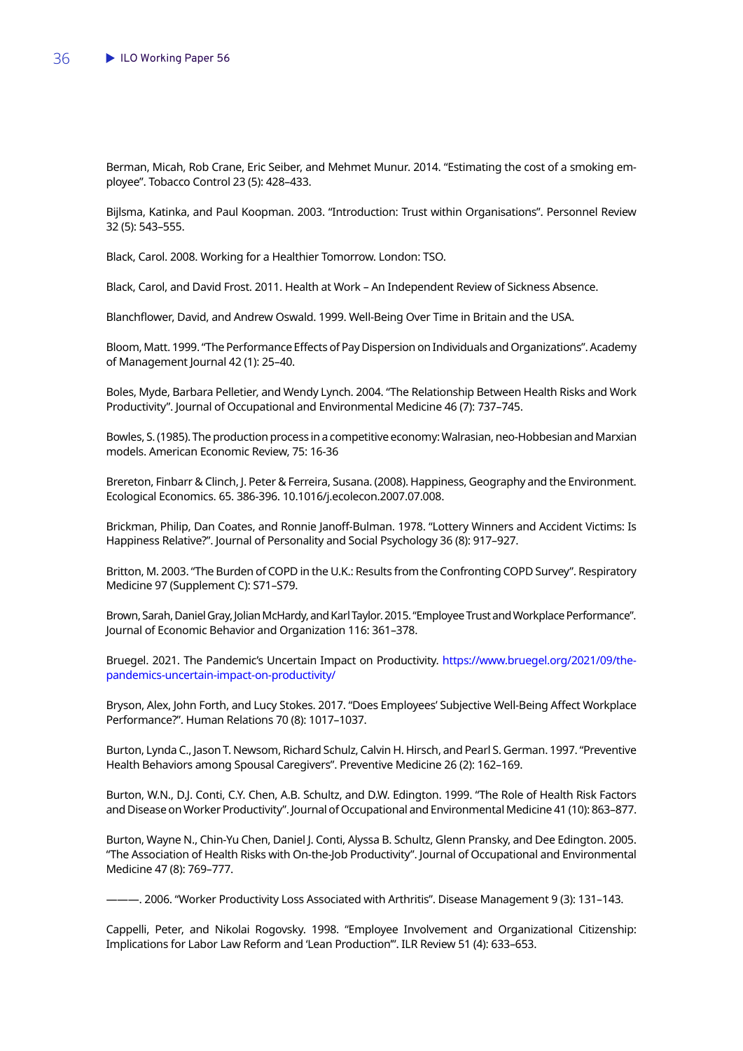Berman, Micah, Rob Crane, Eric Seiber, and Mehmet Munur. 2014. "Estimating the cost of a smoking employee". Tobacco Control 23 (5): 428–433.

Bijlsma, Katinka, and Paul Koopman. 2003. "Introduction: Trust within Organisations". Personnel Review 32 (5): 543–555.

Black, Carol. 2008. Working for a Healthier Tomorrow. London: TSO.

Black, Carol, and David Frost. 2011. Health at Work – An Independent Review of Sickness Absence.

Blanchflower, David, and Andrew Oswald. 1999. Well-Being Over Time in Britain and the USA.

Bloom, Matt. 1999. "The Performance Effects of Pay Dispersion on Individuals and Organizations". Academy of Management Journal 42 (1): 25–40.

Boles, Myde, Barbara Pelletier, and Wendy Lynch. 2004. "The Relationship Between Health Risks and Work Productivity". Journal of Occupational and Environmental Medicine 46 (7): 737–745.

Bowles, S. (1985). The production process in a competitive economy: Walrasian, neo-Hobbesian and Marxian models. American Economic Review, 75: 16-36

Brereton, Finbarr & Clinch, J. Peter & Ferreira, Susana. (2008). Happiness, Geography and the Environment. Ecological Economics. 65. 386-396. 10.1016/j.ecolecon.2007.07.008.

Brickman, Philip, Dan Coates, and Ronnie Janoff-Bulman. 1978. "Lottery Winners and Accident Victims: Is Happiness Relative?". Journal of Personality and Social Psychology 36 (8): 917–927.

Britton, M. 2003. "The Burden of COPD in the U.K.: Results from the Confronting COPD Survey". Respiratory Medicine 97 (Supplement C): S71–S79.

Brown, Sarah, Daniel Gray, Jolian McHardy, and Karl Taylor. 2015. "Employee Trust and Workplace Performance". Journal of Economic Behavior and Organization 116: 361–378.

Bruegel. 2021. The Pandemic's Uncertain Impact on Productivity. https://www.bruegel.org/2021/09/the-pandemics-uncertain-impact-on-productivity/

Bryson, Alex, John Forth, and Lucy Stokes. 2017. "Does Employees' Subjective Well-Being Affect Workplace Performance?". Human Relations 70 (8): 1017–1037.

Burton, Lynda C., Jason T. Newsom, Richard Schulz, Calvin H. Hirsch, and Pearl S. German. 1997. "Preventive Health Behaviors among Spousal Caregivers". Preventive Medicine 26 (2): 162–169.

Burton, W.N., D.J. Conti, C.Y. Chen, A.B. Schultz, and D.W. Edington. 1999. "The Role of Health Risk Factors and Disease on Worker Productivity". Journal of Occupational and Environmental Medicine 41 (10): 863–877.

Burton, Wayne N., Chin-Yu Chen, Daniel J. Conti, Alyssa B. Schultz, Glenn Pransky, and Dee Edington. 2005. "The Association of Health Risks with On-the-Job Productivity". Journal of Occupational and Environmental Medicine 47 (8): 769–777.

———. 2006. "Worker Productivity Loss Associated with Arthritis". Disease Management 9 (3): 131–143.

Cappelli, Peter, and Nikolai Rogovsky. 1998. "Employee Involvement and Organizational Citizenship: Implications for Labor Law Reform and 'Lean Production'". ILR Review 51 (4): 633–653.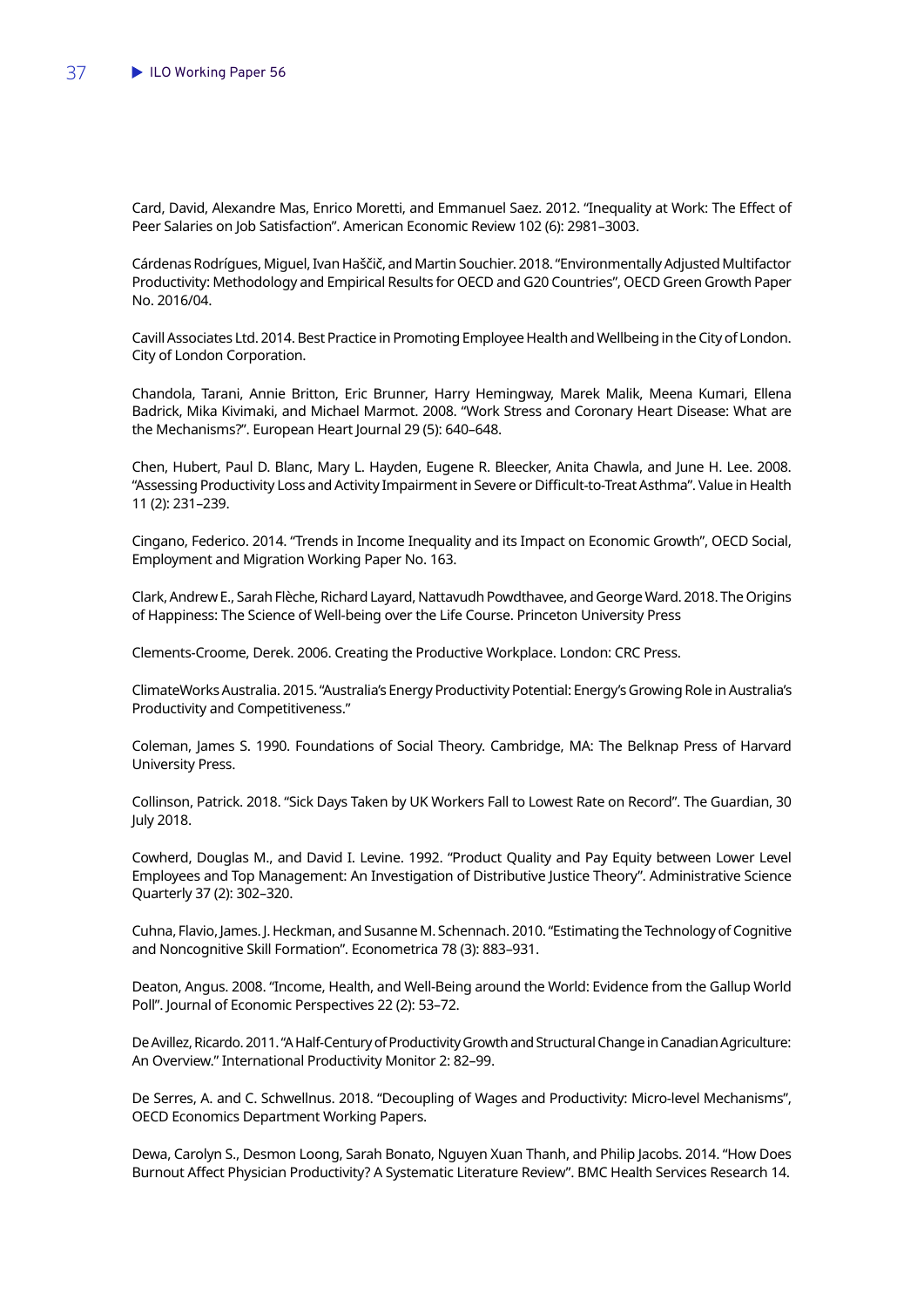Card, David, Alexandre Mas, Enrico Moretti, and Emmanuel Saez. 2012. "Inequality at Work: The Effect of Peer Salaries on Job Satisfaction". American Economic Review 102 (6): 2981–3003.

Cárdenas Rodrígues, Miguel, Ivan Haščič, and Martin Souchier. 2018. "Environmentally Adjusted Multifactor Productivity: Methodology and Empirical Results for OECD and G20 Countries", OECD Green Growth Paper No. 2016/04.

Cavill Associates Ltd. 2014. Best Practice in Promoting Employee Health and Wellbeing in the City of London. City of London Corporation.

Chandola, Tarani, Annie Britton, Eric Brunner, Harry Hemingway, Marek Malik, Meena Kumari, Ellena Badrick, Mika Kivimaki, and Michael Marmot. 2008. "Work Stress and Coronary Heart Disease: What are the Mechanisms?". European Heart Journal 29 (5): 640–648.

Chen, Hubert, Paul D. Blanc, Mary L. Hayden, Eugene R. Bleecker, Anita Chawla, and June H. Lee. 2008. "Assessing Productivity Loss and Activity Impairment in Severe or Difficult-to-Treat Asthma". Value in Health 11 (2): 231–239.

Cingano, Federico. 2014. "Trends in Income Inequality and its Impact on Economic Growth", OECD Social, Employment and Migration Working Paper No. 163.

Clark, Andrew E., Sarah Flèche, Richard Layard, Nattavudh Powdthavee, and George Ward. 2018. The Origins of Happiness: The Science of Well-being over the Life Course. Princeton University Press

Clements-Croome, Derek. 2006. Creating the Productive Workplace. London: CRC Press.

ClimateWorks Australia. 2015. "Australia's Energy Productivity Potential: Energy's Growing Role in Australia's Productivity and Competitiveness."

Coleman, James S. 1990. Foundations of Social Theory. Cambridge, MA: The Belknap Press of Harvard University Press.

Collinson, Patrick. 2018. "Sick Days Taken by UK Workers Fall to Lowest Rate on Record". The Guardian, 30 July 2018.

Cowherd, Douglas M., and David I. Levine. 1992. "Product Quality and Pay Equity between Lower Level Employees and Top Management: An Investigation of Distributive Justice Theory". Administrative Science Quarterly 37 (2): 302–320.

Cuhna, Flavio, James. J. Heckman, and Susanne M. Schennach. 2010. "Estimating the Technology of Cognitive and Noncognitive Skill Formation". Econometrica 78 (3): 883–931.

Deaton, Angus. 2008. "Income, Health, and Well-Being around the World: Evidence from the Gallup World Poll". Journal of Economic Perspectives 22 (2): 53–72.

De Avillez, Ricardo. 2011. "A Half-Century of Productivity Growth and Structural Change in Canadian Agriculture: An Overview." International Productivity Monitor 2: 82–99.

De Serres, A. and C. Schwellnus. 2018. "Decoupling of Wages and Productivity: Micro-level Mechanisms", OECD Economics Department Working Papers.

Dewa, Carolyn S., Desmon Loong, Sarah Bonato, Nguyen Xuan Thanh, and Philip Jacobs. 2014. "How Does Burnout Affect Physician Productivity? A Systematic Literature Review". BMC Health Services Research 14.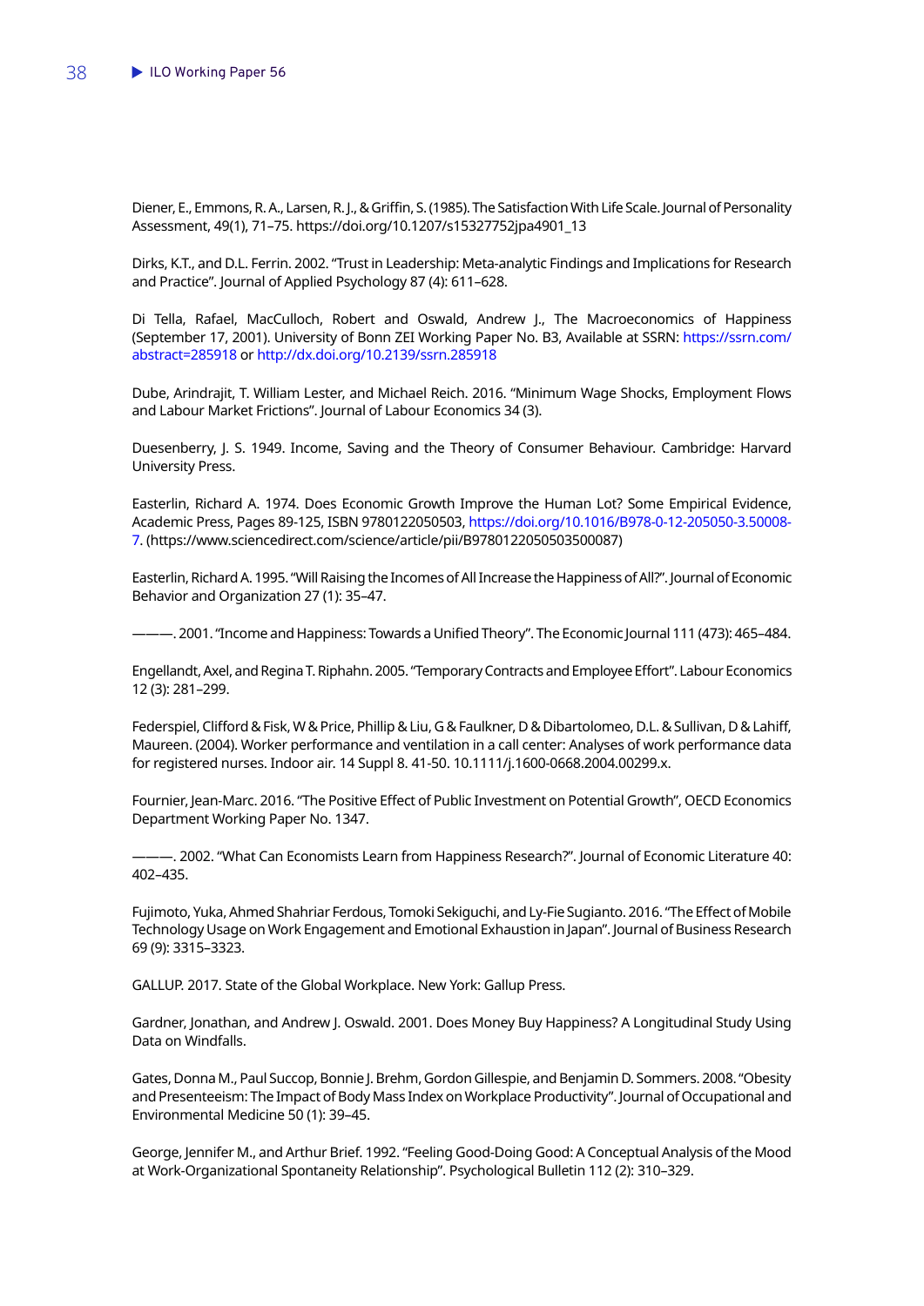Diener, E., Emmons, R. A., Larsen, R. J., & Griffin, S. (1985). The Satisfaction With Life Scale. Journal of Personality Assessment, 49(1), 71–75. https://doi.org/10.1207/s15327752jpa4901_13

Dirks, K.T., and D.L. Ferrin. 2002. "Trust in Leadership: Meta-analytic Findings and Implications for Research and Practice". Journal of Applied Psychology 87 (4): 611–628.

Di Tella, Rafael, MacCulloch, Robert and Oswald, Andrew J., The Macroeconomics of Happiness (September 17, 2001). University of Bonn ZEI Working Paper No. B3, Available at SSRN: https://ssrn.com/abstract=285918 or http://dx.doi.org/10.2139/ssrn.285918

Dube, Arindrajit, T. William Lester, and Michael Reich. 2016. "Minimum Wage Shocks, Employment Flows and Labour Market Frictions". Journal of Labour Economics 34 (3).

Duesenberry, J. S. 1949. Income, Saving and the Theory of Consumer Behaviour. Cambridge: Harvard University Press.

Easterlin, Richard A. 1974. Does Economic Growth Improve the Human Lot? Some Empirical Evidence, Academic Press, Pages 89-125, ISBN 9780122050503, https://doi.org/10.1016/B978-0-12-205050-3.50008-7. (https://www.sciencedirect.com/science/article/pii/B9780122050503500087)

Easterlin, Richard A. 1995. "Will Raising the Incomes of All Increase the Happiness of All?". Journal of Economic Behavior and Organization 27 (1): 35–47.

———. 2001. "Income and Happiness: Towards a Unified Theory". The Economic Journal 111 (473): 465–484.

Engellandt, Axel, and Regina T. Riphahn. 2005. "Temporary Contracts and Employee Effort". Labour Economics 12 (3): 281–299.

Federspiel, Clifford & Fisk, W & Price, Phillip & Liu, G & Faulkner, D & Dibartolomeo, D.L. & Sullivan, D & Lahiff, Maureen. (2004). Worker performance and ventilation in a call center: Analyses of work performance data for registered nurses. Indoor air. 14 Suppl 8. 41-50. 10.1111/j.1600-0668.2004.00299.x.

Fournier, Jean-Marc. 2016. "The Positive Effect of Public Investment on Potential Growth", OECD Economics Department Working Paper No. 1347.

———. 2002. "What Can Economists Learn from Happiness Research?". Journal of Economic Literature 40: 402–435.

Fujimoto, Yuka, Ahmed Shahriar Ferdous, Tomoki Sekiguchi, and Ly-Fie Sugianto. 2016. "The Effect of Mobile Technology Usage on Work Engagement and Emotional Exhaustion in Japan". Journal of Business Research 69 (9): 3315–3323.

GALLUP. 2017. State of the Global Workplace. New York: Gallup Press.

Gardner, Jonathan, and Andrew J. Oswald. 2001. Does Money Buy Happiness? A Longitudinal Study Using Data on Windfalls.

Gates, Donna M., Paul Succop, Bonnie J. Brehm, Gordon Gillespie, and Benjamin D. Sommers. 2008. "Obesity and Presenteeism: The Impact of Body Mass Index on Workplace Productivity". Journal of Occupational and Environmental Medicine 50 (1): 39–45.

George, Jennifer M., and Arthur Brief. 1992. "Feeling Good-Doing Good: A Conceptual Analysis of the Mood at Work-Organizational Spontaneity Relationship". Psychological Bulletin 112 (2): 310–329.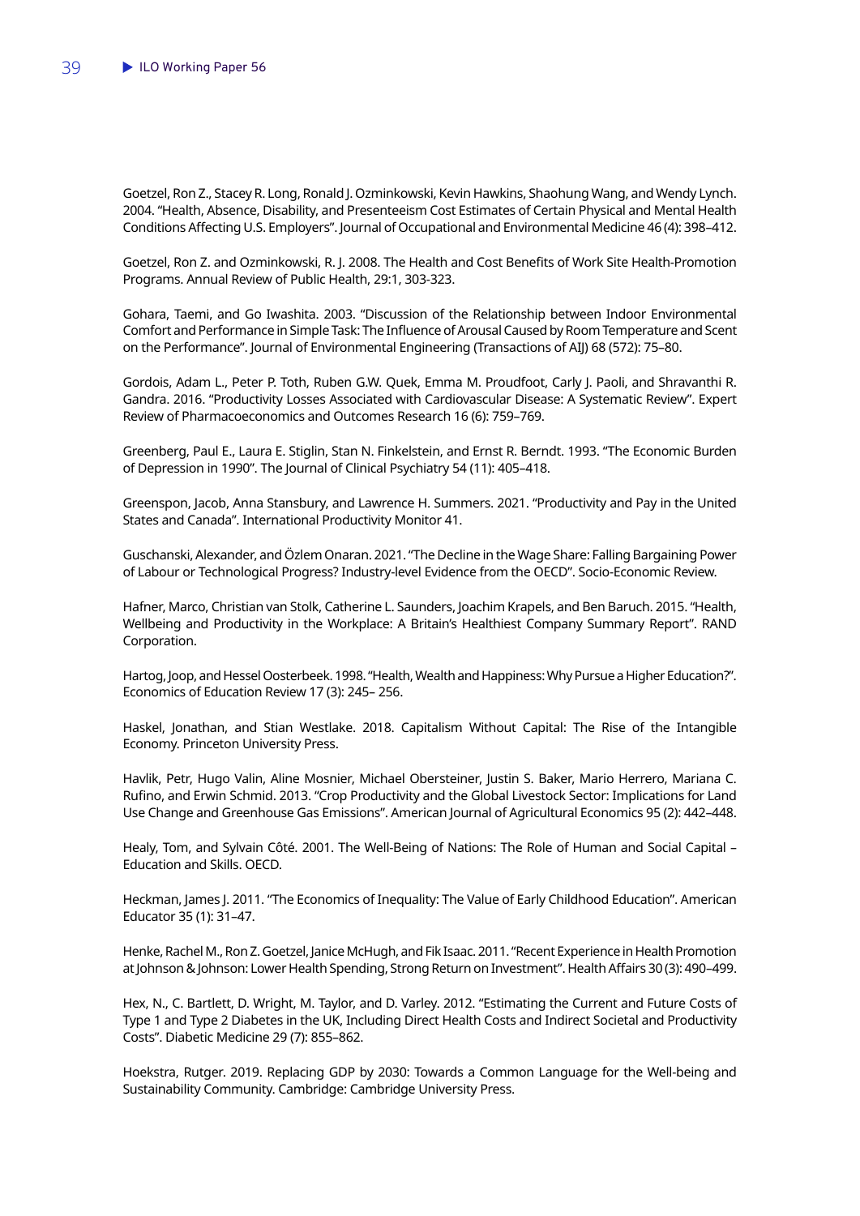Goetzel, Ron Z., Stacey R. Long, Ronald J. Ozminkowski, Kevin Hawkins, Shaohung Wang, and Wendy Lynch. 2004. "Health, Absence, Disability, and Presenteeism Cost Estimates of Certain Physical and Mental Health Conditions Affecting U.S. Employers". Journal of Occupational and Environmental Medicine 46 (4): 398–412.

Goetzel, Ron Z. and Ozminkowski, R. J. 2008. The Health and Cost Benefits of Work Site Health-Promotion Programs. Annual Review of Public Health, 29:1, 303-323.

Gohara, Taemi, and Go Iwashita. 2003. "Discussion of the Relationship between Indoor Environmental Comfort and Performance in Simple Task: The Influence of Arousal Caused by Room Temperature and Scent on the Performance". Journal of Environmental Engineering (Transactions of AIJ) 68 (572): 75–80.

Gordois, Adam L., Peter P. Toth, Ruben G.W. Quek, Emma M. Proudfoot, Carly J. Paoli, and Shravanthi R. Gandra. 2016. "Productivity Losses Associated with Cardiovascular Disease: A Systematic Review". Expert Review of Pharmacoeconomics and Outcomes Research 16 (6): 759–769.

Greenberg, Paul E., Laura E. Stiglin, Stan N. Finkelstein, and Ernst R. Berndt. 1993. "The Economic Burden of Depression in 1990". The Journal of Clinical Psychiatry 54 (11): 405–418.

Greenspon, Jacob, Anna Stansbury, and Lawrence H. Summers. 2021. "Productivity and Pay in the United States and Canada". International Productivity Monitor 41.

Guschanski, Alexander, and Özlem Onaran. 2021. "The Decline in the Wage Share: Falling Bargaining Power of Labour or Technological Progress? Industry-level Evidence from the OECD". Socio-Economic Review.

Hafner, Marco, Christian van Stolk, Catherine L. Saunders, Joachim Krapels, and Ben Baruch. 2015. "Health, Wellbeing and Productivity in the Workplace: A Britain's Healthiest Company Summary Report". RAND Corporation.

Hartog, Joop, and Hessel Oosterbeek. 1998. "Health, Wealth and Happiness: Why Pursue a Higher Education?". Economics of Education Review 17 (3): 245– 256.

Haskel, Jonathan, and Stian Westlake. 2018. Capitalism Without Capital: The Rise of the Intangible Economy. Princeton University Press.

Havlik, Petr, Hugo Valin, Aline Mosnier, Michael Obersteiner, Justin S. Baker, Mario Herrero, Mariana C. Rufino, and Erwin Schmid. 2013. "Crop Productivity and the Global Livestock Sector: Implications for Land Use Change and Greenhouse Gas Emissions". American Journal of Agricultural Economics 95 (2): 442–448.

Healy, Tom, and Sylvain Côté. 2001. The Well-Being of Nations: The Role of Human and Social Capital – Education and Skills. OECD.

Heckman, James J. 2011. "The Economics of Inequality: The Value of Early Childhood Education". American Educator 35 (1): 31–47.

Henke, Rachel M., Ron Z. Goetzel, Janice McHugh, and Fik Isaac. 2011. "Recent Experience in Health Promotion at Johnson & Johnson: Lower Health Spending, Strong Return on Investment". Health Affairs 30 (3): 490–499.

Hex, N., C. Bartlett, D. Wright, M. Taylor, and D. Varley. 2012. "Estimating the Current and Future Costs of Type 1 and Type 2 Diabetes in the UK, Including Direct Health Costs and Indirect Societal and Productivity Costs". Diabetic Medicine 29 (7): 855–862.

Hoekstra, Rutger. 2019. Replacing GDP by 2030: Towards a Common Language for the Well-being and Sustainability Community. Cambridge: Cambridge University Press.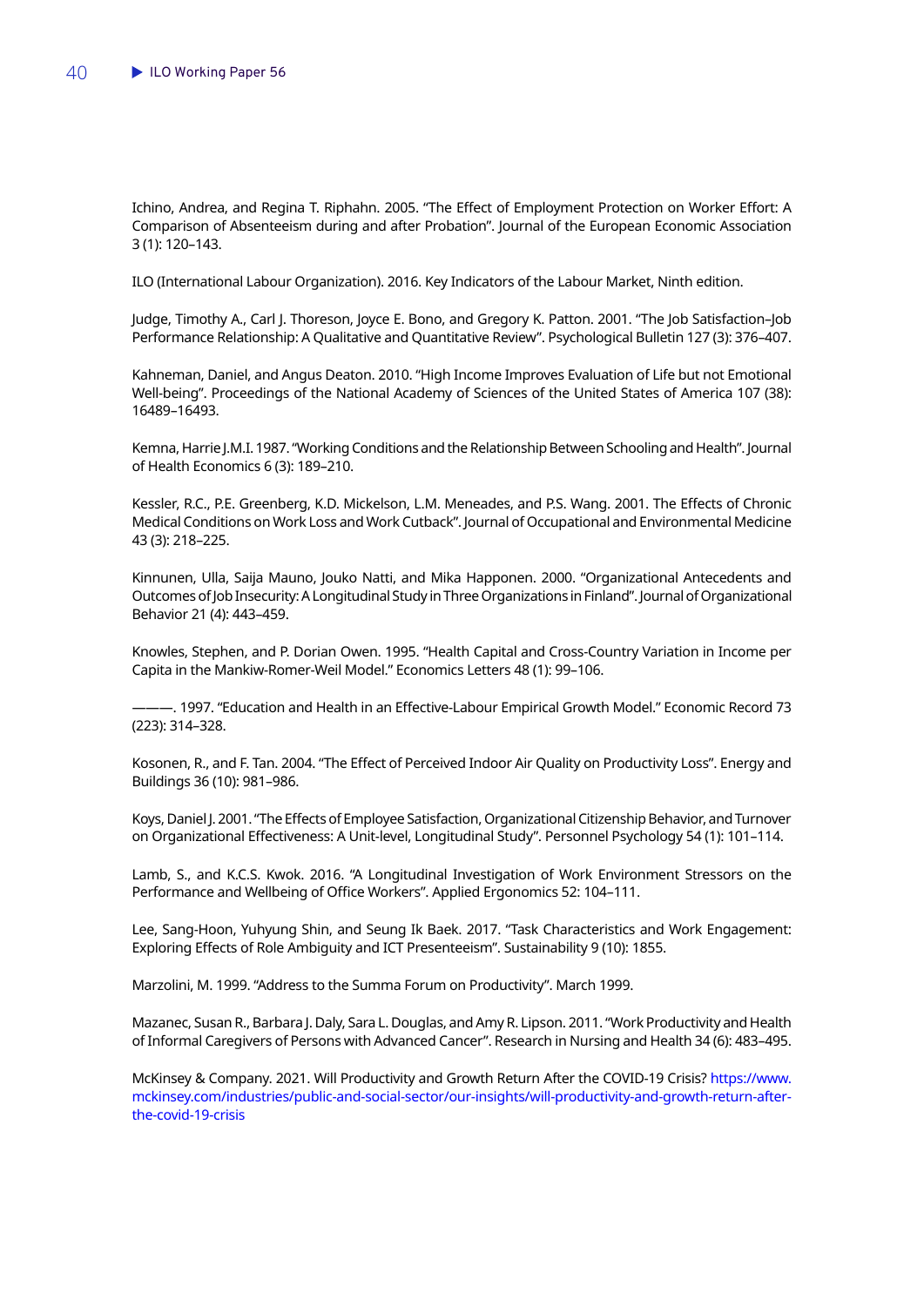Ichino, Andrea, and Regina T. Riphahn. 2005. "The Effect of Employment Protection on Worker Effort: A Comparison of Absenteeism during and after Probation". Journal of the European Economic Association 3 (1): 120–143.

ILO (International Labour Organization). 2016. Key Indicators of the Labour Market, Ninth edition.

Judge, Timothy A., Carl J. Thoreson, Joyce E. Bono, and Gregory K. Patton. 2001. "The Job Satisfaction–Job Performance Relationship: A Qualitative and Quantitative Review". Psychological Bulletin 127 (3): 376–407.

Kahneman, Daniel, and Angus Deaton. 2010. "High Income Improves Evaluation of Life but not Emotional Well-being". Proceedings of the National Academy of Sciences of the United States of America 107 (38): 16489–16493.

Kemna, Harrie J.M.I. 1987. "Working Conditions and the Relationship Between Schooling and Health". Journal of Health Economics 6 (3): 189–210.

Kessler, R.C., P.E. Greenberg, K.D. Mickelson, L.M. Meneades, and P.S. Wang. 2001. The Effects of Chronic Medical Conditions on Work Loss and Work Cutback". Journal of Occupational and Environmental Medicine 43 (3): 218–225.

Kinnunen, Ulla, Saija Mauno, Jouko Natti, and Mika Happonen. 2000. "Organizational Antecedents and Outcomes of Job Insecurity: A Longitudinal Study in Three Organizations in Finland". Journal of Organizational Behavior 21 (4): 443–459.

Knowles, Stephen, and P. Dorian Owen. 1995. "Health Capital and Cross-Country Variation in Income per Capita in the Mankiw-Romer-Weil Model." Economics Letters 48 (1): 99–106.

———. 1997. "Education and Health in an Effective-Labour Empirical Growth Model." Economic Record 73 (223): 314–328.

Kosonen, R., and F. Tan. 2004. "The Effect of Perceived Indoor Air Quality on Productivity Loss". Energy and Buildings 36 (10): 981–986.

Koys, Daniel J. 2001. "The Effects of Employee Satisfaction, Organizational Citizenship Behavior, and Turnover on Organizational Effectiveness: A Unit-level, Longitudinal Study". Personnel Psychology 54 (1): 101–114.

Lamb, S., and K.C.S. Kwok. 2016. "A Longitudinal Investigation of Work Environment Stressors on the Performance and Wellbeing of Office Workers". Applied Ergonomics 52: 104–111.

Lee, Sang-Hoon, Yuhyung Shin, and Seung Ik Baek. 2017. "Task Characteristics and Work Engagement: Exploring Effects of Role Ambiguity and ICT Presenteeism". Sustainability 9 (10): 1855.

Marzolini, M. 1999. "Address to the Summa Forum on Productivity". March 1999.

Mazanec, Susan R., Barbara J. Daly, Sara L. Douglas, and Amy R. Lipson. 2011. "Work Productivity and Health of Informal Caregivers of Persons with Advanced Cancer". Research in Nursing and Health 34 (6): 483–495.

McKinsey & Company. 2021. Will Productivity and Growth Return After the COVID-19 Crisis? https://www.mckinsey.com/industries/public-and-social-sector/our-insights/will-productivity-and-growth-return-after-the-covid-19-crisis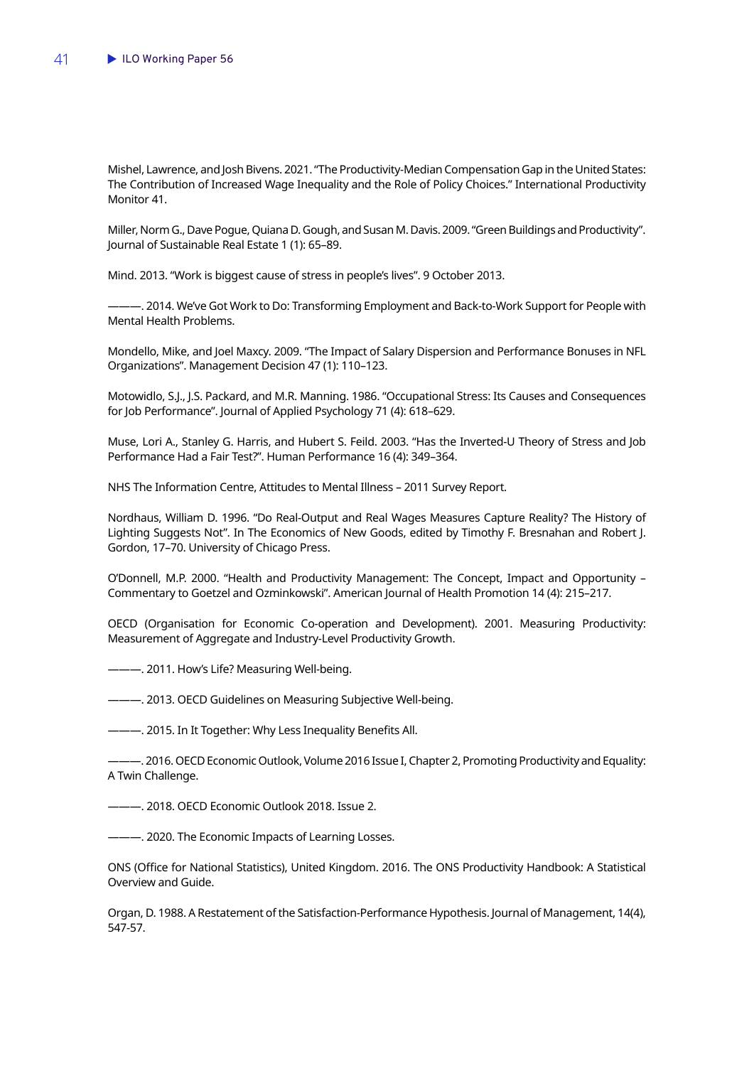Mishel, Lawrence, and Josh Bivens. 2021. "The Productivity-Median Compensation Gap in the United States: The Contribution of Increased Wage Inequality and the Role of Policy Choices." International Productivity Monitor 41.

Miller, Norm G., Dave Pogue, Quiana D. Gough, and Susan M. Davis. 2009. "Green Buildings and Productivity". Journal of Sustainable Real Estate 1 (1): 65–89.

Mind. 2013. "Work is biggest cause of stress in people's lives". 9 October 2013.

———. 2014. We've Got Work to Do: Transforming Employment and Back-to-Work Support for People with Mental Health Problems.

Mondello, Mike, and Joel Maxcy. 2009. "The Impact of Salary Dispersion and Performance Bonuses in NFL Organizations". Management Decision 47 (1): 110–123.

Motowidlo, S.J., J.S. Packard, and M.R. Manning. 1986. "Occupational Stress: Its Causes and Consequences for Job Performance". Journal of Applied Psychology 71 (4): 618–629.

Muse, Lori A., Stanley G. Harris, and Hubert S. Feild. 2003. "Has the Inverted-U Theory of Stress and Job Performance Had a Fair Test?". Human Performance 16 (4): 349–364.

NHS The Information Centre, Attitudes to Mental Illness – 2011 Survey Report.

Nordhaus, William D. 1996. "Do Real-Output and Real Wages Measures Capture Reality? The History of Lighting Suggests Not". In The Economics of New Goods, edited by Timothy F. Bresnahan and Robert J. Gordon, 17–70. University of Chicago Press.

O'Donnell, M.P. 2000. "Health and Productivity Management: The Concept, Impact and Opportunity – Commentary to Goetzel and Ozminkowski". American Journal of Health Promotion 14 (4): 215–217.

OECD (Organisation for Economic Co-operation and Development). 2001. Measuring Productivity: Measurement of Aggregate and Industry-Level Productivity Growth.

———. 2011. How's Life? Measuring Well-being.

———. 2013. OECD Guidelines on Measuring Subjective Well-being.

———. 2015. In It Together: Why Less Inequality Benefits All.

———. 2016. OECD Economic Outlook, Volume 2016 Issue I, Chapter 2, Promoting Productivity and Equality: A Twin Challenge.

———. 2018. OECD Economic Outlook 2018. Issue 2.

———. 2020. The Economic Impacts of Learning Losses.

ONS (Office for National Statistics), United Kingdom. 2016. The ONS Productivity Handbook: A Statistical Overview and Guide.

Organ, D. 1988. A Restatement of the Satisfaction-Performance Hypothesis. Journal of Management, 14(4), 547-57.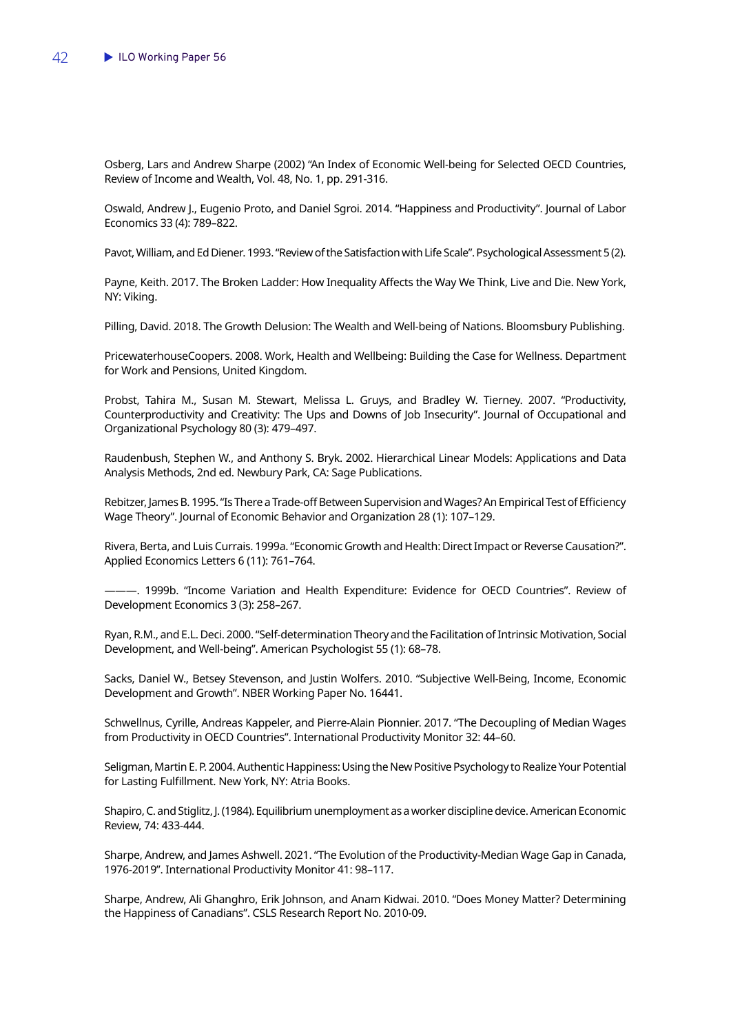Osberg, Lars and Andrew Sharpe (2002) "An Index of Economic Well-being for Selected OECD Countries, Review of Income and Wealth, Vol. 48, No. 1, pp. 291-316.

Oswald, Andrew J., Eugenio Proto, and Daniel Sgroi. 2014. "Happiness and Productivity". Journal of Labor Economics 33 (4): 789–822.

Pavot, William, and Ed Diener. 1993. "Review of the Satisfaction with Life Scale". Psychological Assessment 5 (2).

Payne, Keith. 2017. The Broken Ladder: How Inequality Affects the Way We Think, Live and Die. New York, NY: Viking.

Pilling, David. 2018. The Growth Delusion: The Wealth and Well-being of Nations. Bloomsbury Publishing.

PricewaterhouseCoopers. 2008. Work, Health and Wellbeing: Building the Case for Wellness. Department for Work and Pensions, United Kingdom.

Probst, Tahira M., Susan M. Stewart, Melissa L. Gruys, and Bradley W. Tierney. 2007. "Productivity, Counterproductivity and Creativity: The Ups and Downs of Job Insecurity". Journal of Occupational and Organizational Psychology 80 (3): 479–497.

Raudenbush, Stephen W., and Anthony S. Bryk. 2002. Hierarchical Linear Models: Applications and Data Analysis Methods, 2nd ed. Newbury Park, CA: Sage Publications.

Rebitzer, James B. 1995. "Is There a Trade-off Between Supervision and Wages? An Empirical Test of Efficiency Wage Theory". Journal of Economic Behavior and Organization 28 (1): 107–129.

Rivera, Berta, and Luis Currais. 1999a. "Economic Growth and Health: Direct Impact or Reverse Causation?". Applied Economics Letters 6 (11): 761–764.

———. 1999b. "Income Variation and Health Expenditure: Evidence for OECD Countries". Review of Development Economics 3 (3): 258–267.

Ryan, R.M., and E.L. Deci. 2000. "Self-determination Theory and the Facilitation of Intrinsic Motivation, Social Development, and Well-being". American Psychologist 55 (1): 68–78.

Sacks, Daniel W., Betsey Stevenson, and Justin Wolfers. 2010. "Subjective Well-Being, Income, Economic Development and Growth". NBER Working Paper No. 16441.

Schwellnus, Cyrille, Andreas Kappeler, and Pierre-Alain Pionnier. 2017. "The Decoupling of Median Wages from Productivity in OECD Countries". International Productivity Monitor 32: 44–60.

Seligman, Martin E. P. 2004. Authentic Happiness: Using the New Positive Psychology to Realize Your Potential for Lasting Fulfillment. New York, NY: Atria Books.

Shapiro, C. and Stiglitz, J. (1984). Equilibrium unemployment as a worker discipline device. American Economic Review, 74: 433-444.

Sharpe, Andrew, and James Ashwell. 2021. "The Evolution of the Productivity-Median Wage Gap in Canada, 1976-2019". International Productivity Monitor 41: 98–117.

Sharpe, Andrew, Ali Ghanghro, Erik Johnson, and Anam Kidwai. 2010. "Does Money Matter? Determining the Happiness of Canadians". CSLS Research Report No. 2010-09.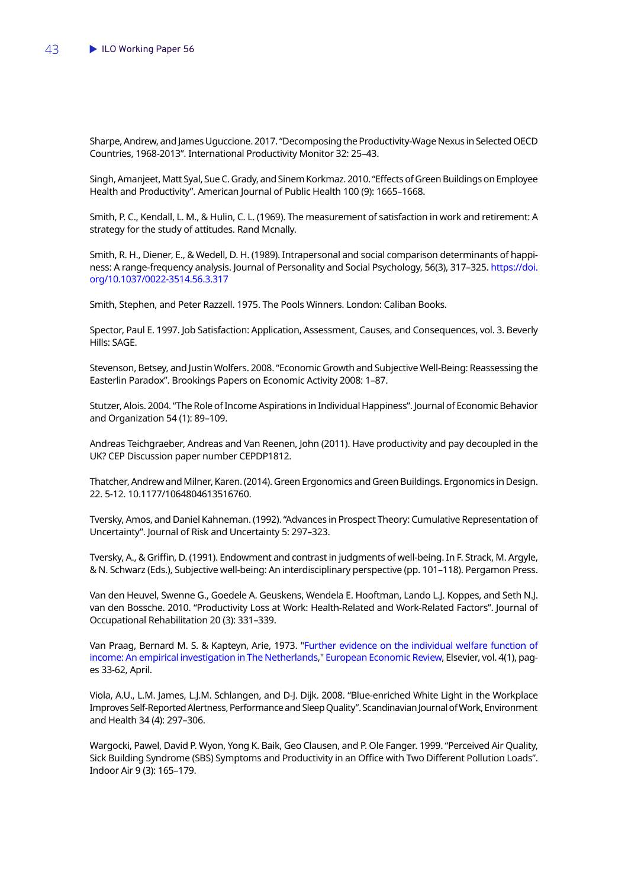Sharpe, Andrew, and James Uguccione. 2017. "Decomposing the Productivity-Wage Nexus in Selected OECD Countries, 1968-2013". International Productivity Monitor 32: 25–43.

Singh, Amanjeet, Matt Syal, Sue C. Grady, and Sinem Korkmaz. 2010. "Effects of Green Buildings on Employee Health and Productivity". American Journal of Public Health 100 (9): 1665–1668.

Smith, P. C., Kendall, L. M., & Hulin, C. L. (1969). The measurement of satisfaction in work and retirement: A strategy for the study of attitudes. Rand Mcnally.

Smith, R. H., Diener, E., & Wedell, D. H. (1989). Intrapersonal and social comparison determinants of happiness: A range-frequency analysis. Journal of Personality and Social Psychology, 56(3), 317–325. https://doi.org/10.1037/0022-3514.56.3.317

Smith, Stephen, and Peter Razzell. 1975. The Pools Winners. London: Caliban Books.

Spector, Paul E. 1997. Job Satisfaction: Application, Assessment, Causes, and Consequences, vol. 3. Beverly Hills: SAGE.

Stevenson, Betsey, and Justin Wolfers. 2008. "Economic Growth and Subjective Well-Being: Reassessing the Easterlin Paradox". Brookings Papers on Economic Activity 2008: 1–87.

Stutzer, Alois. 2004. "The Role of Income Aspirations in Individual Happiness". Journal of Economic Behavior and Organization 54 (1): 89–109.

Andreas Teichgraeber, Andreas and Van Reenen, John (2011). Have productivity and pay decoupled in the UK? CEP Discussion paper number CEPDP1812.

Thatcher, Andrew and Milner, Karen. (2014). Green Ergonomics and Green Buildings. Ergonomics in Design. 22. 5-12. 10.1177/1064804613516760.

Tversky, Amos, and Daniel Kahneman. (1992). "Advances in Prospect Theory: Cumulative Representation of Uncertainty". Journal of Risk and Uncertainty 5: 297–323.

Tversky, A., & Griffin, D. (1991). Endowment and contrast in judgments of well-being. In F. Strack, M. Argyle, & N. Schwarz (Eds.), Subjective well-being: An interdisciplinary perspective (pp. 101–118). Pergamon Press.

Van den Heuvel, Swenne G., Goedele A. Geuskens, Wendela E. Hooftman, Lando L.J. Koppes, and Seth N.J. van den Bossche. 2010. "Productivity Loss at Work: Health-Related and Work-Related Factors". Journal of Occupational Rehabilitation 20 (3): 331–339.

Van Praag, Bernard M. S. & Kapteyn, Arie, 1973. "Further evidence on the individual welfare function of income: An empirical investigation in The Netherlands," European Economic Review, Elsevier, vol. 4(1), pages 33-62, April.

Viola, A.U., L.M. James, L.J.M. Schlangen, and D-J. Dijk. 2008. "Blue-enriched White Light in the Workplace Improves Self-Reported Alertness, Performance and Sleep Quality". Scandinavian Journal of Work, Environment and Health 34 (4): 297–306.

Wargocki, Pawel, David P. Wyon, Yong K. Baik, Geo Clausen, and P. Ole Fanger. 1999. "Perceived Air Quality, Sick Building Syndrome (SBS) Symptoms and Productivity in an Office with Two Different Pollution Loads". Indoor Air 9 (3): 165–179.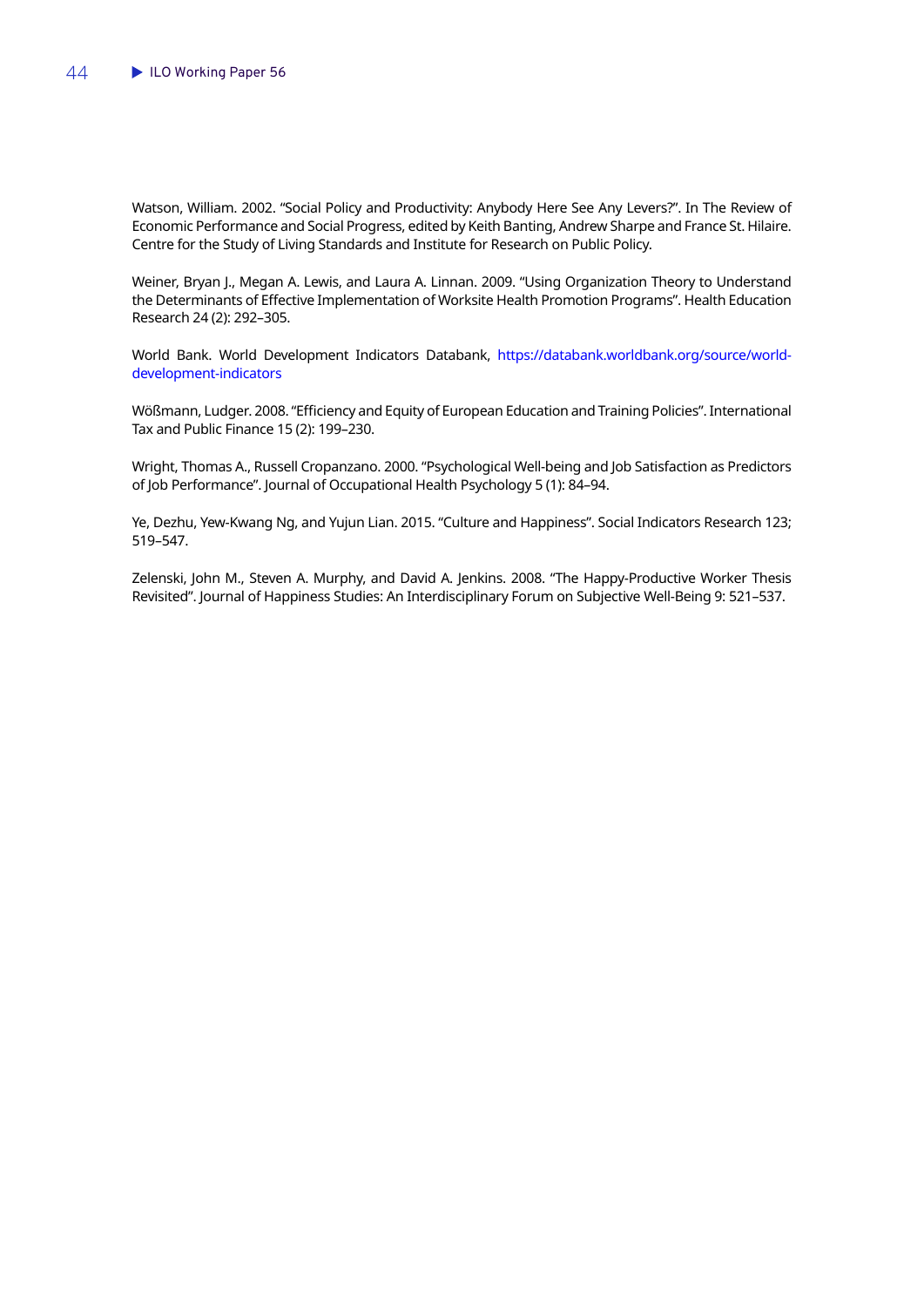Watson, William. 2002. "Social Policy and Productivity: Anybody Here See Any Levers?". In The Review of Economic Performance and Social Progress, edited by Keith Banting, Andrew Sharpe and France St. Hilaire. Centre for the Study of Living Standards and Institute for Research on Public Policy.

Weiner, Bryan J., Megan A. Lewis, and Laura A. Linnan. 2009. "Using Organization Theory to Understand the Determinants of Effective Implementation of Worksite Health Promotion Programs". Health Education Research 24 (2): 292–305.

World Bank. World Development Indicators Databank, https://databank.worldbank.org/source/world-development-indicators

Wößmann, Ludger. 2008. "Efficiency and Equity of European Education and Training Policies". International Tax and Public Finance 15 (2): 199–230.

Wright, Thomas A., Russell Cropanzano. 2000. "Psychological Well-being and Job Satisfaction as Predictors of Job Performance". Journal of Occupational Health Psychology 5 (1): 84–94.

Ye, Dezhu, Yew-Kwang Ng, and Yujun Lian. 2015. "Culture and Happiness". Social Indicators Research 123; 519–547.

Zelenski, John M., Steven A. Murphy, and David A. Jenkins. 2008. "The Happy-Productive Worker Thesis Revisited". Journal of Happiness Studies: An Interdisciplinary Forum on Subjective Well-Being 9: 521–537.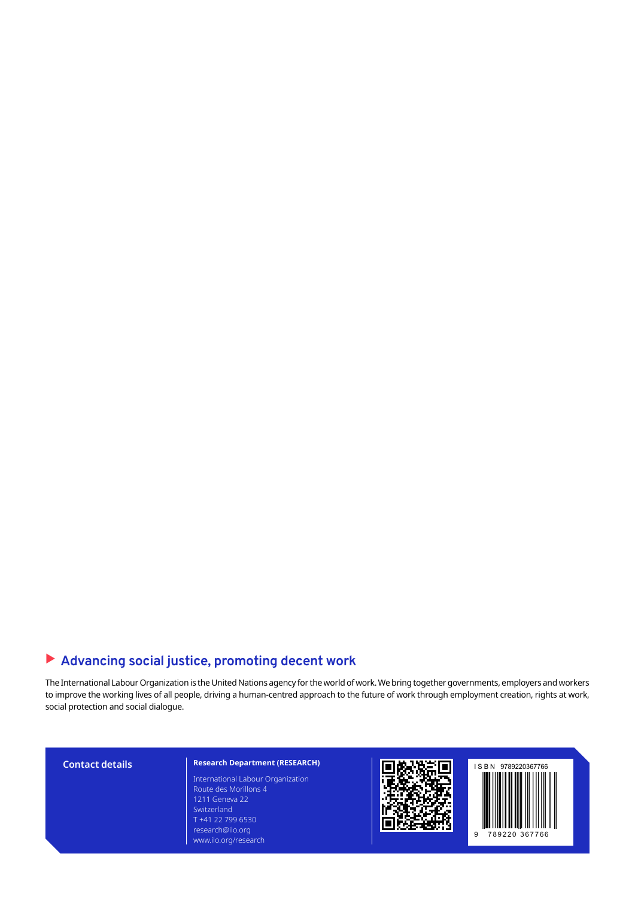## Advancing social justice, promoting decent work

The International Labour Organization is the United Nations agency for the world of work. We bring together governments, employers and workers to improve the working lives of all people, driving a human-centred approach to the future of work through employment creation, rights at work, social protection and social dialogue.

**Contact details**

**Research Department (RESEARCH)**

International Labour Organization
Route des Morillons 4
1211 Geneva 22
Switzerland
T +41 22 799 6530
research@ilo.org
www.ilo.org/research

ISBN 9789220367766

9 789220 367766